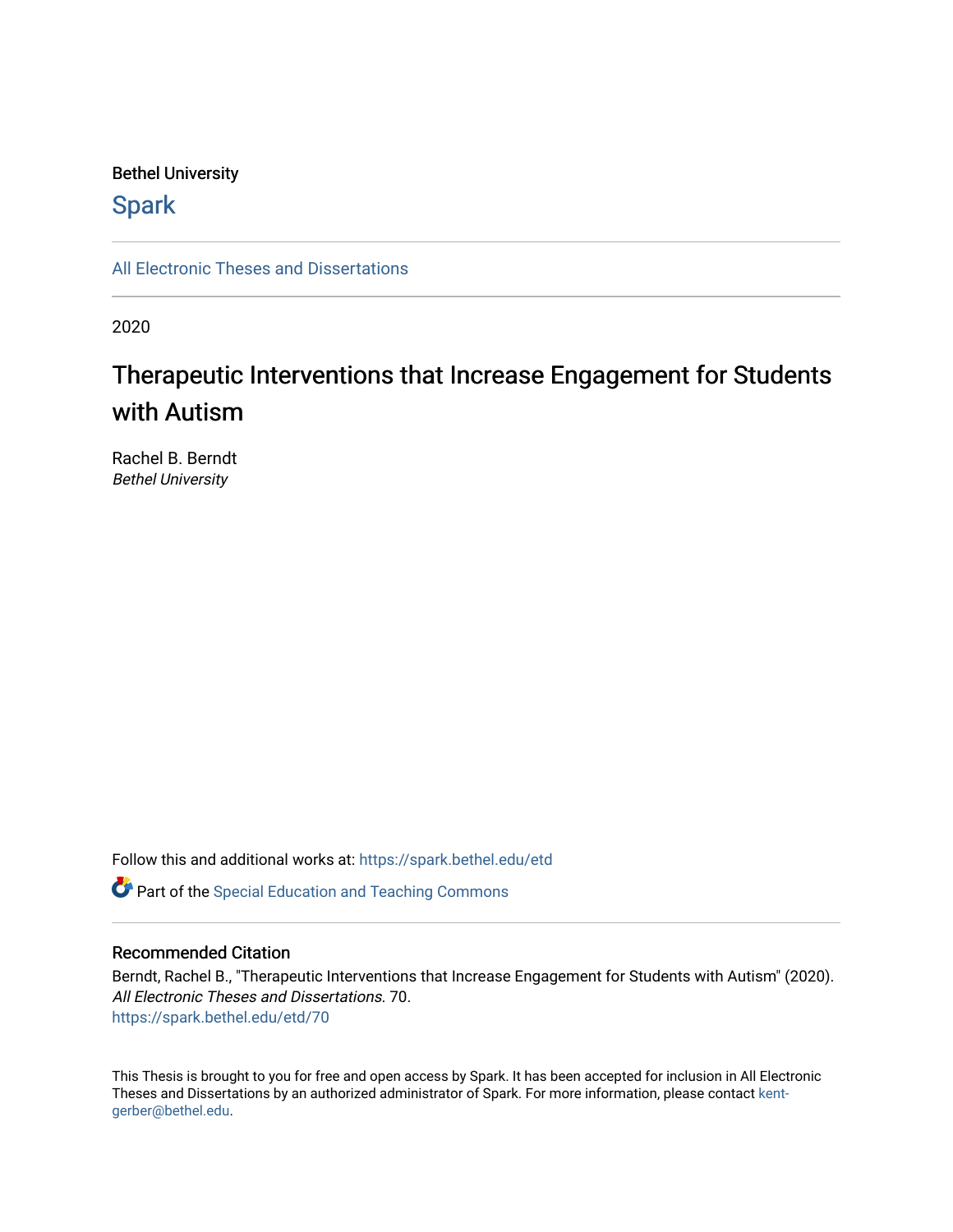Bethel University

Spark

All Electronic Theses and Dissertations

2020

# Therapeutic Interventions that Increase Engagement for Students with Autism

Rachel B. Berndt
*Bethel University*

Follow this and additional works at: https://spark.bethel.edu/etd

Part of the Special Education and Teaching Commons

## Recommended Citation

Berndt, Rachel B., "Therapeutic Interventions that Increase Engagement for Students with Autism" (2020). *All Electronic Theses and Dissertations*. 70.
https://spark.bethel.edu/etd/70

This Thesis is brought to you for free and open access by Spark. It has been accepted for inclusion in All Electronic Theses and Dissertations by an authorized administrator of Spark. For more information, please contact kent-gerber@bethel.edu.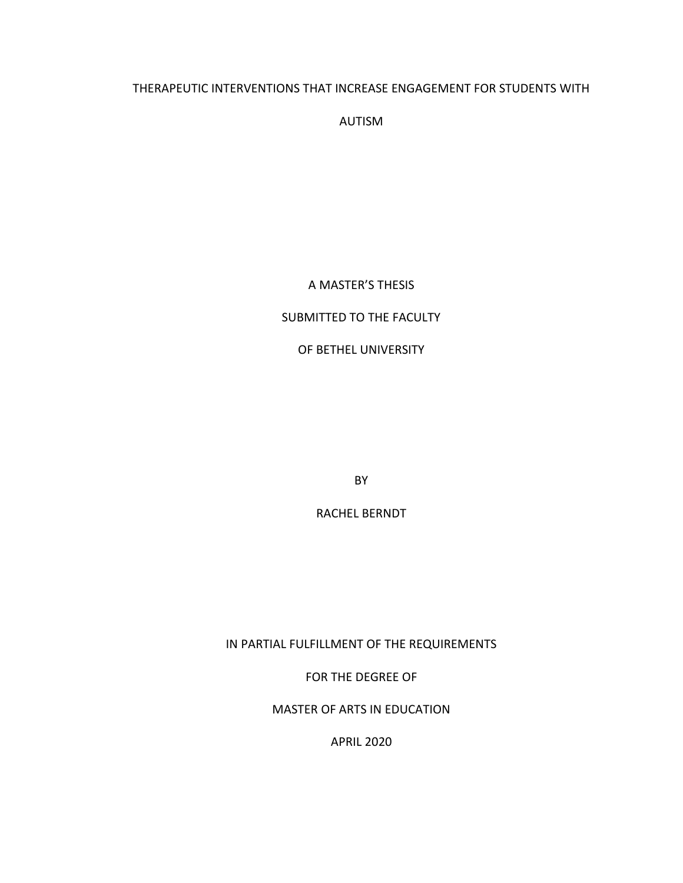# THERAPEUTIC INTERVENTIONS THAT INCREASE ENGAGEMENT FOR STUDENTS WITH AUTISM

A MASTER'S THESIS

SUBMITTED TO THE FACULTY

OF BETHEL UNIVERSITY

BY

RACHEL BERNDT

IN PARTIAL FULFILLMENT OF THE REQUIREMENTS

FOR THE DEGREE OF

MASTER OF ARTS IN EDUCATION

APRIL 2020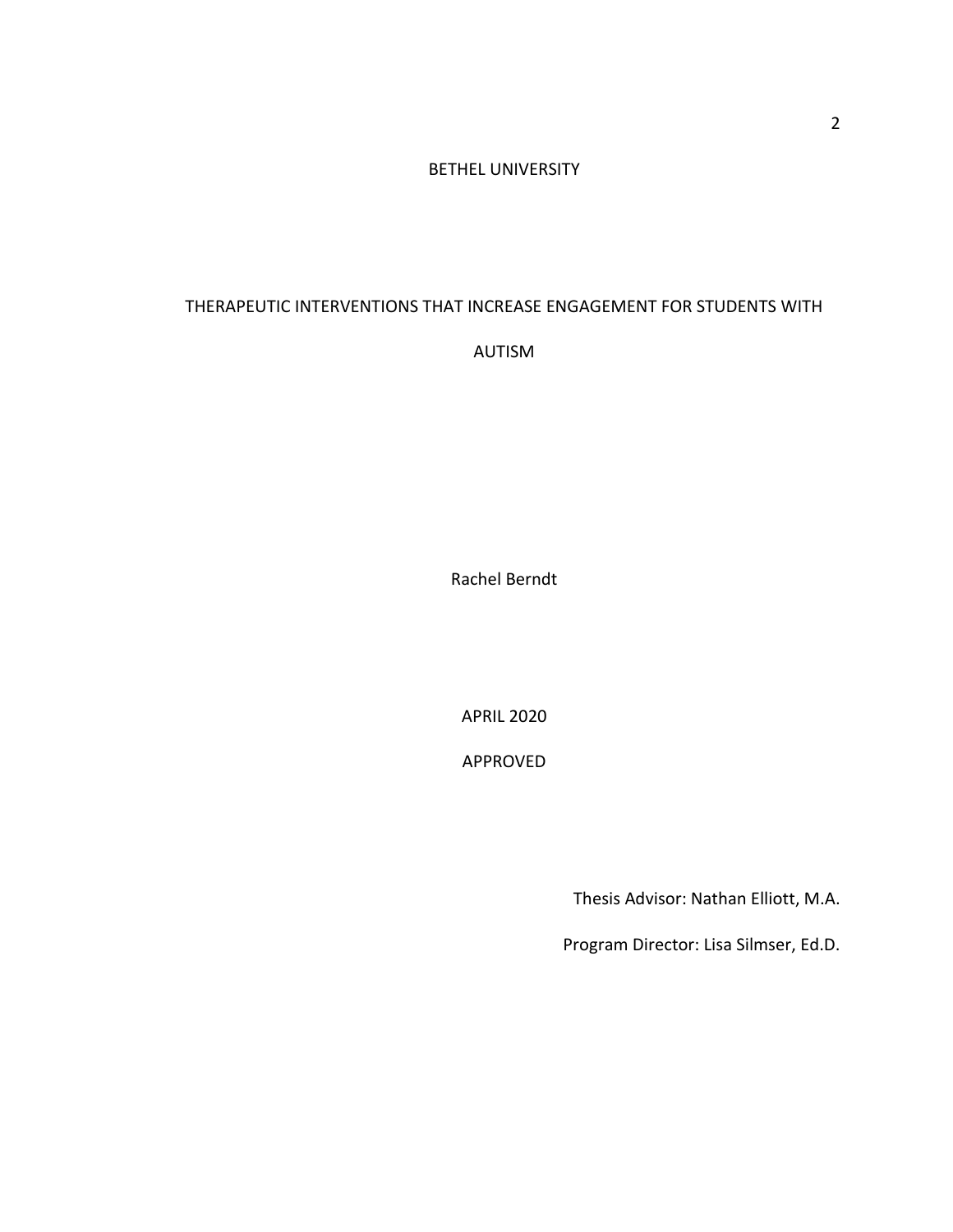BETHEL UNIVERSITY

THERAPEUTIC INTERVENTIONS THAT INCREASE ENGAGEMENT FOR STUDENTS WITH AUTISM

Rachel Berndt

APRIL 2020

APPROVED

Thesis Advisor: Nathan Elliott, M.A.

Program Director: Lisa Silmser, Ed.D.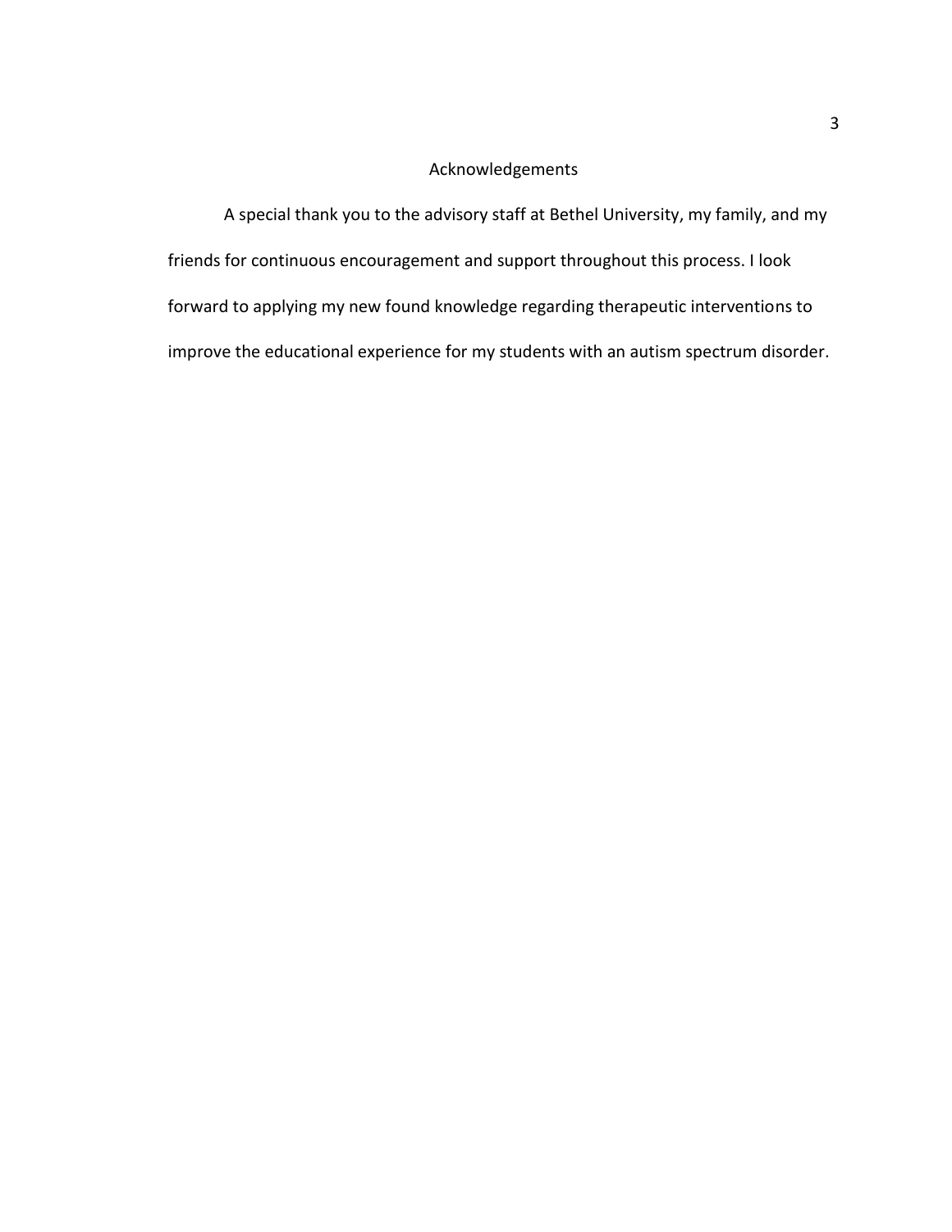# Acknowledgements

A special thank you to the advisory staff at Bethel University, my family, and my friends for continuous encouragement and support throughout this process. I look forward to applying my new found knowledge regarding therapeutic interventions to improve the educational experience for my students with an autism spectrum disorder.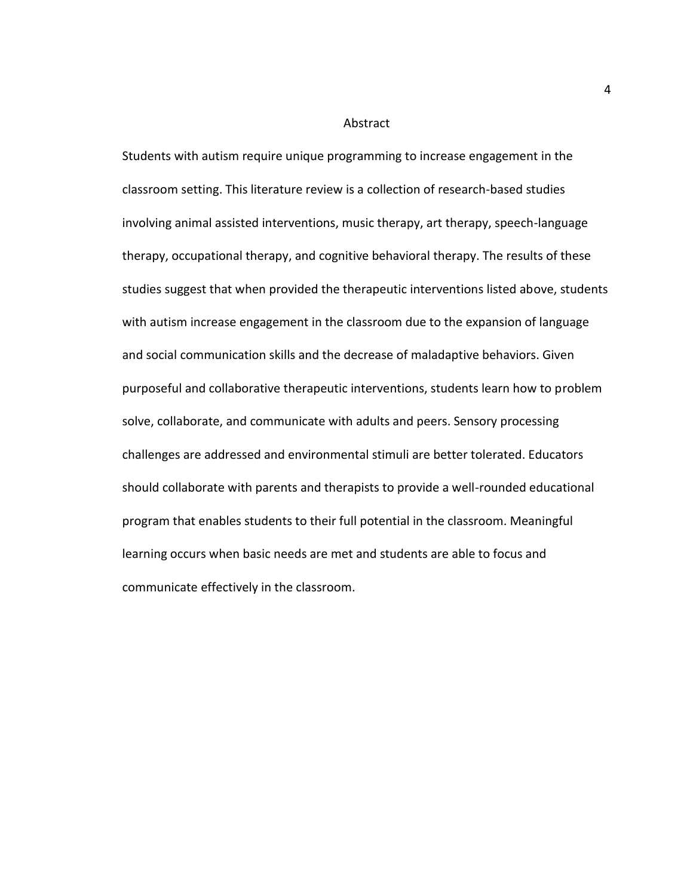# Abstract

Students with autism require unique programming to increase engagement in the classroom setting. This literature review is a collection of research-based studies involving animal assisted interventions, music therapy, art therapy, speech-language therapy, occupational therapy, and cognitive behavioral therapy. The results of these studies suggest that when provided the therapeutic interventions listed above, students with autism increase engagement in the classroom due to the expansion of language and social communication skills and the decrease of maladaptive behaviors. Given purposeful and collaborative therapeutic interventions, students learn how to problem solve, collaborate, and communicate with adults and peers. Sensory processing challenges are addressed and environmental stimuli are better tolerated. Educators should collaborate with parents and therapists to provide a well-rounded educational program that enables students to their full potential in the classroom. Meaningful learning occurs when basic needs are met and students are able to focus and communicate effectively in the classroom.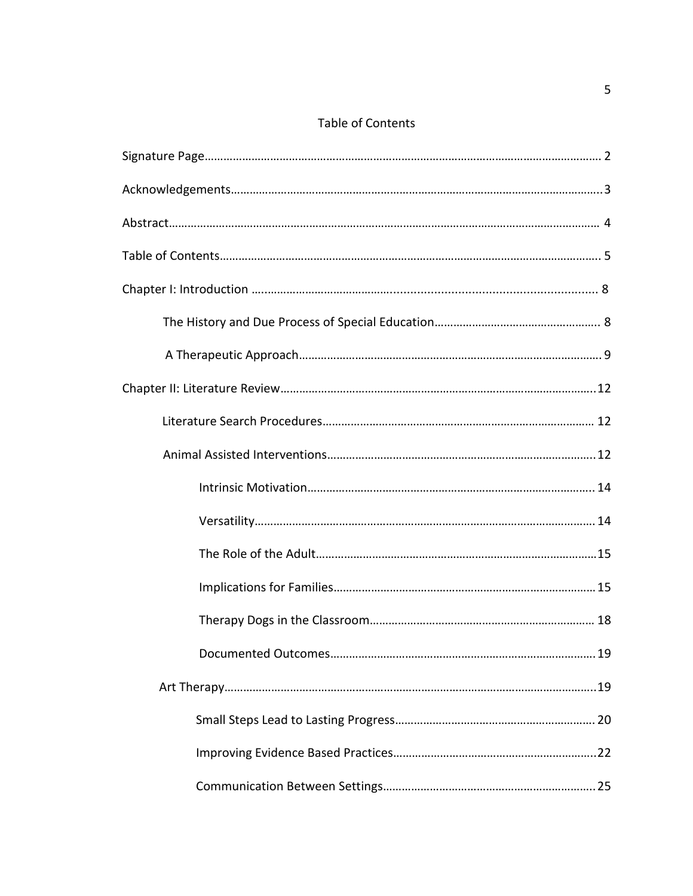# Table of Contents

Signature Page……………………………………………………………………………………………………… 2

Acknowledgements……………………………………………………………………………………………….3

Abstract………………………………………………………………………………………………………………… 4

Table of Contents………………………………………………………………………………………………….. 5

Chapter I: Introduction ……………………………………………………………………………………… 8

- The History and Due Process of Special Education……………………………………………. 8
- A Therapeutic Approach………………………………………………………………………………….. 9

Chapter II: Literature Review………………………………………………………………………………...12

- Literature Search Procedures……………………………………………………………………… 12
- Animal Assisted Interventions……………………………………………………………………...12
  - Intrinsic Motivation………………………………………………………………………….. 14
  - Versatility………………………………………………………………………………………… 14
  - The Role of the Adult…………………………………………………………………………15
  - Implications for Families…………………………………………………………………… 15
  - Therapy Dogs in the Classroom………………………………………………………… 18
  - Documented Outcomes…………………………………………………………………… 19
- Art Therapy……………………………………………………………………………………………………..19
  - Small Steps Lead to Lasting Progress……………………………………………………. 20
  - Improving Evidence Based Practices……………………………………………………..22
  - Communication Between Settings……………………………………………………… 25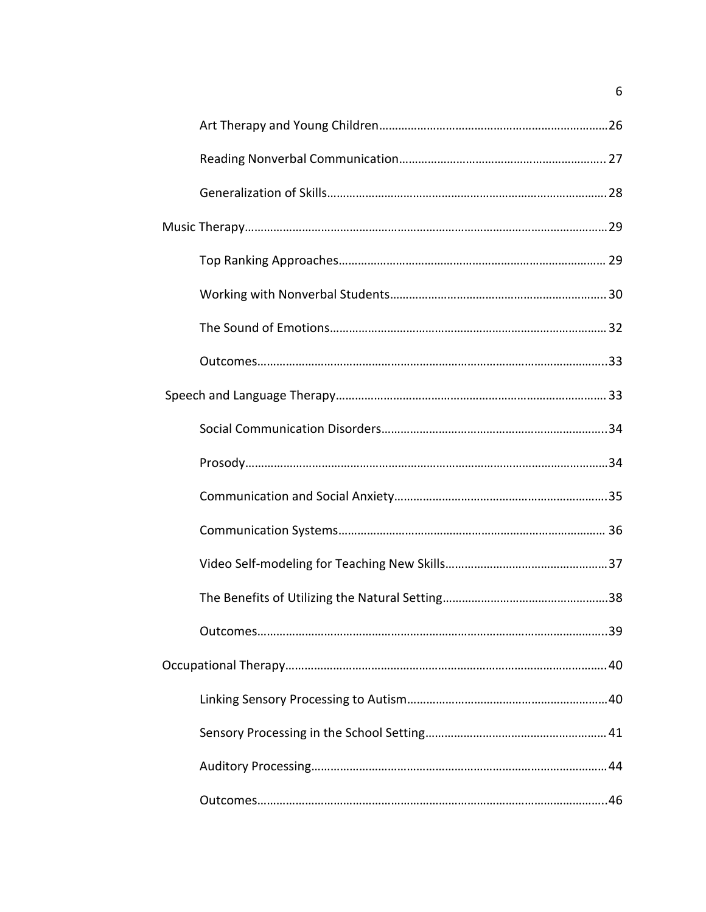Art Therapy and Young Children……………………………………………………………26

Reading Nonverbal Communication……………………………………………………….. 27

Generalization of Skills……………………………………………………………………………28

Music Therapy………………………………………………………………………………………………29

Top Ranking Approaches………………………………………………………………………… 29

Working with Nonverbal Students………………………………………………………….30

The Sound of Emotions……………………………………………………………………………32

Outcomes…………………………………………………………………………………………………..33

Speech and Language Therapy…………………………………………………………………… 33

Social Communication Disorders……………………………………………………………..34

Prosody………………………………………………………………………………………………………34

Communication and Social Anxiety…………………………………………………………..35

Communication Systems………………………………………………………………………… 36

Video Self-modeling for Teaching New Skills……………………………………………37

The Benefits of Utilizing the Natural Setting……………………………………………38

Outcomes…………………………………………………………………………………………………..39

Occupational Therapy…………………………………………………………………………………..40

Linking Sensory Processing to Autism………………………………………………………40

Sensory Processing in the School Setting………………………………………………… 41

Auditory Processing…………………………………………………………………………………44

Outcomes…………………………………………………………………………………………………..46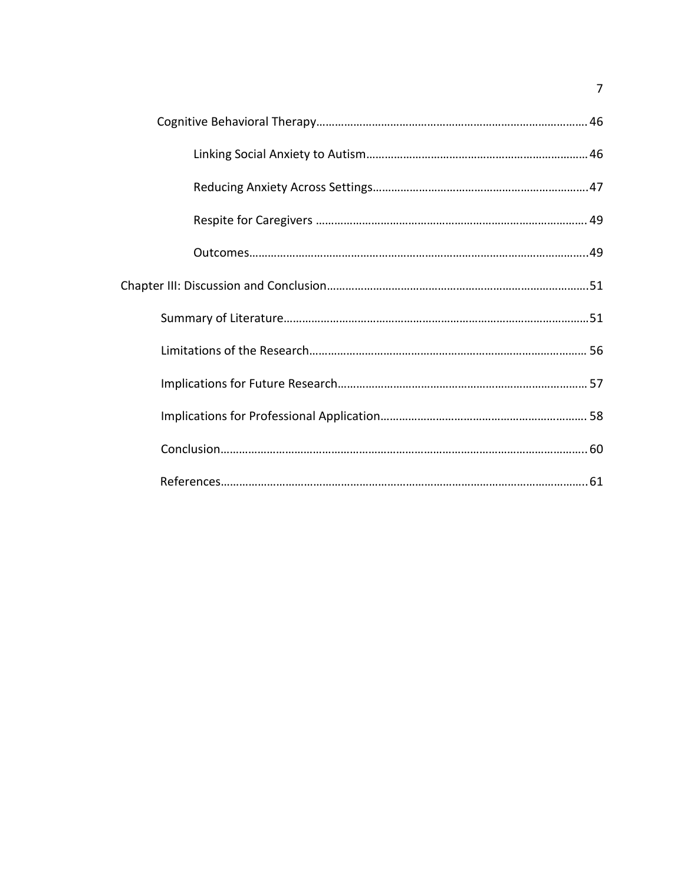Cognitive Behavioral Therapy……………………………………………………………………………… 46

Linking Social Anxiety to Autism……………………………………………………………… 46

Reducing Anxiety Across Settings…………………………………………………………… 47

Respite for Caregivers …………………………………………………………………………… 49

Outcomes…………………………………………………………………………………………………..49

Chapter III: Discussion and Conclusion……………………………………………………………………51

Summary of Literature…………………………………………………………………………………51

Limitations of the Research…………………………………………………………………………… 56

Implications for Future Research………………………………………………………………… 57

Implications for Professional Application…………………………………………………… 58

Conclusion……………………………………………………………………………………………………….. 60

References……………………………………………………………………………………………………….. 61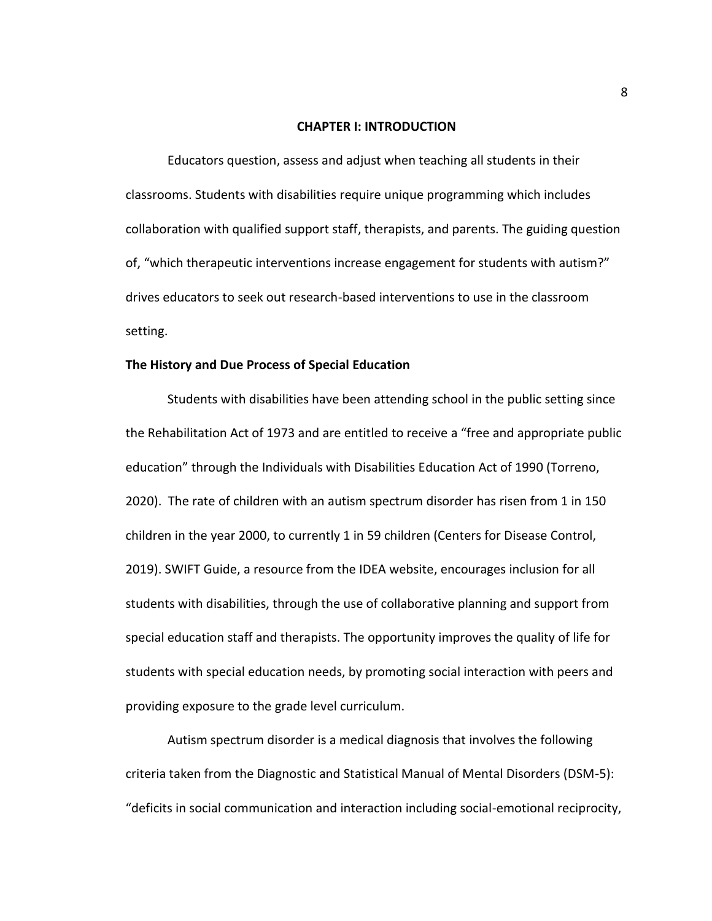# CHAPTER I: INTRODUCTION

Educators question, assess and adjust when teaching all students in their classrooms. Students with disabilities require unique programming which includes collaboration with qualified support staff, therapists, and parents. The guiding question of, "which therapeutic interventions increase engagement for students with autism?" drives educators to seek out research-based interventions to use in the classroom setting.

## The History and Due Process of Special Education

Students with disabilities have been attending school in the public setting since the Rehabilitation Act of 1973 and are entitled to receive a "free and appropriate public education" through the Individuals with Disabilities Education Act of 1990 (Torreno, 2020). The rate of children with an autism spectrum disorder has risen from 1 in 150 children in the year 2000, to currently 1 in 59 children (Centers for Disease Control, 2019). SWIFT Guide, a resource from the IDEA website, encourages inclusion for all students with disabilities, through the use of collaborative planning and support from special education staff and therapists. The opportunity improves the quality of life for students with special education needs, by promoting social interaction with peers and providing exposure to the grade level curriculum.

Autism spectrum disorder is a medical diagnosis that involves the following criteria taken from the Diagnostic and Statistical Manual of Mental Disorders (DSM-5): "deficits in social communication and interaction including social-emotional reciprocity,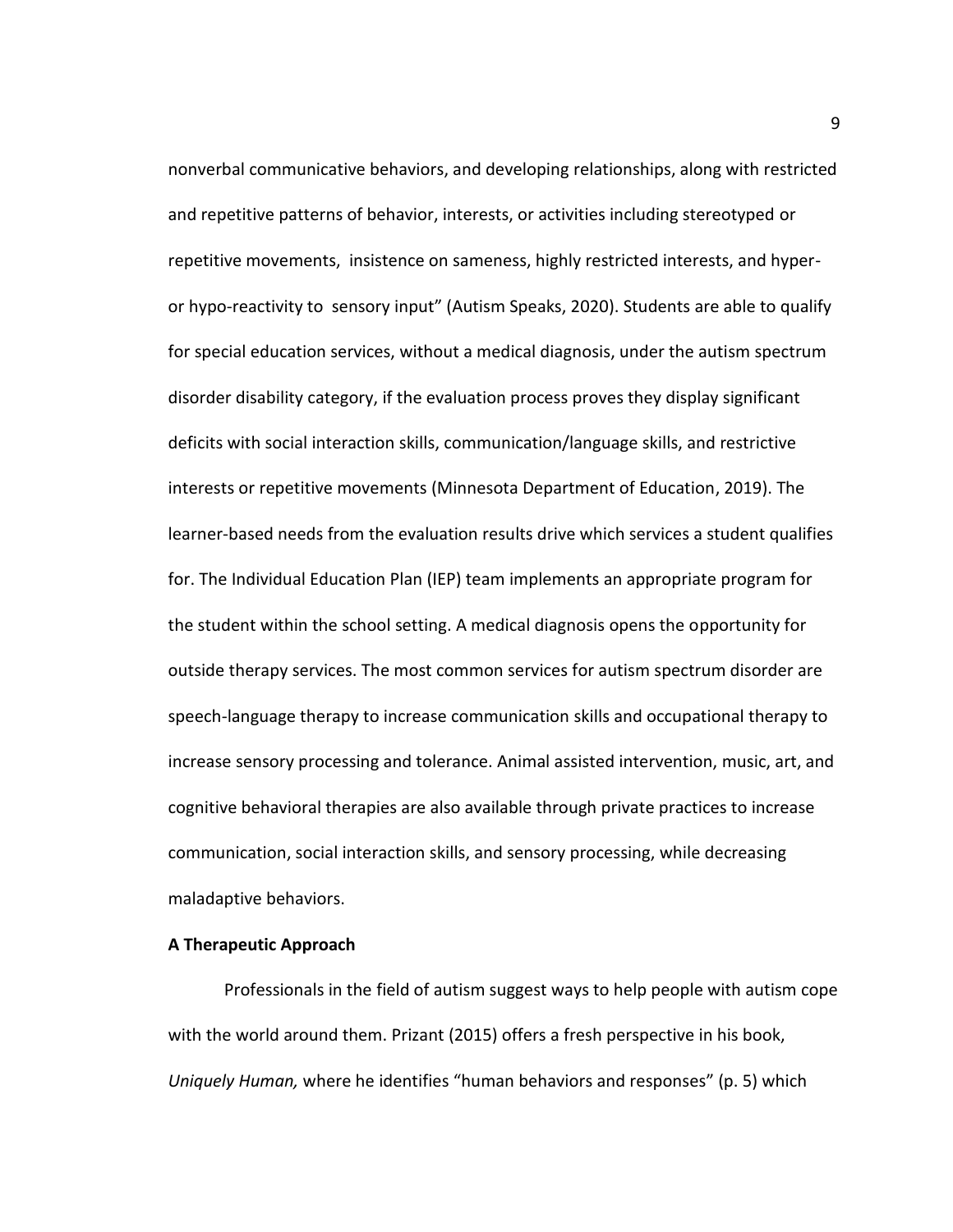nonverbal communicative behaviors, and developing relationships, along with restricted and repetitive patterns of behavior, interests, or activities including stereotyped or repetitive movements, insistence on sameness, highly restricted interests, and hyper- or hypo-reactivity to sensory input" (Autism Speaks, 2020). Students are able to qualify for special education services, without a medical diagnosis, under the autism spectrum disorder disability category, if the evaluation process proves they display significant deficits with social interaction skills, communication/language skills, and restrictive interests or repetitive movements (Minnesota Department of Education, 2019). The learner-based needs from the evaluation results drive which services a student qualifies for. The Individual Education Plan (IEP) team implements an appropriate program for the student within the school setting. A medical diagnosis opens the opportunity for outside therapy services. The most common services for autism spectrum disorder are speech-language therapy to increase communication skills and occupational therapy to increase sensory processing and tolerance. Animal assisted intervention, music, art, and cognitive behavioral therapies are also available through private practices to increase communication, social interaction skills, and sensory processing, while decreasing maladaptive behaviors.

**A Therapeutic Approach**

Professionals in the field of autism suggest ways to help people with autism cope with the world around them. Prizant (2015) offers a fresh perspective in his book, *Uniquely Human,* where he identifies "human behaviors and responses" (p. 5) which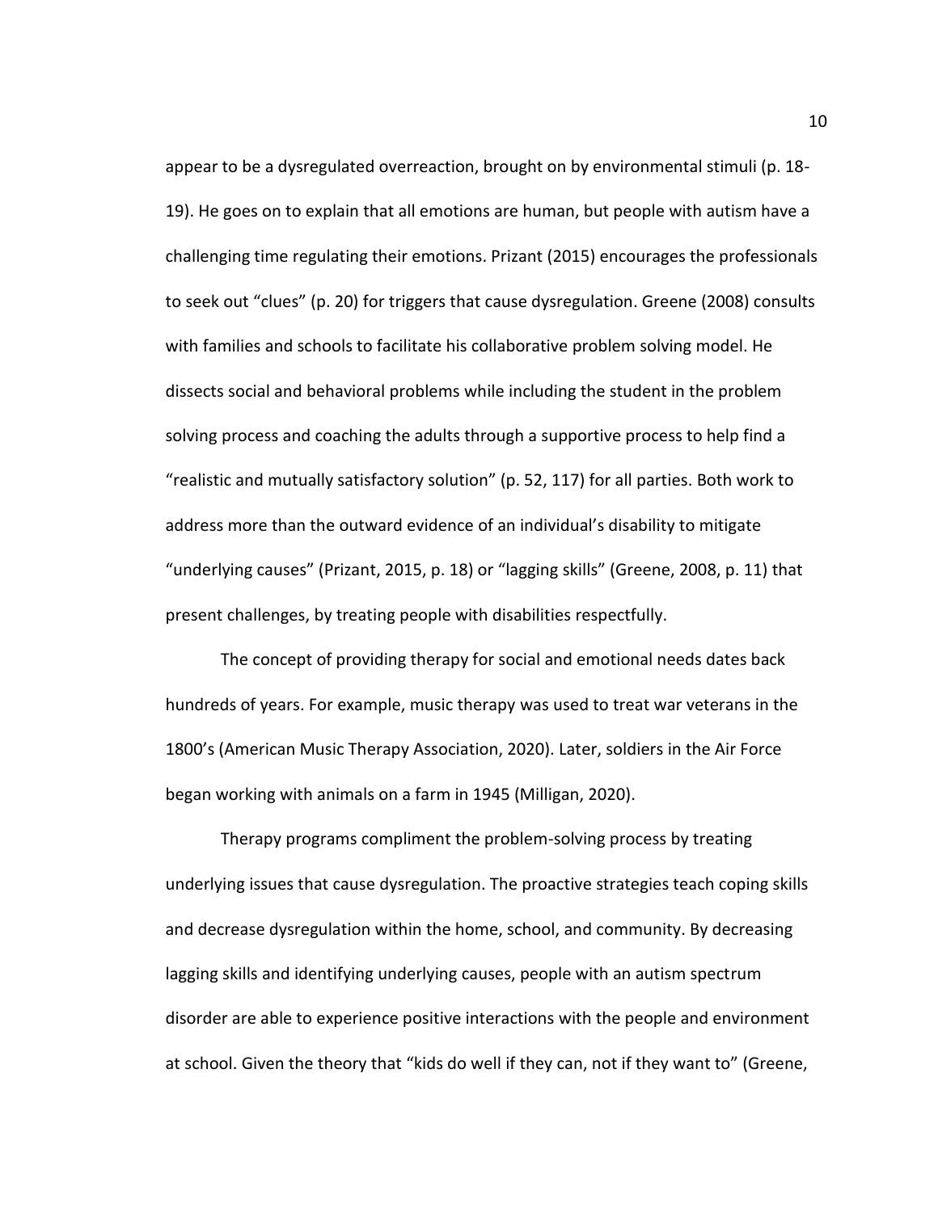appear to be a dysregulated overreaction, brought on by environmental stimuli (p. 18-19). He goes on to explain that all emotions are human, but people with autism have a challenging time regulating their emotions. Prizant (2015) encourages the professionals to seek out "clues" (p. 20) for triggers that cause dysregulation. Greene (2008) consults with families and schools to facilitate his collaborative problem solving model. He dissects social and behavioral problems while including the student in the problem solving process and coaching the adults through a supportive process to help find a "realistic and mutually satisfactory solution" (p. 52, 117) for all parties. Both work to address more than the outward evidence of an individual's disability to mitigate "underlying causes" (Prizant, 2015, p. 18) or "lagging skills" (Greene, 2008, p. 11) that present challenges, by treating people with disabilities respectfully.

The concept of providing therapy for social and emotional needs dates back hundreds of years. For example, music therapy was used to treat war veterans in the 1800's (American Music Therapy Association, 2020). Later, soldiers in the Air Force began working with animals on a farm in 1945 (Milligan, 2020).

Therapy programs compliment the problem-solving process by treating underlying issues that cause dysregulation. The proactive strategies teach coping skills and decrease dysregulation within the home, school, and community. By decreasing lagging skills and identifying underlying causes, people with an autism spectrum disorder are able to experience positive interactions with the people and environment at school. Given the theory that "kids do well if they can, not if they want to" (Greene,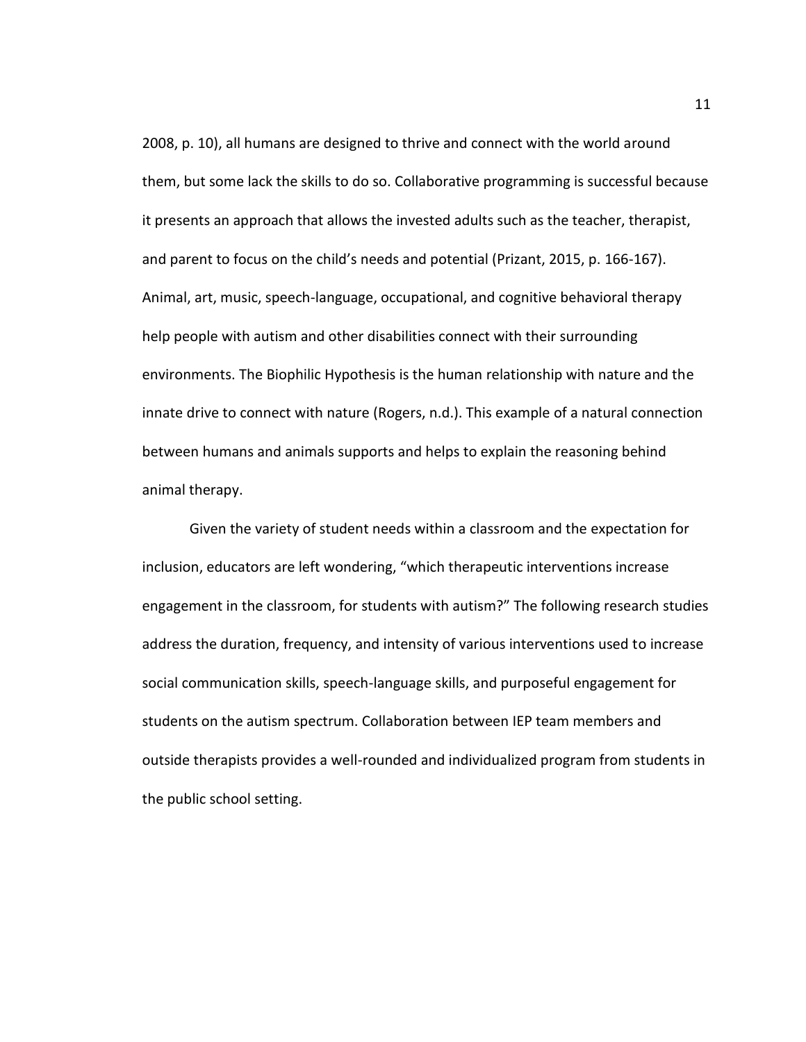2008, p. 10), all humans are designed to thrive and connect with the world around them, but some lack the skills to do so. Collaborative programming is successful because it presents an approach that allows the invested adults such as the teacher, therapist, and parent to focus on the child's needs and potential (Prizant, 2015, p. 166-167). Animal, art, music, speech-language, occupational, and cognitive behavioral therapy help people with autism and other disabilities connect with their surrounding environments. The Biophilic Hypothesis is the human relationship with nature and the innate drive to connect with nature (Rogers, n.d.). This example of a natural connection between humans and animals supports and helps to explain the reasoning behind animal therapy.

Given the variety of student needs within a classroom and the expectation for inclusion, educators are left wondering, "which therapeutic interventions increase engagement in the classroom, for students with autism?" The following research studies address the duration, frequency, and intensity of various interventions used to increase social communication skills, speech-language skills, and purposeful engagement for students on the autism spectrum. Collaboration between IEP team members and outside therapists provides a well-rounded and individualized program from students in the public school setting.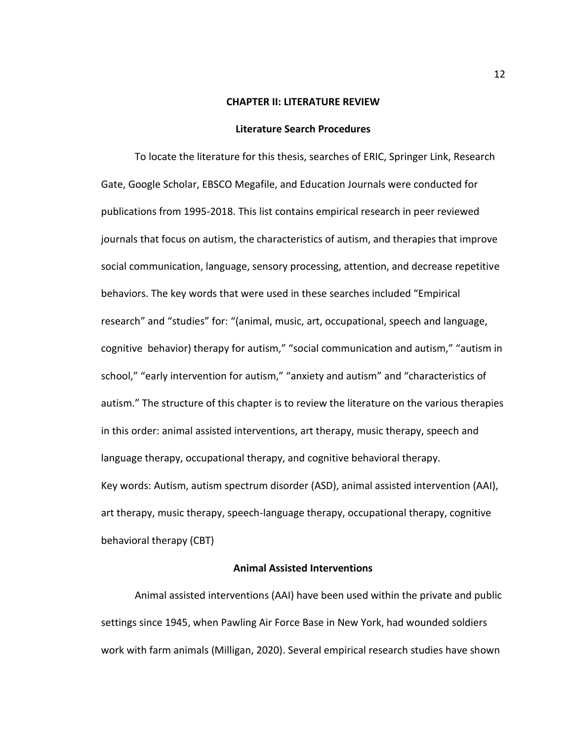# CHAPTER II: LITERATURE REVIEW

## Literature Search Procedures

To locate the literature for this thesis, searches of ERIC, Springer Link, Research Gate, Google Scholar, EBSCO Megafile, and Education Journals were conducted for publications from 1995-2018. This list contains empirical research in peer reviewed journals that focus on autism, the characteristics of autism, and therapies that improve social communication, language, sensory processing, attention, and decrease repetitive behaviors. The key words that were used in these searches included "Empirical research" and "studies" for: "(animal, music, art, occupational, speech and language, cognitive behavior) therapy for autism," "social communication and autism," "autism in school," "early intervention for autism," "anxiety and autism" and "characteristics of autism." The structure of this chapter is to review the literature on the various therapies in this order: animal assisted interventions, art therapy, music therapy, speech and language therapy, occupational therapy, and cognitive behavioral therapy.

Key words: Autism, autism spectrum disorder (ASD), animal assisted intervention (AAI), art therapy, music therapy, speech-language therapy, occupational therapy, cognitive behavioral therapy (CBT)

## Animal Assisted Interventions

Animal assisted interventions (AAI) have been used within the private and public settings since 1945, when Pawling Air Force Base in New York, had wounded soldiers work with farm animals (Milligan, 2020). Several empirical research studies have shown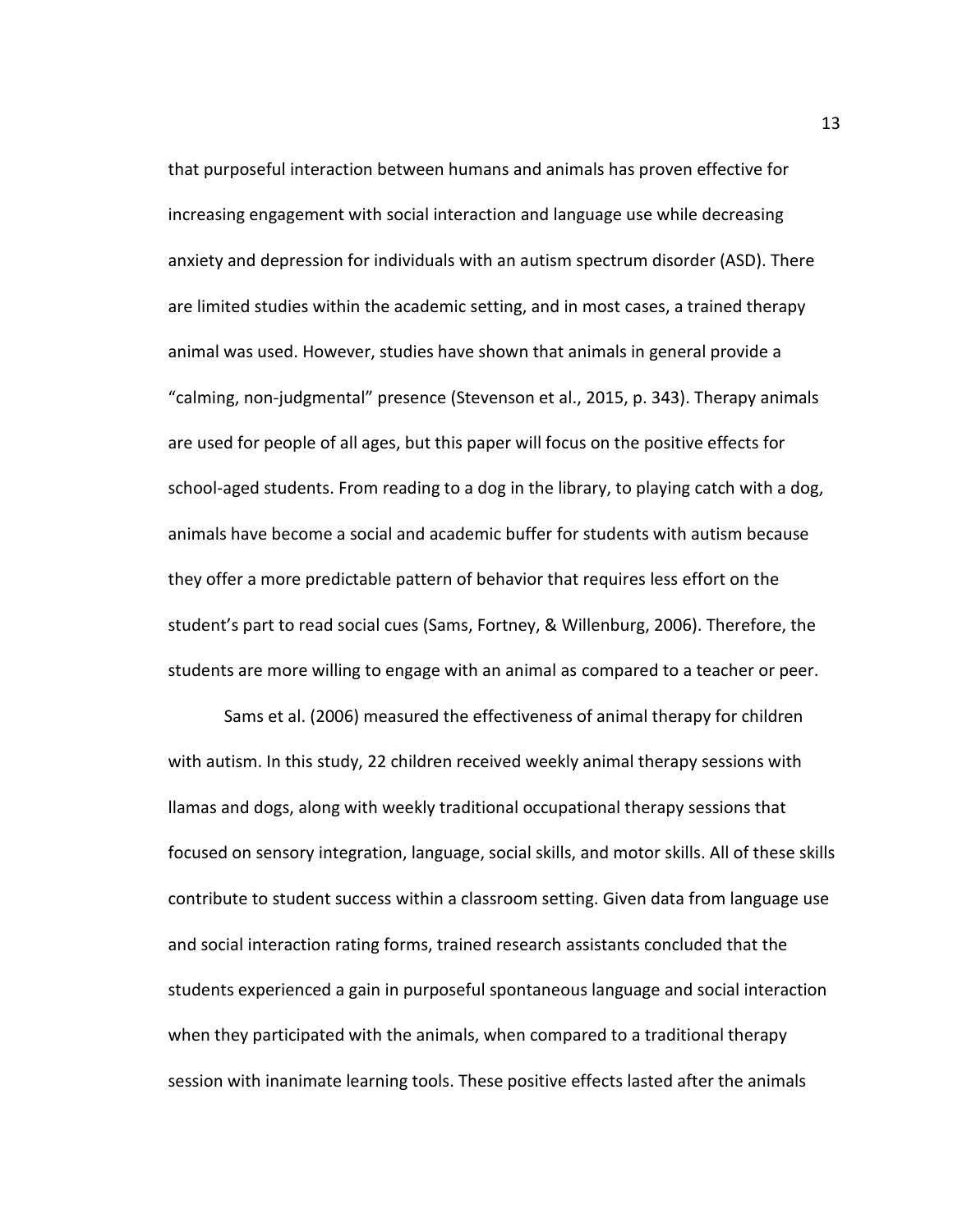that purposeful interaction between humans and animals has proven effective for increasing engagement with social interaction and language use while decreasing anxiety and depression for individuals with an autism spectrum disorder (ASD). There are limited studies within the academic setting, and in most cases, a trained therapy animal was used. However, studies have shown that animals in general provide a "calming, non-judgmental" presence (Stevenson et al., 2015, p. 343). Therapy animals are used for people of all ages, but this paper will focus on the positive effects for school-aged students. From reading to a dog in the library, to playing catch with a dog, animals have become a social and academic buffer for students with autism because they offer a more predictable pattern of behavior that requires less effort on the student's part to read social cues (Sams, Fortney, & Willenburg, 2006). Therefore, the students are more willing to engage with an animal as compared to a teacher or peer.

Sams et al. (2006) measured the effectiveness of animal therapy for children with autism. In this study, 22 children received weekly animal therapy sessions with llamas and dogs, along with weekly traditional occupational therapy sessions that focused on sensory integration, language, social skills, and motor skills. All of these skills contribute to student success within a classroom setting. Given data from language use and social interaction rating forms, trained research assistants concluded that the students experienced a gain in purposeful spontaneous language and social interaction when they participated with the animals, when compared to a traditional therapy session with inanimate learning tools. These positive effects lasted after the animals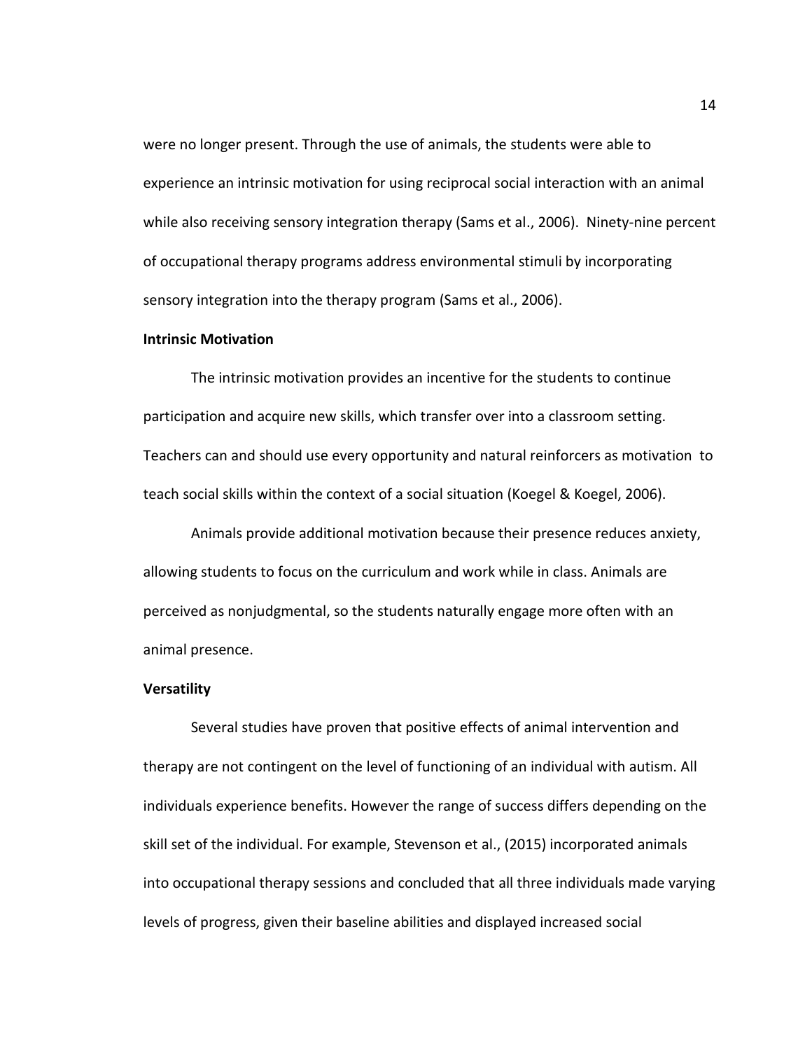were no longer present. Through the use of animals, the students were able to experience an intrinsic motivation for using reciprocal social interaction with an animal while also receiving sensory integration therapy (Sams et al., 2006). Ninety-nine percent of occupational therapy programs address environmental stimuli by incorporating sensory integration into the therapy program (Sams et al., 2006).

**Intrinsic Motivation**

The intrinsic motivation provides an incentive for the students to continue participation and acquire new skills, which transfer over into a classroom setting. Teachers can and should use every opportunity and natural reinforcers as motivation to teach social skills within the context of a social situation (Koegel & Koegel, 2006).

Animals provide additional motivation because their presence reduces anxiety, allowing students to focus on the curriculum and work while in class. Animals are perceived as nonjudgmental, so the students naturally engage more often with an animal presence.

**Versatility**

Several studies have proven that positive effects of animal intervention and therapy are not contingent on the level of functioning of an individual with autism. All individuals experience benefits. However the range of success differs depending on the skill set of the individual. For example, Stevenson et al., (2015) incorporated animals into occupational therapy sessions and concluded that all three individuals made varying levels of progress, given their baseline abilities and displayed increased social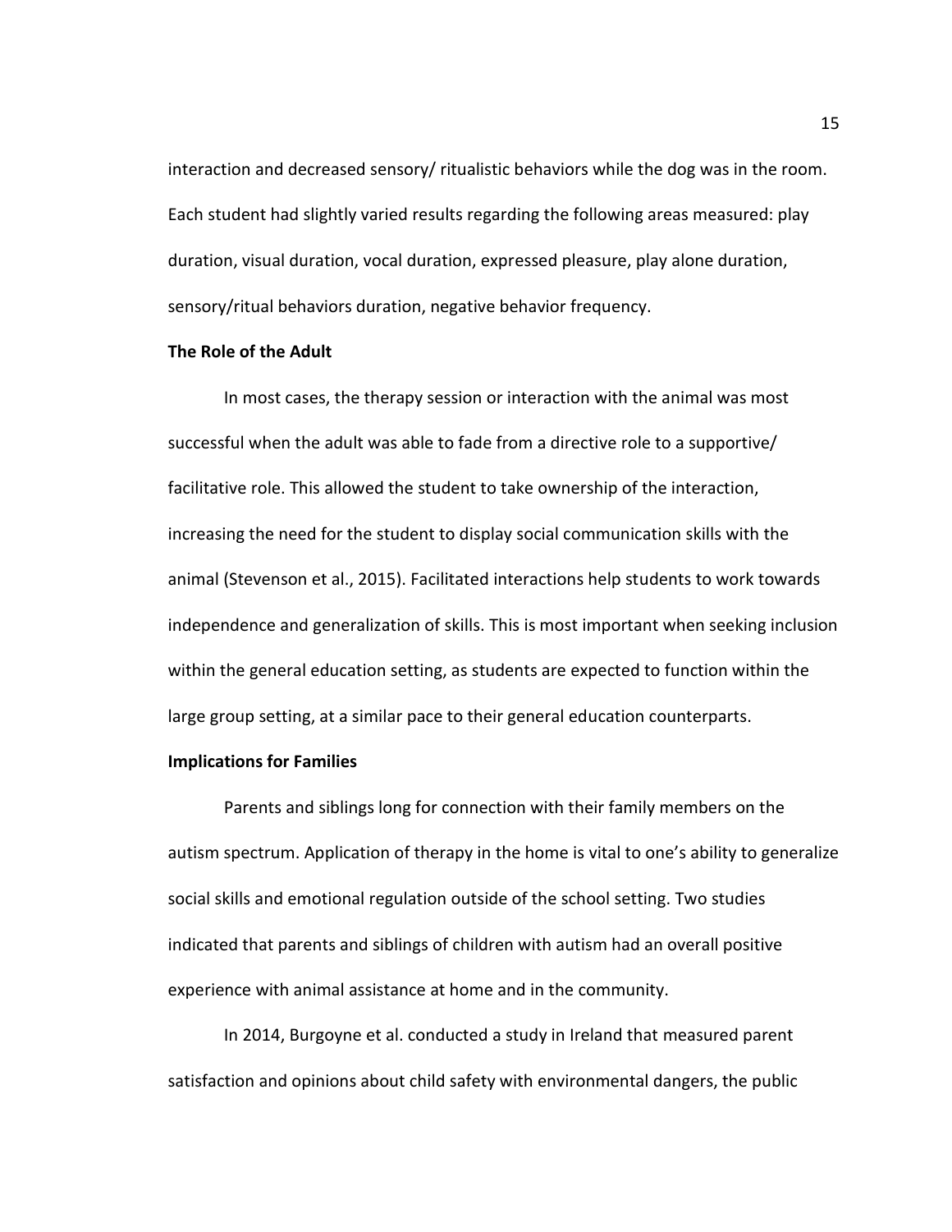interaction and decreased sensory/ ritualistic behaviors while the dog was in the room. Each student had slightly varied results regarding the following areas measured: play duration, visual duration, vocal duration, expressed pleasure, play alone duration, sensory/ritual behaviors duration, negative behavior frequency.

### The Role of the Adult

In most cases, the therapy session or interaction with the animal was most successful when the adult was able to fade from a directive role to a supportive/ facilitative role. This allowed the student to take ownership of the interaction, increasing the need for the student to display social communication skills with the animal (Stevenson et al., 2015). Facilitated interactions help students to work towards independence and generalization of skills. This is most important when seeking inclusion within the general education setting, as students are expected to function within the large group setting, at a similar pace to their general education counterparts.

### Implications for Families

Parents and siblings long for connection with their family members on the autism spectrum. Application of therapy in the home is vital to one's ability to generalize social skills and emotional regulation outside of the school setting. Two studies indicated that parents and siblings of children with autism had an overall positive experience with animal assistance at home and in the community.

In 2014, Burgoyne et al. conducted a study in Ireland that measured parent satisfaction and opinions about child safety with environmental dangers, the public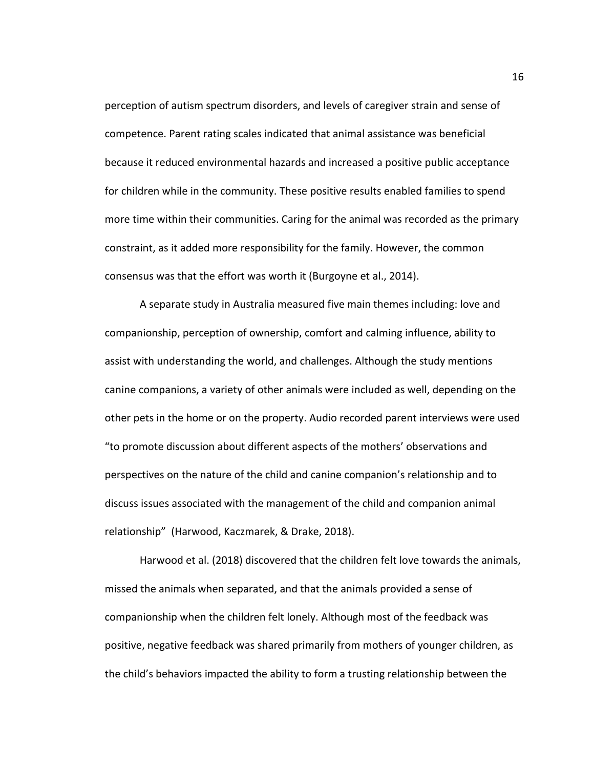perception of autism spectrum disorders, and levels of caregiver strain and sense of competence. Parent rating scales indicated that animal assistance was beneficial because it reduced environmental hazards and increased a positive public acceptance for children while in the community. These positive results enabled families to spend more time within their communities. Caring for the animal was recorded as the primary constraint, as it added more responsibility for the family. However, the common consensus was that the effort was worth it (Burgoyne et al., 2014).

A separate study in Australia measured five main themes including: love and companionship, perception of ownership, comfort and calming influence, ability to assist with understanding the world, and challenges. Although the study mentions canine companions, a variety of other animals were included as well, depending on the other pets in the home or on the property. Audio recorded parent interviews were used "to promote discussion about different aspects of the mothers' observations and perspectives on the nature of the child and canine companion's relationship and to discuss issues associated with the management of the child and companion animal relationship" (Harwood, Kaczmarek, & Drake, 2018).

Harwood et al. (2018) discovered that the children felt love towards the animals, missed the animals when separated, and that the animals provided a sense of companionship when the children felt lonely. Although most of the feedback was positive, negative feedback was shared primarily from mothers of younger children, as the child's behaviors impacted the ability to form a trusting relationship between the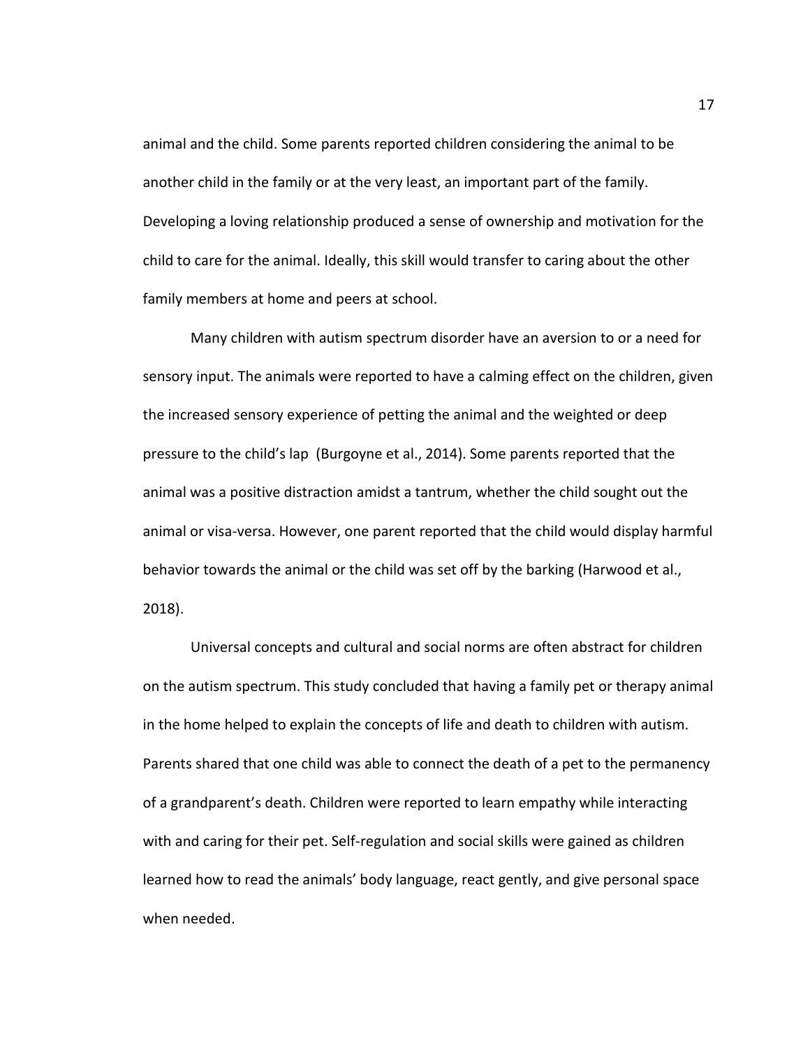animal and the child. Some parents reported children considering the animal to be another child in the family or at the very least, an important part of the family. Developing a loving relationship produced a sense of ownership and motivation for the child to care for the animal. Ideally, this skill would transfer to caring about the other family members at home and peers at school.

Many children with autism spectrum disorder have an aversion to or a need for sensory input. The animals were reported to have a calming effect on the children, given the increased sensory experience of petting the animal and the weighted or deep pressure to the child's lap (Burgoyne et al., 2014). Some parents reported that the animal was a positive distraction amidst a tantrum, whether the child sought out the animal or visa-versa. However, one parent reported that the child would display harmful behavior towards the animal or the child was set off by the barking (Harwood et al., 2018).

Universal concepts and cultural and social norms are often abstract for children on the autism spectrum. This study concluded that having a family pet or therapy animal in the home helped to explain the concepts of life and death to children with autism. Parents shared that one child was able to connect the death of a pet to the permanency of a grandparent's death. Children were reported to learn empathy while interacting with and caring for their pet. Self-regulation and social skills were gained as children learned how to read the animals' body language, react gently, and give personal space when needed.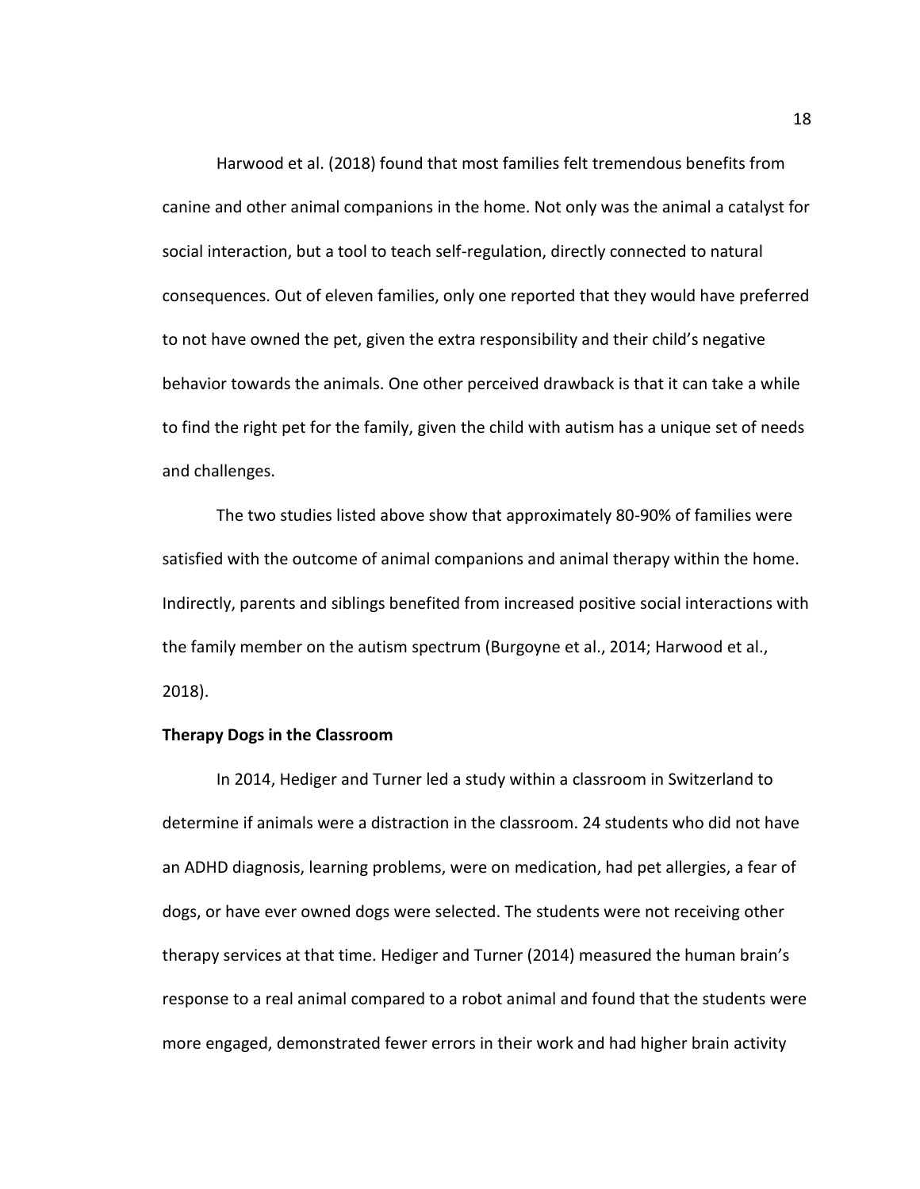Harwood et al. (2018) found that most families felt tremendous benefits from canine and other animal companions in the home. Not only was the animal a catalyst for social interaction, but a tool to teach self-regulation, directly connected to natural consequences. Out of eleven families, only one reported that they would have preferred to not have owned the pet, given the extra responsibility and their child's negative behavior towards the animals. One other perceived drawback is that it can take a while to find the right pet for the family, given the child with autism has a unique set of needs and challenges.

The two studies listed above show that approximately 80-90% of families were satisfied with the outcome of animal companions and animal therapy within the home. Indirectly, parents and siblings benefited from increased positive social interactions with the family member on the autism spectrum (Burgoyne et al., 2014; Harwood et al., 2018).

**Therapy Dogs in the Classroom**

In 2014, Hediger and Turner led a study within a classroom in Switzerland to determine if animals were a distraction in the classroom. 24 students who did not have an ADHD diagnosis, learning problems, were on medication, had pet allergies, a fear of dogs, or have ever owned dogs were selected. The students were not receiving other therapy services at that time. Hediger and Turner (2014) measured the human brain's response to a real animal compared to a robot animal and found that the students were more engaged, demonstrated fewer errors in their work and had higher brain activity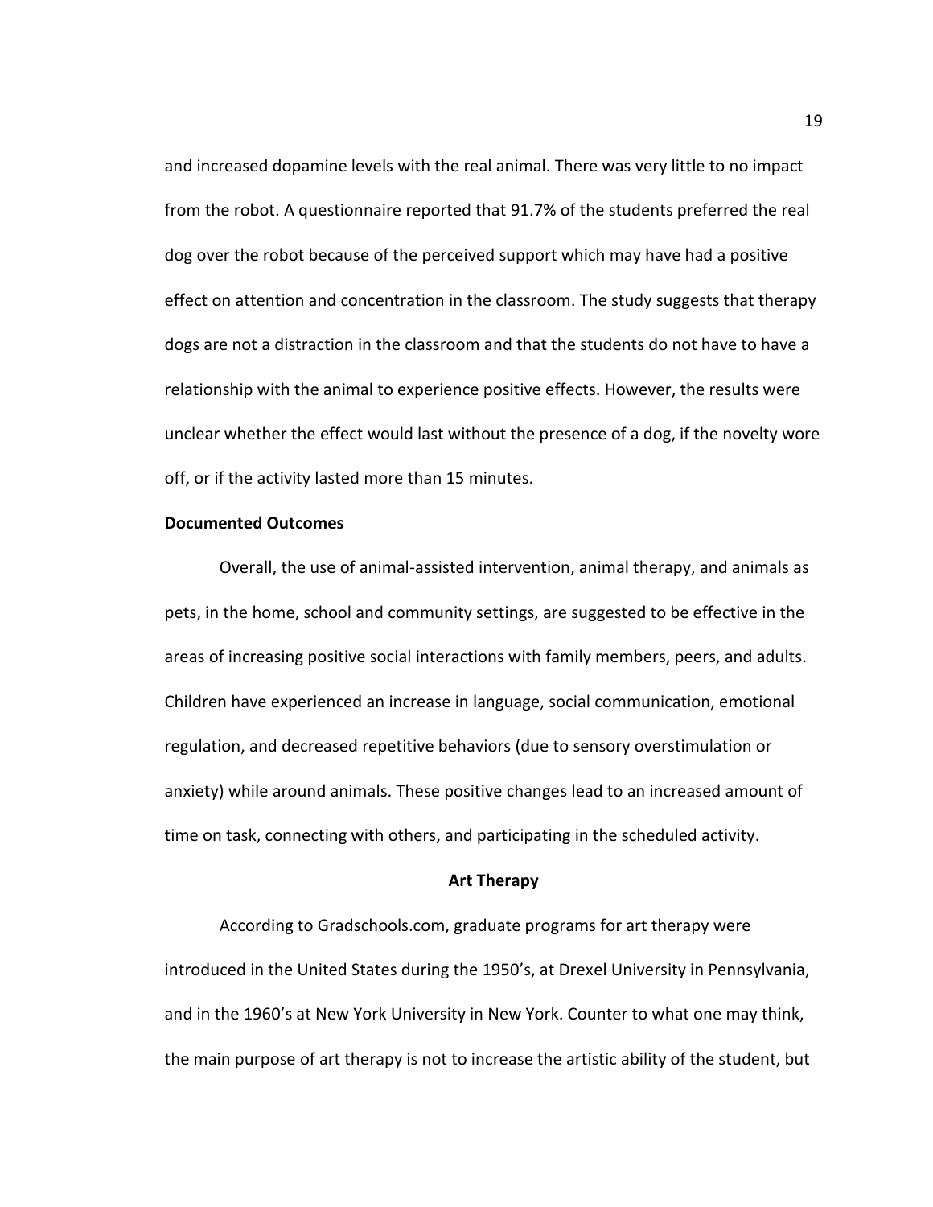and increased dopamine levels with the real animal. There was very little to no impact from the robot. A questionnaire reported that 91.7% of the students preferred the real dog over the robot because of the perceived support which may have had a positive effect on attention and concentration in the classroom. The study suggests that therapy dogs are not a distraction in the classroom and that the students do not have to have a relationship with the animal to experience positive effects. However, the results were unclear whether the effect would last without the presence of a dog, if the novelty wore off, or if the activity lasted more than 15 minutes.

**Documented Outcomes**

Overall, the use of animal-assisted intervention, animal therapy, and animals as pets, in the home, school and community settings, are suggested to be effective in the areas of increasing positive social interactions with family members, peers, and adults. Children have experienced an increase in language, social communication, emotional regulation, and decreased repetitive behaviors (due to sensory overstimulation or anxiety) while around animals. These positive changes lead to an increased amount of time on task, connecting with others, and participating in the scheduled activity.

## Art Therapy

According to Gradschools.com, graduate programs for art therapy were introduced in the United States during the 1950's, at Drexel University in Pennsylvania, and in the 1960's at New York University in New York. Counter to what one may think, the main purpose of art therapy is not to increase the artistic ability of the student, but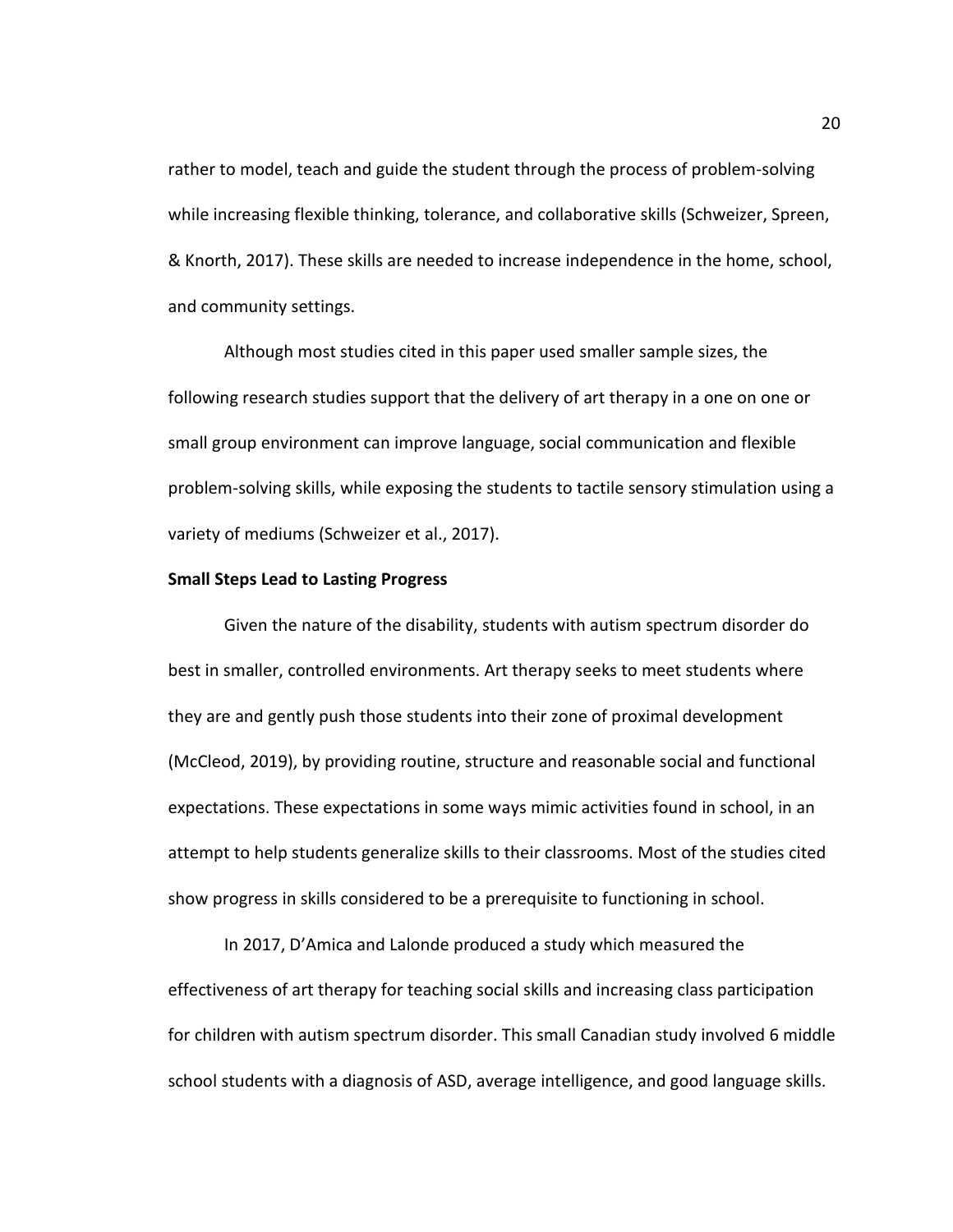rather to model, teach and guide the student through the process of problem-solving while increasing flexible thinking, tolerance, and collaborative skills (Schweizer, Spreen, & Knorth, 2017). These skills are needed to increase independence in the home, school, and community settings.

Although most studies cited in this paper used smaller sample sizes, the following research studies support that the delivery of art therapy in a one on one or small group environment can improve language, social communication and flexible problem-solving skills, while exposing the students to tactile sensory stimulation using a variety of mediums (Schweizer et al., 2017).

**Small Steps Lead to Lasting Progress**

Given the nature of the disability, students with autism spectrum disorder do best in smaller, controlled environments. Art therapy seeks to meet students where they are and gently push those students into their zone of proximal development (McCleod, 2019), by providing routine, structure and reasonable social and functional expectations. These expectations in some ways mimic activities found in school, in an attempt to help students generalize skills to their classrooms. Most of the studies cited show progress in skills considered to be a prerequisite to functioning in school.

In 2017, D'Amica and Lalonde produced a study which measured the effectiveness of art therapy for teaching social skills and increasing class participation for children with autism spectrum disorder. This small Canadian study involved 6 middle school students with a diagnosis of ASD, average intelligence, and good language skills.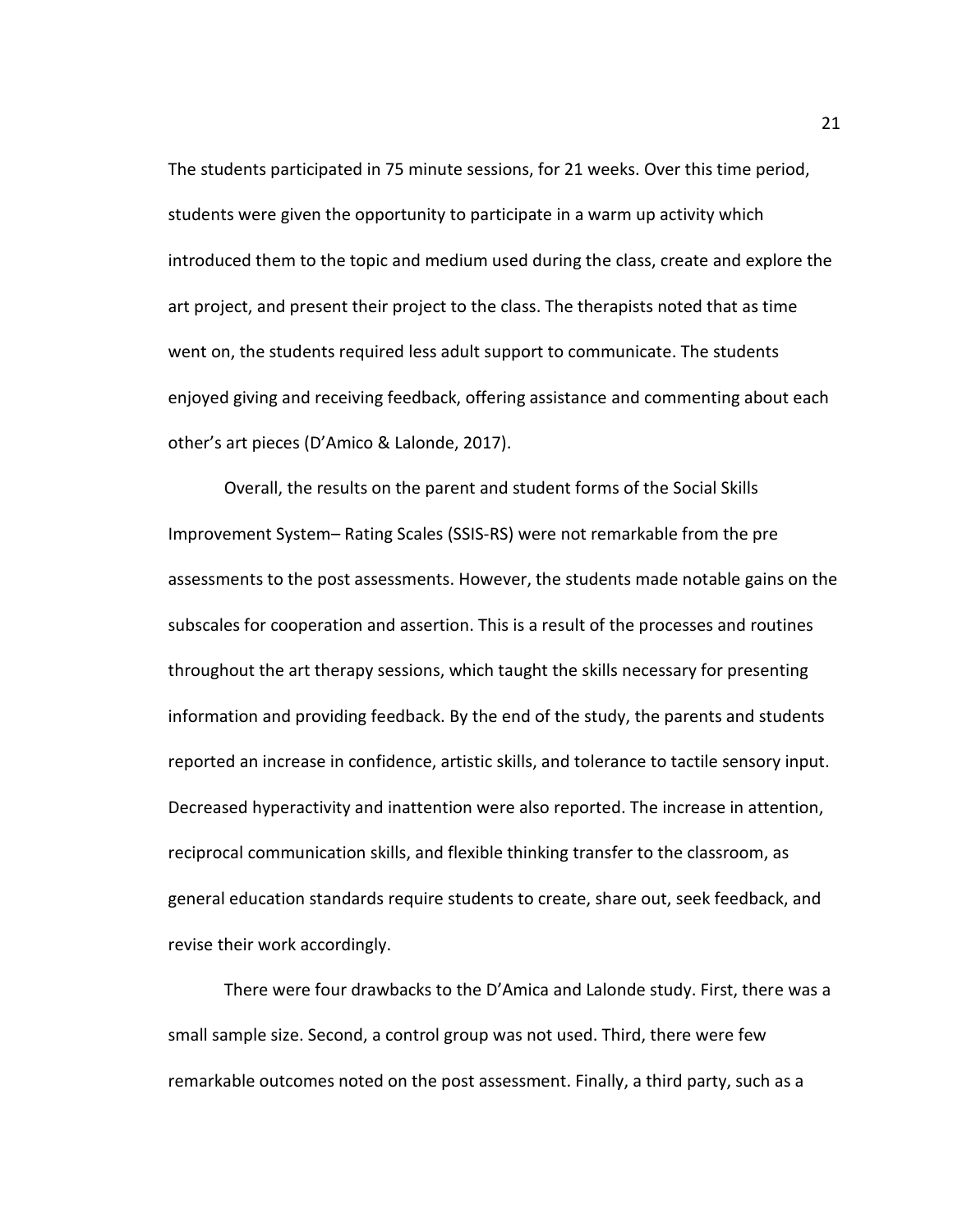The students participated in 75 minute sessions, for 21 weeks. Over this time period, students were given the opportunity to participate in a warm up activity which introduced them to the topic and medium used during the class, create and explore the art project, and present their project to the class. The therapists noted that as time went on, the students required less adult support to communicate. The students enjoyed giving and receiving feedback, offering assistance and commenting about each other's art pieces (D'Amico & Lalonde, 2017).

Overall, the results on the parent and student forms of the Social Skills Improvement System– Rating Scales (SSIS-RS) were not remarkable from the pre assessments to the post assessments. However, the students made notable gains on the subscales for cooperation and assertion. This is a result of the processes and routines throughout the art therapy sessions, which taught the skills necessary for presenting information and providing feedback. By the end of the study, the parents and students reported an increase in confidence, artistic skills, and tolerance to tactile sensory input. Decreased hyperactivity and inattention were also reported. The increase in attention, reciprocal communication skills, and flexible thinking transfer to the classroom, as general education standards require students to create, share out, seek feedback, and revise their work accordingly.

There were four drawbacks to the D'Amica and Lalonde study. First, there was a small sample size. Second, a control group was not used. Third, there were few remarkable outcomes noted on the post assessment. Finally, a third party, such as a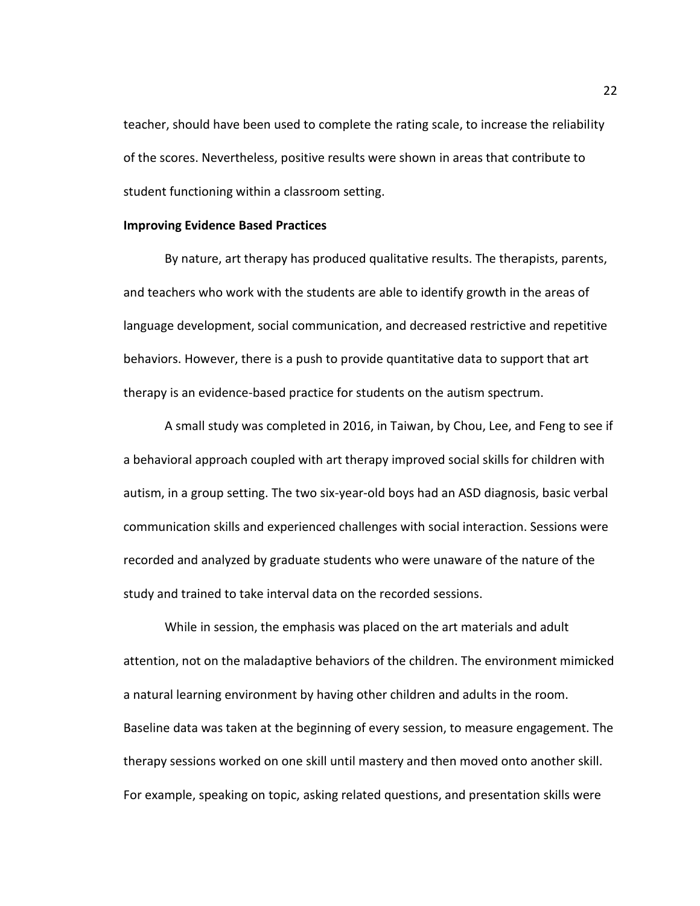teacher, should have been used to complete the rating scale, to increase the reliability of the scores. Nevertheless, positive results were shown in areas that contribute to student functioning within a classroom setting.

**Improving Evidence Based Practices**

By nature, art therapy has produced qualitative results. The therapists, parents, and teachers who work with the students are able to identify growth in the areas of language development, social communication, and decreased restrictive and repetitive behaviors. However, there is a push to provide quantitative data to support that art therapy is an evidence-based practice for students on the autism spectrum.

A small study was completed in 2016, in Taiwan, by Chou, Lee, and Feng to see if a behavioral approach coupled with art therapy improved social skills for children with autism, in a group setting. The two six-year-old boys had an ASD diagnosis, basic verbal communication skills and experienced challenges with social interaction. Sessions were recorded and analyzed by graduate students who were unaware of the nature of the study and trained to take interval data on the recorded sessions.

While in session, the emphasis was placed on the art materials and adult attention, not on the maladaptive behaviors of the children. The environment mimicked a natural learning environment by having other children and adults in the room. Baseline data was taken at the beginning of every session, to measure engagement. The therapy sessions worked on one skill until mastery and then moved onto another skill. For example, speaking on topic, asking related questions, and presentation skills were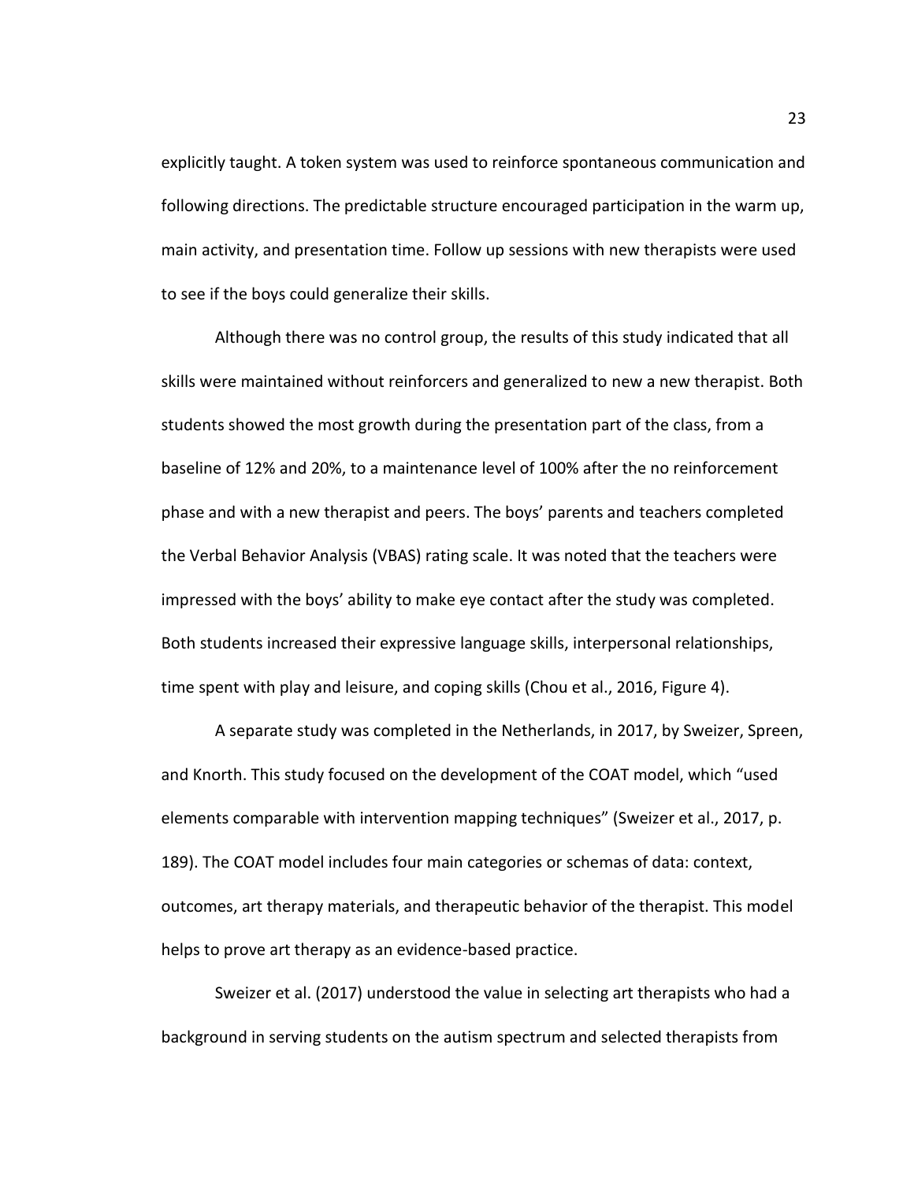explicitly taught. A token system was used to reinforce spontaneous communication and following directions. The predictable structure encouraged participation in the warm up, main activity, and presentation time. Follow up sessions with new therapists were used to see if the boys could generalize their skills.

Although there was no control group, the results of this study indicated that all skills were maintained without reinforcers and generalized to new a new therapist. Both students showed the most growth during the presentation part of the class, from a baseline of 12% and 20%, to a maintenance level of 100% after the no reinforcement phase and with a new therapist and peers. The boys' parents and teachers completed the Verbal Behavior Analysis (VBAS) rating scale. It was noted that the teachers were impressed with the boys' ability to make eye contact after the study was completed. Both students increased their expressive language skills, interpersonal relationships, time spent with play and leisure, and coping skills (Chou et al., 2016, Figure 4).

A separate study was completed in the Netherlands, in 2017, by Sweizer, Spreen, and Knorth. This study focused on the development of the COAT model, which "used elements comparable with intervention mapping techniques" (Sweizer et al., 2017, p. 189). The COAT model includes four main categories or schemas of data: context, outcomes, art therapy materials, and therapeutic behavior of the therapist. This model helps to prove art therapy as an evidence-based practice.

Sweizer et al. (2017) understood the value in selecting art therapists who had a background in serving students on the autism spectrum and selected therapists from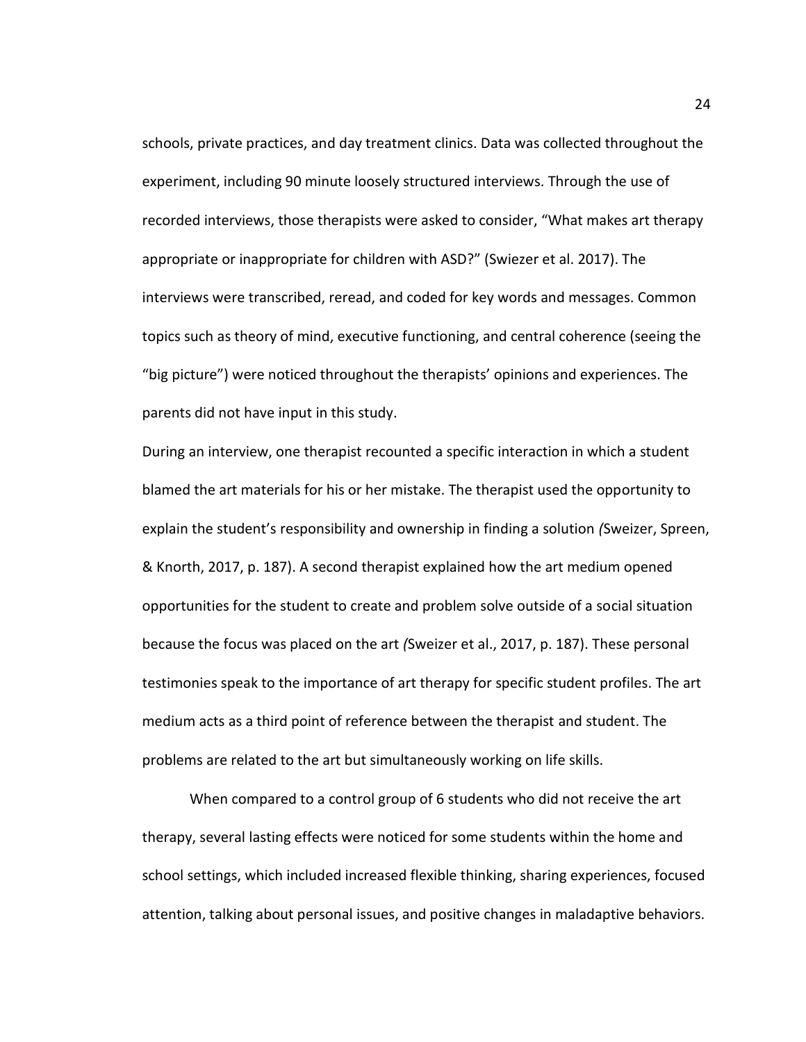schools, private practices, and day treatment clinics. Data was collected throughout the experiment, including 90 minute loosely structured interviews. Through the use of recorded interviews, those therapists were asked to consider, "What makes art therapy appropriate or inappropriate for children with ASD?" (Swiezer et al. 2017). The interviews were transcribed, reread, and coded for key words and messages. Common topics such as theory of mind, executive functioning, and central coherence (seeing the "big picture") were noticed throughout the therapists' opinions and experiences. The parents did not have input in this study.

During an interview, one therapist recounted a specific interaction in which a student blamed the art materials for his or her mistake. The therapist used the opportunity to explain the student's responsibility and ownership in finding a solution *(*Sweizer, Spreen, & Knorth, 2017, p. 187). A second therapist explained how the art medium opened opportunities for the student to create and problem solve outside of a social situation because the focus was placed on the art *(*Sweizer et al., 2017, p. 187). These personal testimonies speak to the importance of art therapy for specific student profiles. The art medium acts as a third point of reference between the therapist and student. The problems are related to the art but simultaneously working on life skills.

When compared to a control group of 6 students who did not receive the art therapy, several lasting effects were noticed for some students within the home and school settings, which included increased flexible thinking, sharing experiences, focused attention, talking about personal issues, and positive changes in maladaptive behaviors.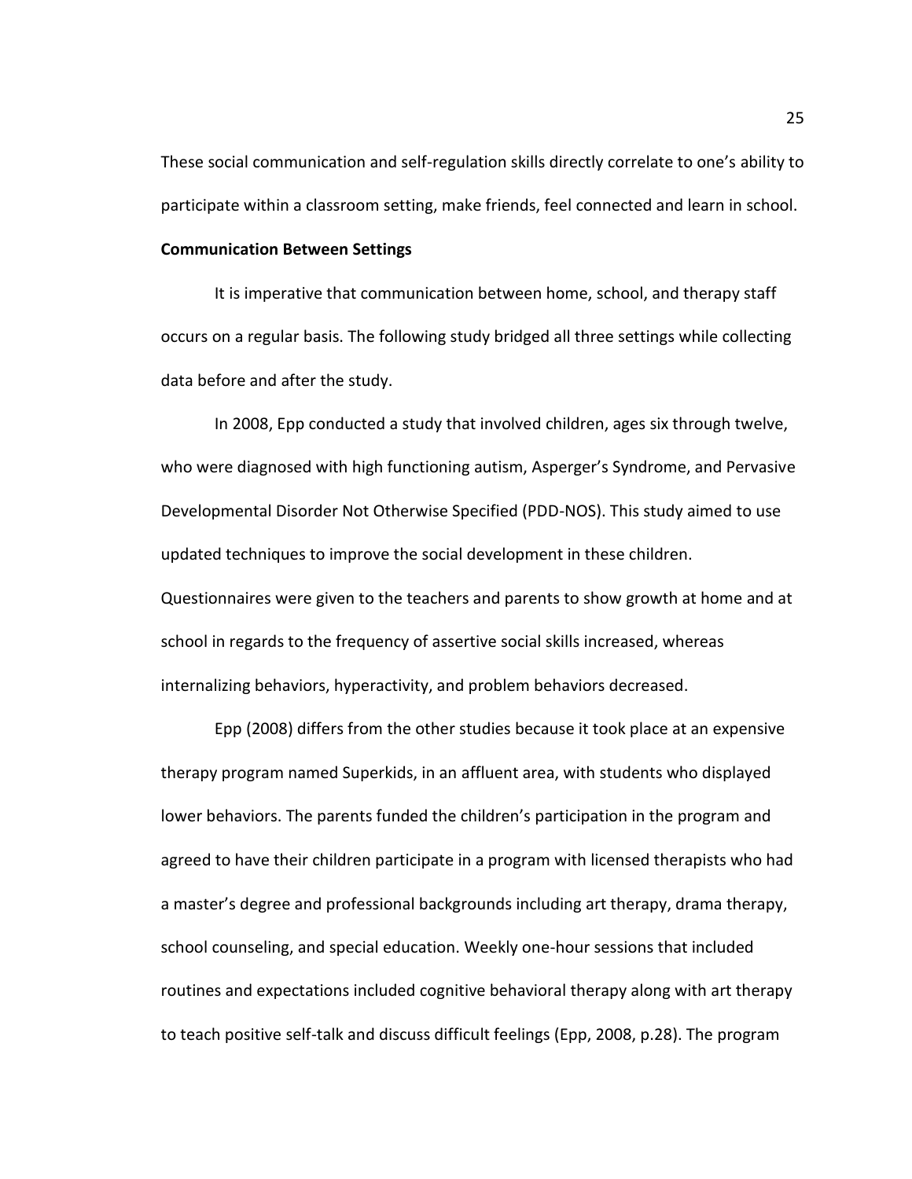These social communication and self-regulation skills directly correlate to one's ability to participate within a classroom setting, make friends, feel connected and learn in school.

**Communication Between Settings**

It is imperative that communication between home, school, and therapy staff occurs on a regular basis. The following study bridged all three settings while collecting data before and after the study.

In 2008, Epp conducted a study that involved children, ages six through twelve, who were diagnosed with high functioning autism, Asperger's Syndrome, and Pervasive Developmental Disorder Not Otherwise Specified (PDD-NOS). This study aimed to use updated techniques to improve the social development in these children. Questionnaires were given to the teachers and parents to show growth at home and at school in regards to the frequency of assertive social skills increased, whereas internalizing behaviors, hyperactivity, and problem behaviors decreased.

Epp (2008) differs from the other studies because it took place at an expensive therapy program named Superkids, in an affluent area, with students who displayed lower behaviors. The parents funded the children's participation in the program and agreed to have their children participate in a program with licensed therapists who had a master's degree and professional backgrounds including art therapy, drama therapy, school counseling, and special education. Weekly one-hour sessions that included routines and expectations included cognitive behavioral therapy along with art therapy to teach positive self-talk and discuss difficult feelings (Epp, 2008, p.28). The program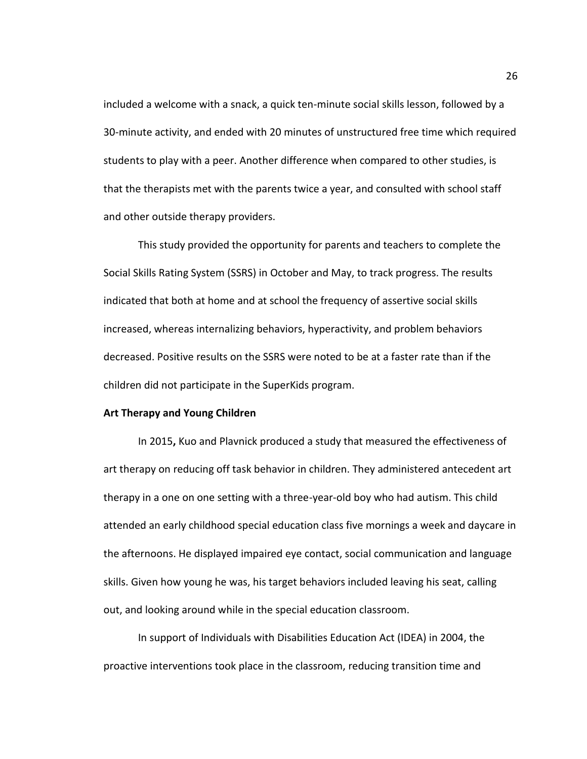included a welcome with a snack, a quick ten-minute social skills lesson, followed by a 30-minute activity, and ended with 20 minutes of unstructured free time which required students to play with a peer. Another difference when compared to other studies, is that the therapists met with the parents twice a year, and consulted with school staff and other outside therapy providers.

This study provided the opportunity for parents and teachers to complete the Social Skills Rating System (SSRS) in October and May, to track progress. The results indicated that both at home and at school the frequency of assertive social skills increased, whereas internalizing behaviors, hyperactivity, and problem behaviors decreased. Positive results on the SSRS were noted to be at a faster rate than if the children did not participate in the SuperKids program.

**Art Therapy and Young Children**

In 2015**,** Kuo and Plavnick produced a study that measured the effectiveness of art therapy on reducing off task behavior in children. They administered antecedent art therapy in a one on one setting with a three-year-old boy who had autism. This child attended an early childhood special education class five mornings a week and daycare in the afternoons. He displayed impaired eye contact, social communication and language skills. Given how young he was, his target behaviors included leaving his seat, calling out, and looking around while in the special education classroom.

In support of Individuals with Disabilities Education Act (IDEA) in 2004, the proactive interventions took place in the classroom, reducing transition time and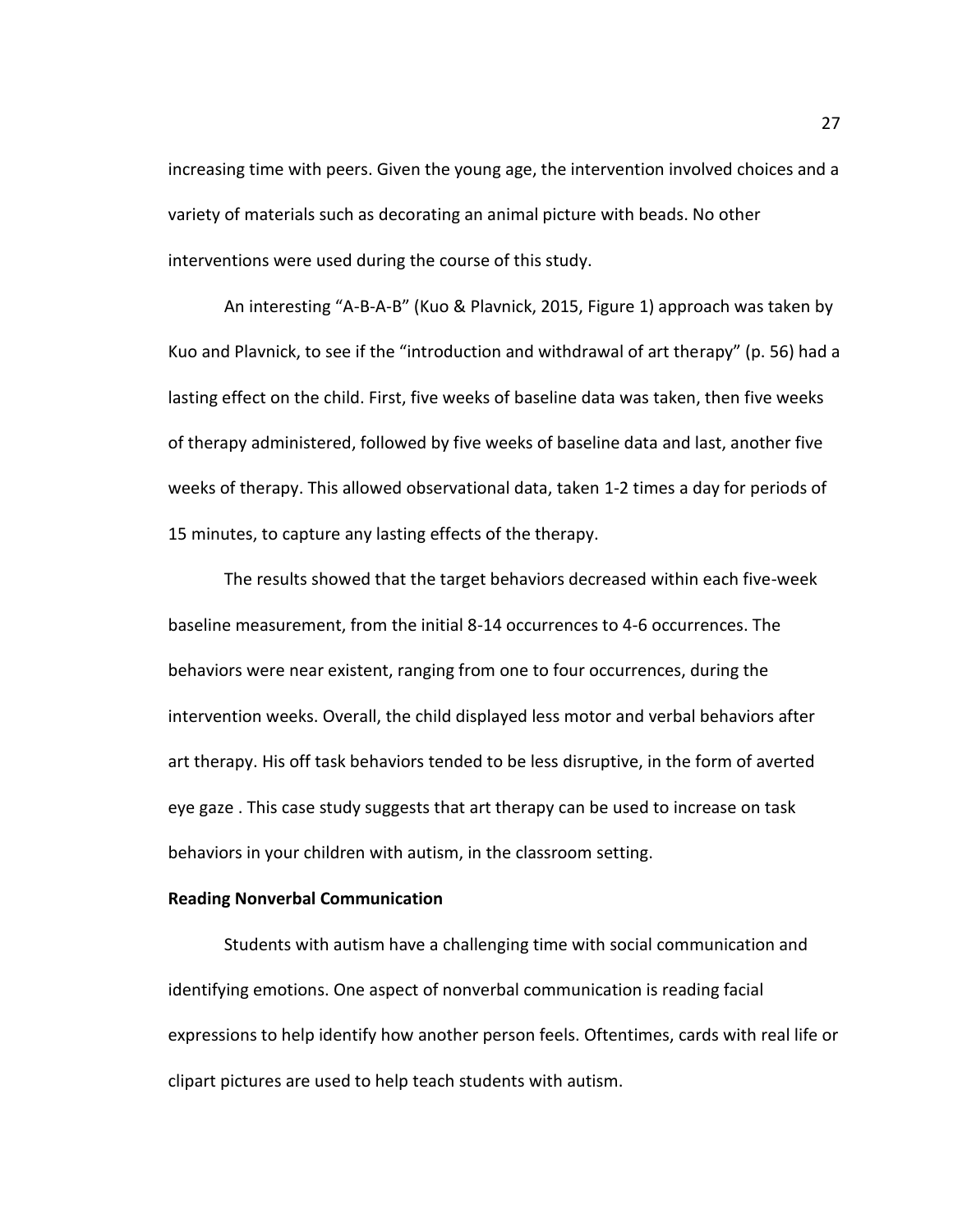increasing time with peers. Given the young age, the intervention involved choices and a variety of materials such as decorating an animal picture with beads. No other interventions were used during the course of this study.

An interesting "A-B-A-B" (Kuo & Plavnick, 2015, Figure 1) approach was taken by Kuo and Plavnick, to see if the "introduction and withdrawal of art therapy" (p. 56) had a lasting effect on the child. First, five weeks of baseline data was taken, then five weeks of therapy administered, followed by five weeks of baseline data and last, another five weeks of therapy. This allowed observational data, taken 1-2 times a day for periods of 15 minutes, to capture any lasting effects of the therapy.

The results showed that the target behaviors decreased within each five-week baseline measurement, from the initial 8-14 occurrences to 4-6 occurrences. The behaviors were near existent, ranging from one to four occurrences, during the intervention weeks. Overall, the child displayed less motor and verbal behaviors after art therapy. His off task behaviors tended to be less disruptive, in the form of averted eye gaze . This case study suggests that art therapy can be used to increase on task behaviors in your children with autism, in the classroom setting.

**Reading Nonverbal Communication**

Students with autism have a challenging time with social communication and identifying emotions. One aspect of nonverbal communication is reading facial expressions to help identify how another person feels. Oftentimes, cards with real life or clipart pictures are used to help teach students with autism.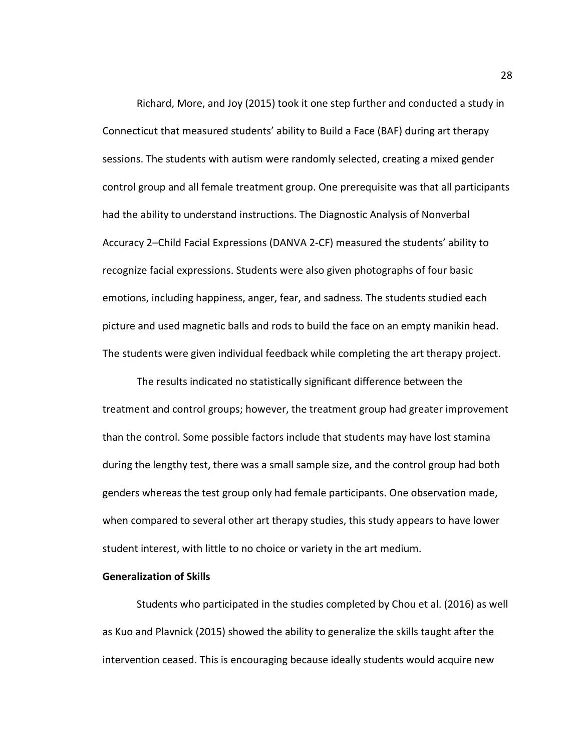Richard, More, and Joy (2015) took it one step further and conducted a study in Connecticut that measured students' ability to Build a Face (BAF) during art therapy sessions. The students with autism were randomly selected, creating a mixed gender control group and all female treatment group. One prerequisite was that all participants had the ability to understand instructions. The Diagnostic Analysis of Nonverbal Accuracy 2–Child Facial Expressions (DANVA 2-CF) measured the students' ability to recognize facial expressions. Students were also given photographs of four basic emotions, including happiness, anger, fear, and sadness. The students studied each picture and used magnetic balls and rods to build the face on an empty manikin head. The students were given individual feedback while completing the art therapy project.

The results indicated no statistically significant difference between the treatment and control groups; however, the treatment group had greater improvement than the control. Some possible factors include that students may have lost stamina during the lengthy test, there was a small sample size, and the control group had both genders whereas the test group only had female participants. One observation made, when compared to several other art therapy studies, this study appears to have lower student interest, with little to no choice or variety in the art medium.

**Generalization of Skills**

Students who participated in the studies completed by Chou et al. (2016) as well as Kuo and Plavnick (2015) showed the ability to generalize the skills taught after the intervention ceased. This is encouraging because ideally students would acquire new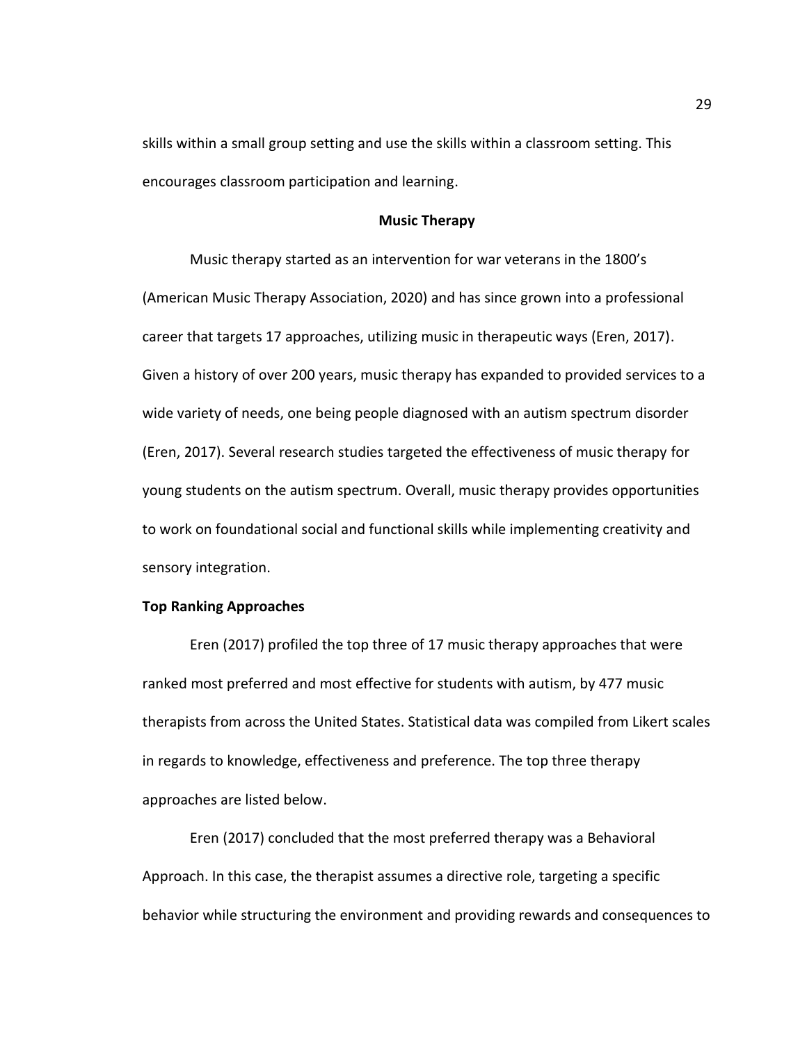skills within a small group setting and use the skills within a classroom setting. This encourages classroom participation and learning.

## Music Therapy

Music therapy started as an intervention for war veterans in the 1800's (American Music Therapy Association, 2020) and has since grown into a professional career that targets 17 approaches, utilizing music in therapeutic ways (Eren, 2017). Given a history of over 200 years, music therapy has expanded to provided services to a wide variety of needs, one being people diagnosed with an autism spectrum disorder (Eren, 2017). Several research studies targeted the effectiveness of music therapy for young students on the autism spectrum. Overall, music therapy provides opportunities to work on foundational social and functional skills while implementing creativity and sensory integration.

### Top Ranking Approaches

Eren (2017) profiled the top three of 17 music therapy approaches that were ranked most preferred and most effective for students with autism, by 477 music therapists from across the United States. Statistical data was compiled from Likert scales in regards to knowledge, effectiveness and preference. The top three therapy approaches are listed below.

Eren (2017) concluded that the most preferred therapy was a Behavioral Approach. In this case, the therapist assumes a directive role, targeting a specific behavior while structuring the environment and providing rewards and consequences to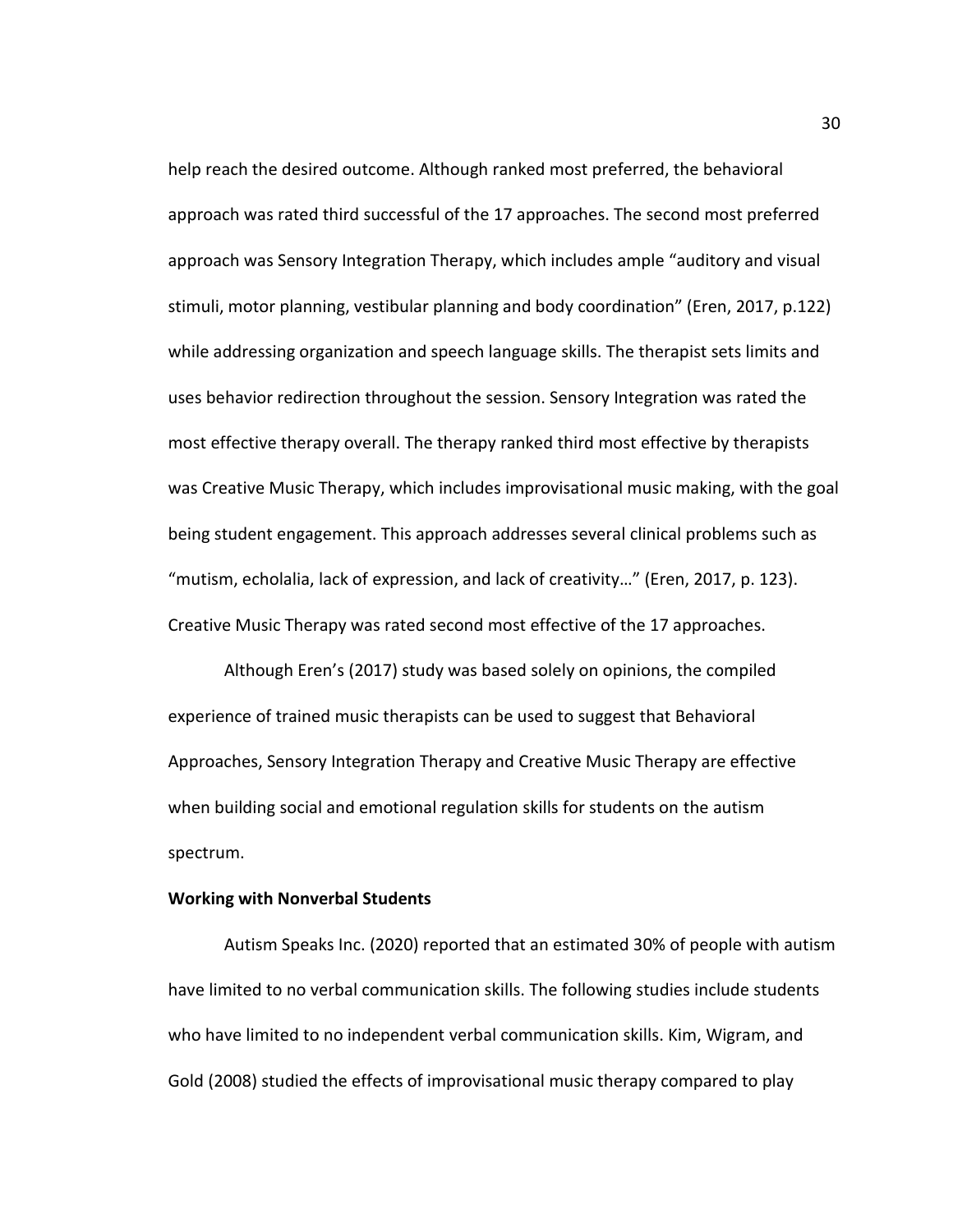help reach the desired outcome. Although ranked most preferred, the behavioral approach was rated third successful of the 17 approaches. The second most preferred approach was Sensory Integration Therapy, which includes ample "auditory and visual stimuli, motor planning, vestibular planning and body coordination" (Eren, 2017, p.122) while addressing organization and speech language skills. The therapist sets limits and uses behavior redirection throughout the session. Sensory Integration was rated the most effective therapy overall. The therapy ranked third most effective by therapists was Creative Music Therapy, which includes improvisational music making, with the goal being student engagement. This approach addresses several clinical problems such as "mutism, echolalia, lack of expression, and lack of creativity…" (Eren, 2017, p. 123). Creative Music Therapy was rated second most effective of the 17 approaches.

Although Eren's (2017) study was based solely on opinions, the compiled experience of trained music therapists can be used to suggest that Behavioral Approaches, Sensory Integration Therapy and Creative Music Therapy are effective when building social and emotional regulation skills for students on the autism spectrum.

**Working with Nonverbal Students**

Autism Speaks Inc. (2020) reported that an estimated 30% of people with autism have limited to no verbal communication skills. The following studies include students who have limited to no independent verbal communication skills. Kim, Wigram, and Gold (2008) studied the effects of improvisational music therapy compared to play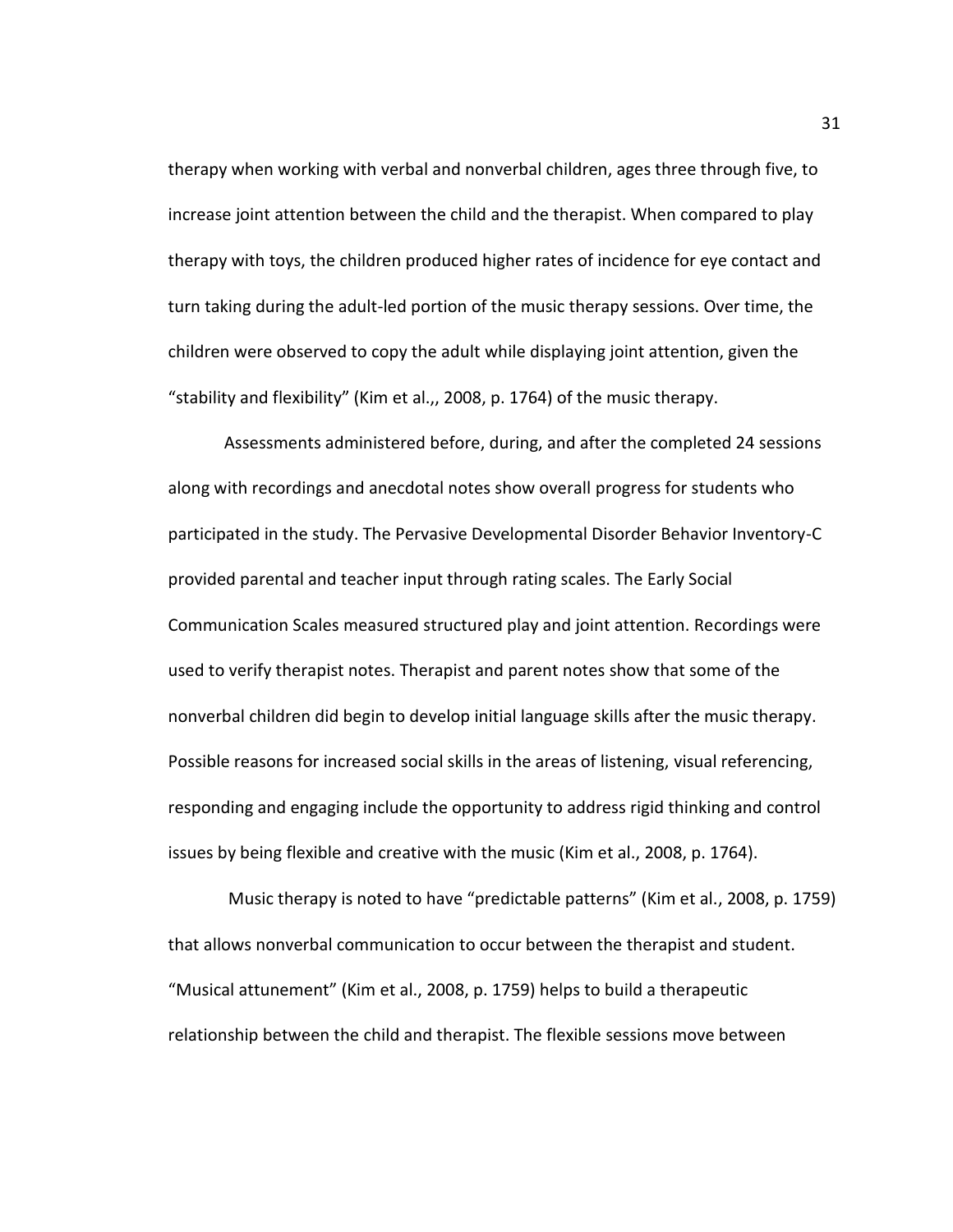therapy when working with verbal and nonverbal children, ages three through five, to increase joint attention between the child and the therapist. When compared to play therapy with toys, the children produced higher rates of incidence for eye contact and turn taking during the adult-led portion of the music therapy sessions. Over time, the children were observed to copy the adult while displaying joint attention, given the "stability and flexibility" (Kim et al.,, 2008, p. 1764) of the music therapy.

Assessments administered before, during, and after the completed 24 sessions along with recordings and anecdotal notes show overall progress for students who participated in the study. The Pervasive Developmental Disorder Behavior Inventory-C provided parental and teacher input through rating scales. The Early Social Communication Scales measured structured play and joint attention. Recordings were used to verify therapist notes. Therapist and parent notes show that some of the nonverbal children did begin to develop initial language skills after the music therapy. Possible reasons for increased social skills in the areas of listening, visual referencing, responding and engaging include the opportunity to address rigid thinking and control issues by being flexible and creative with the music (Kim et al., 2008, p. 1764).

Music therapy is noted to have "predictable patterns" (Kim et al., 2008, p. 1759) that allows nonverbal communication to occur between the therapist and student. "Musical attunement" (Kim et al., 2008, p. 1759) helps to build a therapeutic relationship between the child and therapist. The flexible sessions move between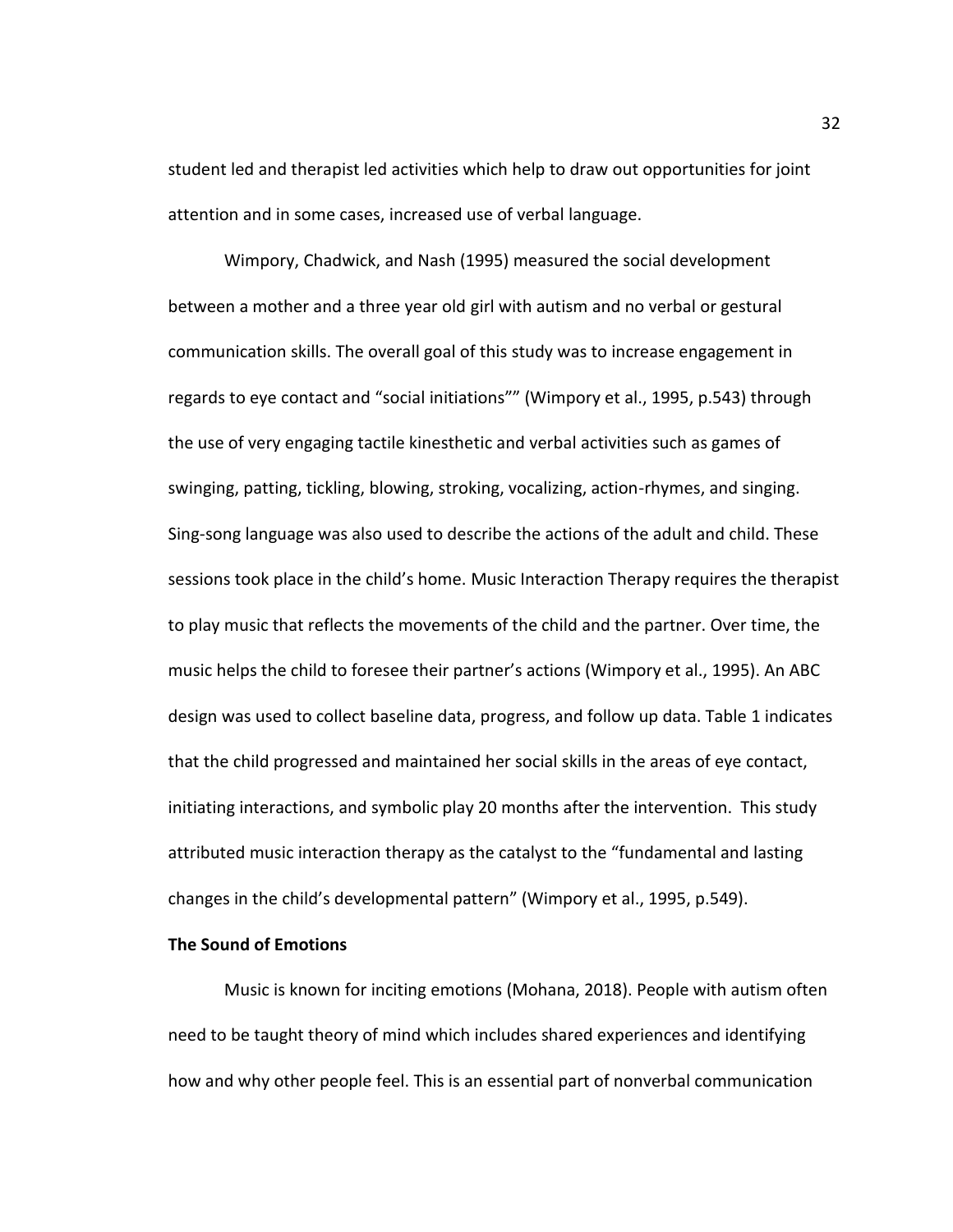student led and therapist led activities which help to draw out opportunities for joint attention and in some cases, increased use of verbal language.

Wimpory, Chadwick, and Nash (1995) measured the social development between a mother and a three year old girl with autism and no verbal or gestural communication skills. The overall goal of this study was to increase engagement in regards to eye contact and "social initiations"" (Wimpory et al., 1995, p.543) through the use of very engaging tactile kinesthetic and verbal activities such as games of swinging, patting, tickling, blowing, stroking, vocalizing, action-rhymes, and singing. Sing-song language was also used to describe the actions of the adult and child. These sessions took place in the child's home. Music Interaction Therapy requires the therapist to play music that reflects the movements of the child and the partner. Over time, the music helps the child to foresee their partner's actions (Wimpory et al., 1995). An ABC design was used to collect baseline data, progress, and follow up data. Table 1 indicates that the child progressed and maintained her social skills in the areas of eye contact, initiating interactions, and symbolic play 20 months after the intervention. This study attributed music interaction therapy as the catalyst to the "fundamental and lasting changes in the child's developmental pattern" (Wimpory et al., 1995, p.549).

**The Sound of Emotions**

Music is known for inciting emotions (Mohana, 2018). People with autism often need to be taught theory of mind which includes shared experiences and identifying how and why other people feel. This is an essential part of nonverbal communication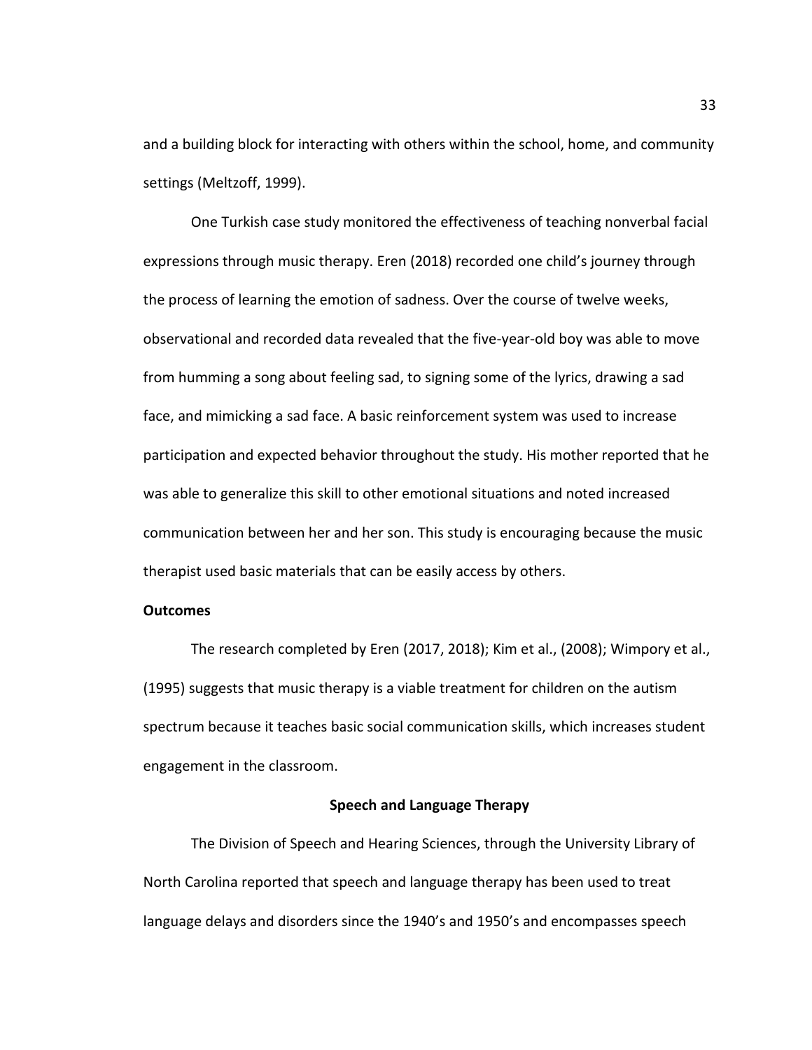and a building block for interacting with others within the school, home, and community settings (Meltzoff, 1999).

One Turkish case study monitored the effectiveness of teaching nonverbal facial expressions through music therapy. Eren (2018) recorded one child's journey through the process of learning the emotion of sadness. Over the course of twelve weeks, observational and recorded data revealed that the five-year-old boy was able to move from humming a song about feeling sad, to signing some of the lyrics, drawing a sad face, and mimicking a sad face. A basic reinforcement system was used to increase participation and expected behavior throughout the study. His mother reported that he was able to generalize this skill to other emotional situations and noted increased communication between her and her son. This study is encouraging because the music therapist used basic materials that can be easily access by others.

**Outcomes**

The research completed by Eren (2017, 2018); Kim et al., (2008); Wimpory et al., (1995) suggests that music therapy is a viable treatment for children on the autism spectrum because it teaches basic social communication skills, which increases student engagement in the classroom.

## Speech and Language Therapy

The Division of Speech and Hearing Sciences, through the University Library of North Carolina reported that speech and language therapy has been used to treat language delays and disorders since the 1940's and 1950's and encompasses speech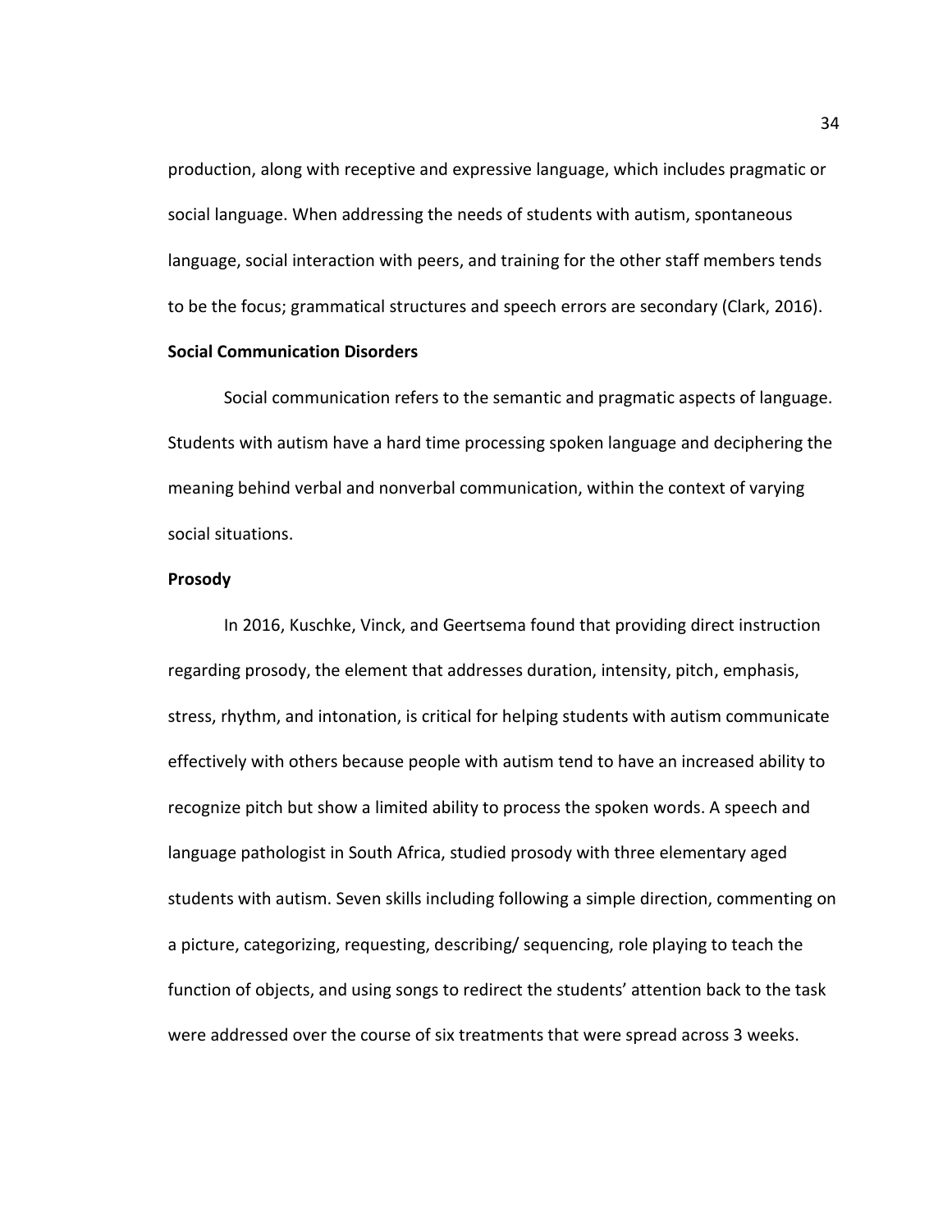production, along with receptive and expressive language, which includes pragmatic or social language. When addressing the needs of students with autism, spontaneous language, social interaction with peers, and training for the other staff members tends to be the focus; grammatical structures and speech errors are secondary (Clark, 2016).

**Social Communication Disorders**

Social communication refers to the semantic and pragmatic aspects of language. Students with autism have a hard time processing spoken language and deciphering the meaning behind verbal and nonverbal communication, within the context of varying social situations.

**Prosody**

In 2016, Kuschke, Vinck, and Geertsema found that providing direct instruction regarding prosody, the element that addresses duration, intensity, pitch, emphasis, stress, rhythm, and intonation, is critical for helping students with autism communicate effectively with others because people with autism tend to have an increased ability to recognize pitch but show a limited ability to process the spoken words. A speech and language pathologist in South Africa, studied prosody with three elementary aged students with autism. Seven skills including following a simple direction, commenting on a picture, categorizing, requesting, describing/ sequencing, role playing to teach the function of objects, and using songs to redirect the students' attention back to the task were addressed over the course of six treatments that were spread across 3 weeks.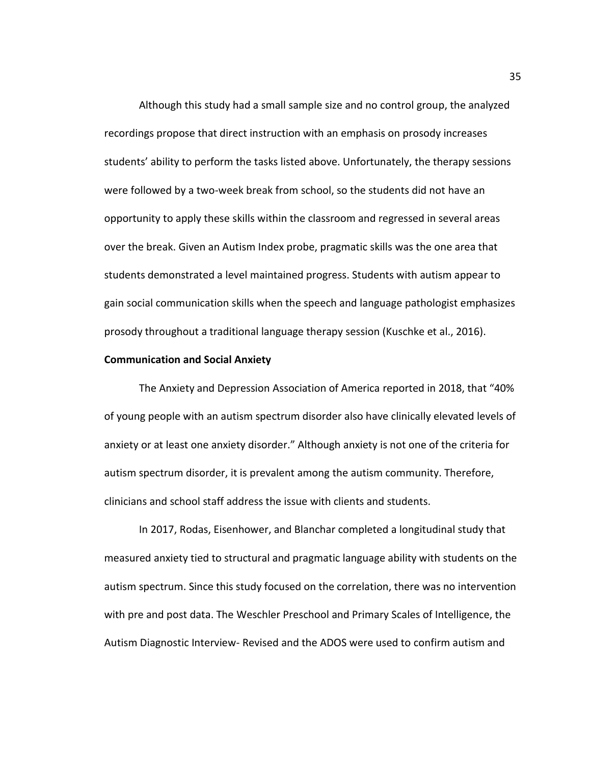Although this study had a small sample size and no control group, the analyzed recordings propose that direct instruction with an emphasis on prosody increases students' ability to perform the tasks listed above. Unfortunately, the therapy sessions were followed by a two-week break from school, so the students did not have an opportunity to apply these skills within the classroom and regressed in several areas over the break. Given an Autism Index probe, pragmatic skills was the one area that students demonstrated a level maintained progress. Students with autism appear to gain social communication skills when the speech and language pathologist emphasizes prosody throughout a traditional language therapy session (Kuschke et al., 2016).

**Communication and Social Anxiety**

The Anxiety and Depression Association of America reported in 2018, that "40% of young people with an autism spectrum disorder also have clinically elevated levels of anxiety or at least one anxiety disorder." Although anxiety is not one of the criteria for autism spectrum disorder, it is prevalent among the autism community. Therefore, clinicians and school staff address the issue with clients and students.

In 2017, Rodas, Eisenhower, and Blanchar completed a longitudinal study that measured anxiety tied to structural and pragmatic language ability with students on the autism spectrum. Since this study focused on the correlation, there was no intervention with pre and post data. The Weschler Preschool and Primary Scales of Intelligence, the Autism Diagnostic Interview- Revised and the ADOS were used to confirm autism and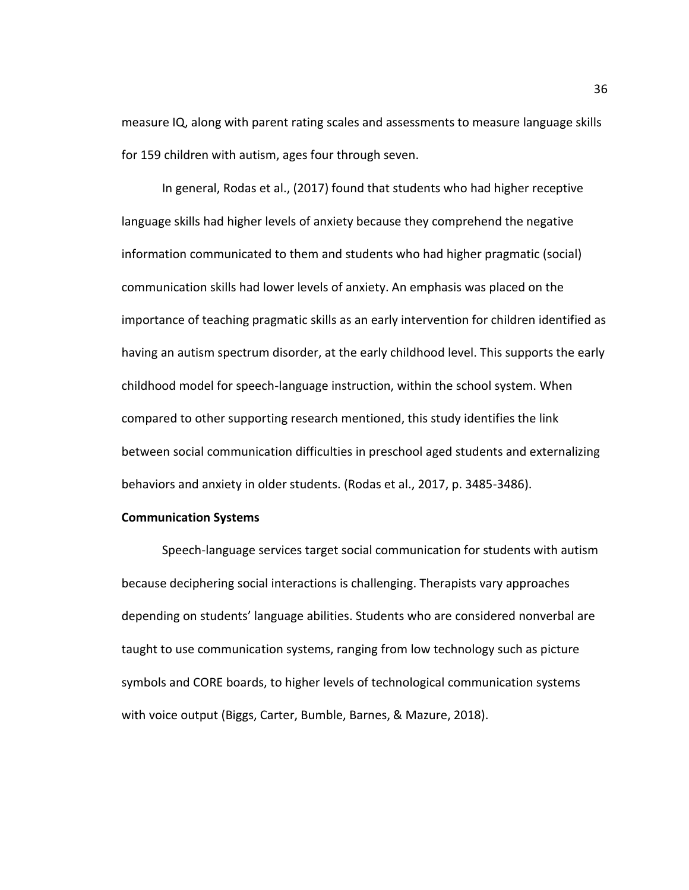measure IQ, along with parent rating scales and assessments to measure language skills for 159 children with autism, ages four through seven.

In general, Rodas et al., (2017) found that students who had higher receptive language skills had higher levels of anxiety because they comprehend the negative information communicated to them and students who had higher pragmatic (social) communication skills had lower levels of anxiety. An emphasis was placed on the importance of teaching pragmatic skills as an early intervention for children identified as having an autism spectrum disorder, at the early childhood level. This supports the early childhood model for speech-language instruction, within the school system. When compared to other supporting research mentioned, this study identifies the link between social communication difficulties in preschool aged students and externalizing behaviors and anxiety in older students. (Rodas et al., 2017, p. 3485-3486).

**Communication Systems**

Speech-language services target social communication for students with autism because deciphering social interactions is challenging. Therapists vary approaches depending on students' language abilities. Students who are considered nonverbal are taught to use communication systems, ranging from low technology such as picture symbols and CORE boards, to higher levels of technological communication systems with voice output (Biggs, Carter, Bumble, Barnes, & Mazure, 2018).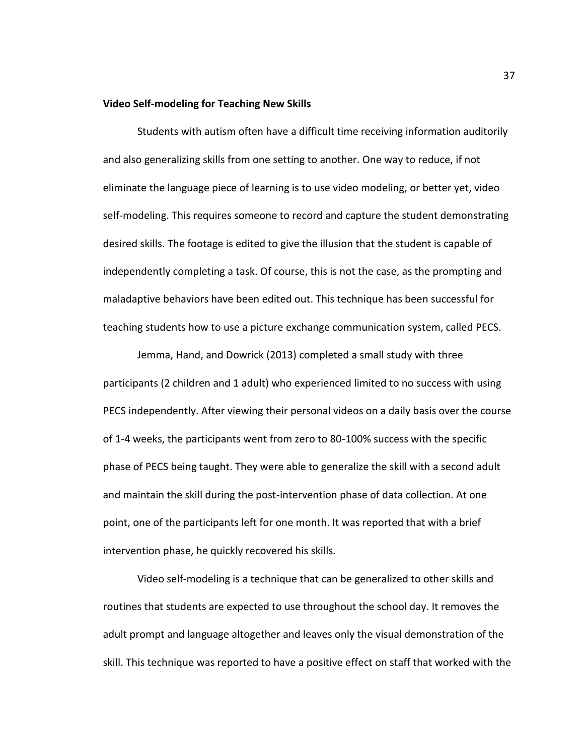**Video Self-modeling for Teaching New Skills**

Students with autism often have a difficult time receiving information auditorily and also generalizing skills from one setting to another. One way to reduce, if not eliminate the language piece of learning is to use video modeling, or better yet, video self-modeling. This requires someone to record and capture the student demonstrating desired skills. The footage is edited to give the illusion that the student is capable of independently completing a task. Of course, this is not the case, as the prompting and maladaptive behaviors have been edited out. This technique has been successful for teaching students how to use a picture exchange communication system, called PECS.

Jemma, Hand, and Dowrick (2013) completed a small study with three participants (2 children and 1 adult) who experienced limited to no success with using PECS independently. After viewing their personal videos on a daily basis over the course of 1-4 weeks, the participants went from zero to 80-100% success with the specific phase of PECS being taught. They were able to generalize the skill with a second adult and maintain the skill during the post-intervention phase of data collection. At one point, one of the participants left for one month. It was reported that with a brief intervention phase, he quickly recovered his skills.

Video self-modeling is a technique that can be generalized to other skills and routines that students are expected to use throughout the school day. It removes the adult prompt and language altogether and leaves only the visual demonstration of the skill. This technique was reported to have a positive effect on staff that worked with the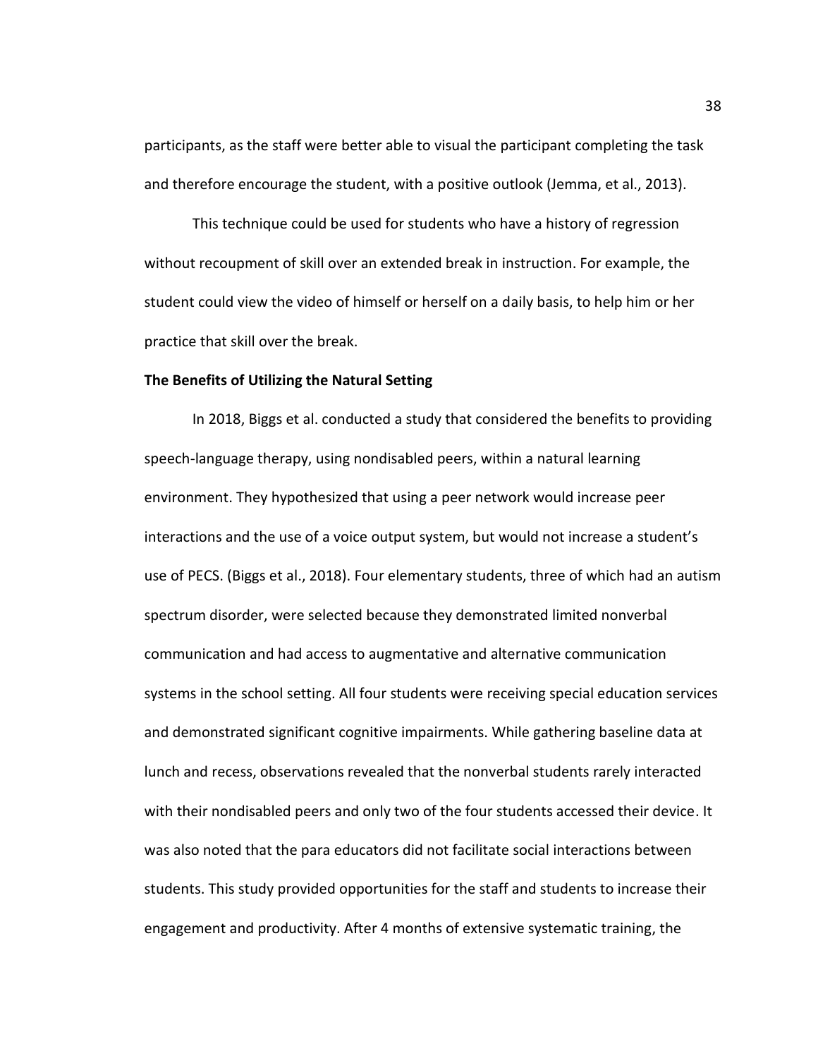participants, as the staff were better able to visual the participant completing the task and therefore encourage the student, with a positive outlook (Jemma, et al., 2013).

This technique could be used for students who have a history of regression without recoupment of skill over an extended break in instruction. For example, the student could view the video of himself or herself on a daily basis, to help him or her practice that skill over the break.

**The Benefits of Utilizing the Natural Setting**

In 2018, Biggs et al. conducted a study that considered the benefits to providing speech-language therapy, using nondisabled peers, within a natural learning environment. They hypothesized that using a peer network would increase peer interactions and the use of a voice output system, but would not increase a student's use of PECS. (Biggs et al., 2018). Four elementary students, three of which had an autism spectrum disorder, were selected because they demonstrated limited nonverbal communication and had access to augmentative and alternative communication systems in the school setting. All four students were receiving special education services and demonstrated significant cognitive impairments. While gathering baseline data at lunch and recess, observations revealed that the nonverbal students rarely interacted with their nondisabled peers and only two of the four students accessed their device. It was also noted that the para educators did not facilitate social interactions between students. This study provided opportunities for the staff and students to increase their engagement and productivity. After 4 months of extensive systematic training, the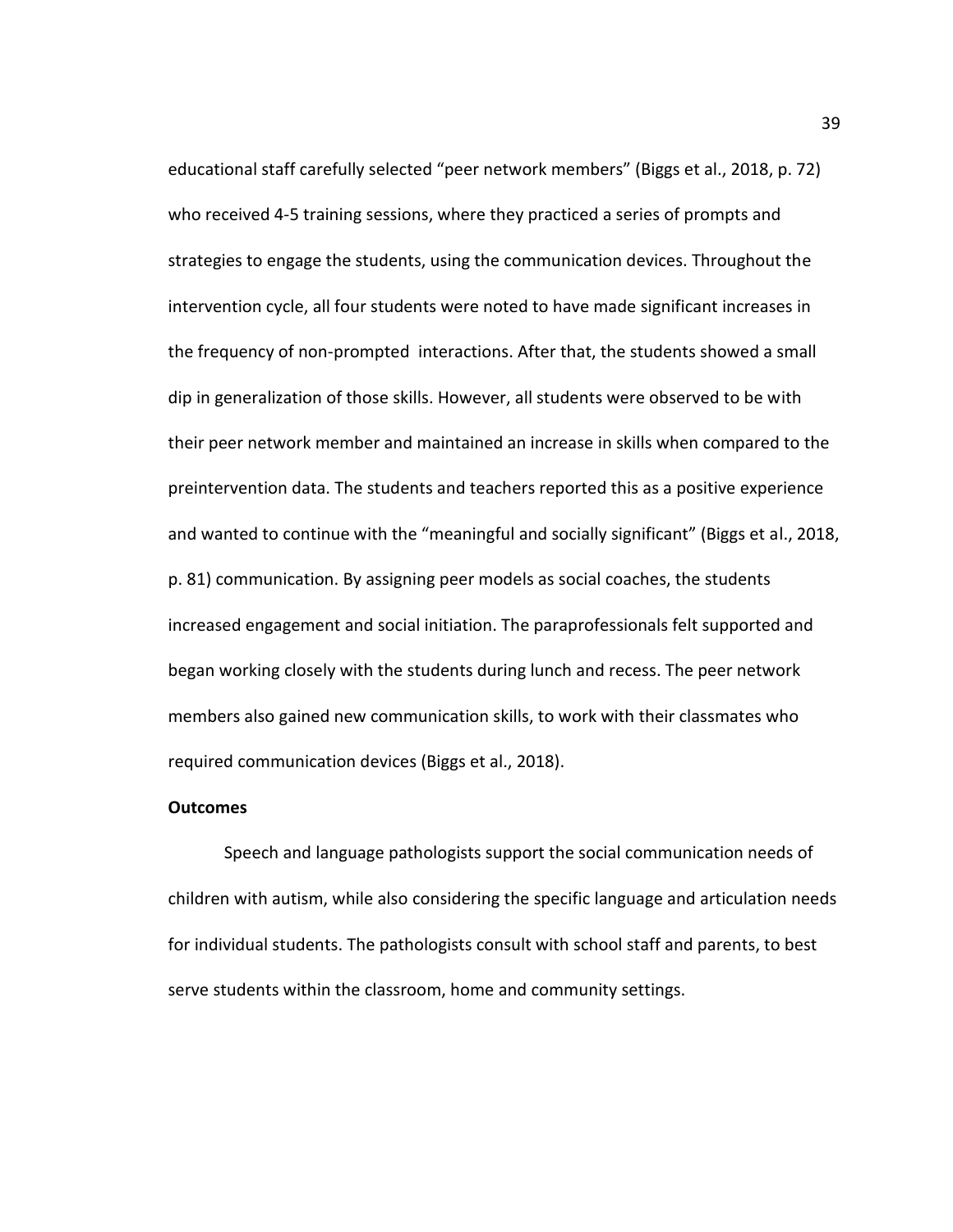educational staff carefully selected "peer network members" (Biggs et al., 2018, p. 72) who received 4-5 training sessions, where they practiced a series of prompts and strategies to engage the students, using the communication devices. Throughout the intervention cycle, all four students were noted to have made significant increases in the frequency of non-prompted interactions. After that, the students showed a small dip in generalization of those skills. However, all students were observed to be with their peer network member and maintained an increase in skills when compared to the preintervention data. The students and teachers reported this as a positive experience and wanted to continue with the "meaningful and socially significant" (Biggs et al., 2018, p. 81) communication. By assigning peer models as social coaches, the students increased engagement and social initiation. The paraprofessionals felt supported and began working closely with the students during lunch and recess. The peer network members also gained new communication skills, to work with their classmates who required communication devices (Biggs et al., 2018).

**Outcomes**

Speech and language pathologists support the social communication needs of children with autism, while also considering the specific language and articulation needs for individual students. The pathologists consult with school staff and parents, to best serve students within the classroom, home and community settings.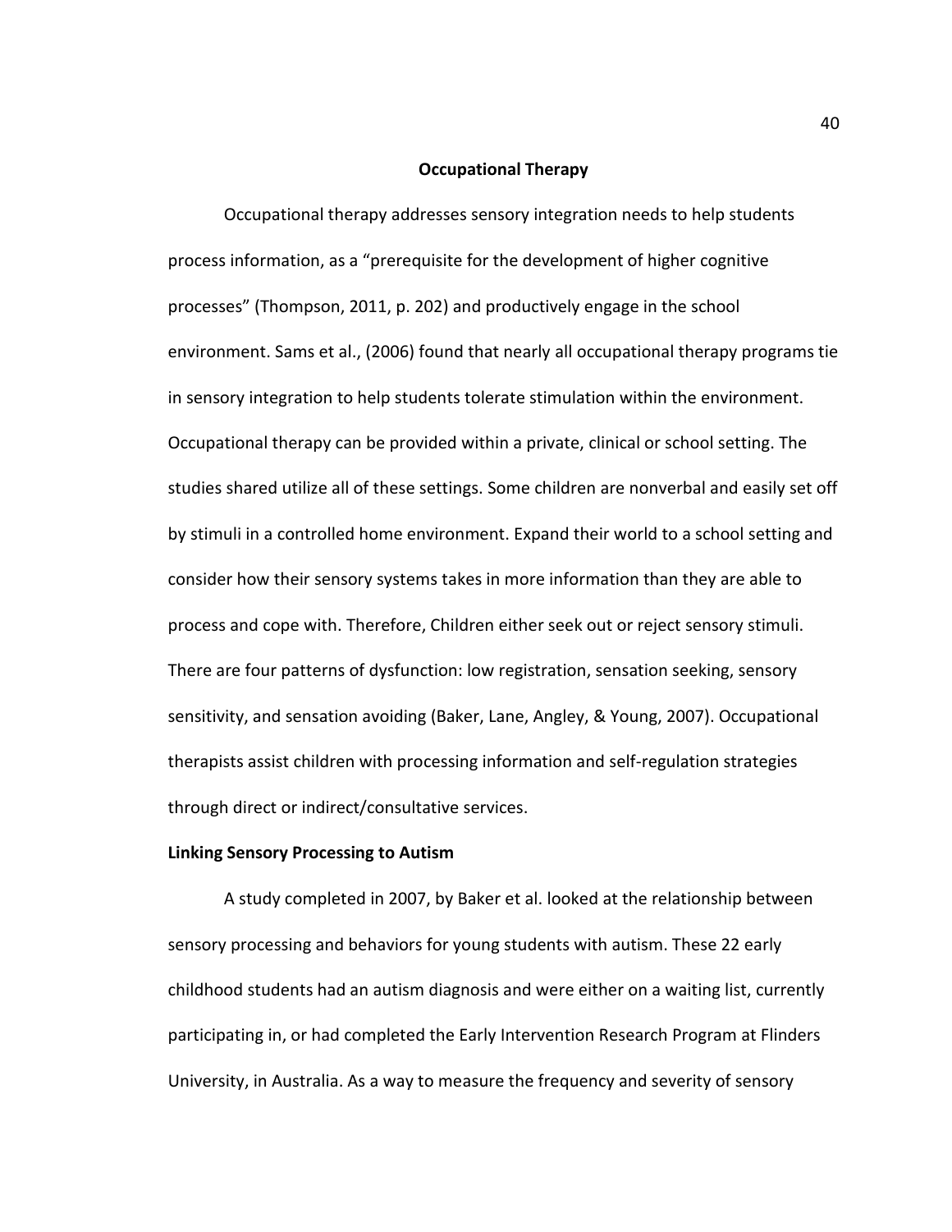## Occupational Therapy

Occupational therapy addresses sensory integration needs to help students process information, as a "prerequisite for the development of higher cognitive processes" (Thompson, 2011, p. 202) and productively engage in the school environment. Sams et al., (2006) found that nearly all occupational therapy programs tie in sensory integration to help students tolerate stimulation within the environment. Occupational therapy can be provided within a private, clinical or school setting. The studies shared utilize all of these settings. Some children are nonverbal and easily set off by stimuli in a controlled home environment. Expand their world to a school setting and consider how their sensory systems takes in more information than they are able to process and cope with. Therefore, Children either seek out or reject sensory stimuli. There are four patterns of dysfunction: low registration, sensation seeking, sensory sensitivity, and sensation avoiding (Baker, Lane, Angley, & Young, 2007). Occupational therapists assist children with processing information and self-regulation strategies through direct or indirect/consultative services.

### Linking Sensory Processing to Autism

A study completed in 2007, by Baker et al. looked at the relationship between sensory processing and behaviors for young students with autism. These 22 early childhood students had an autism diagnosis and were either on a waiting list, currently participating in, or had completed the Early Intervention Research Program at Flinders University, in Australia. As a way to measure the frequency and severity of sensory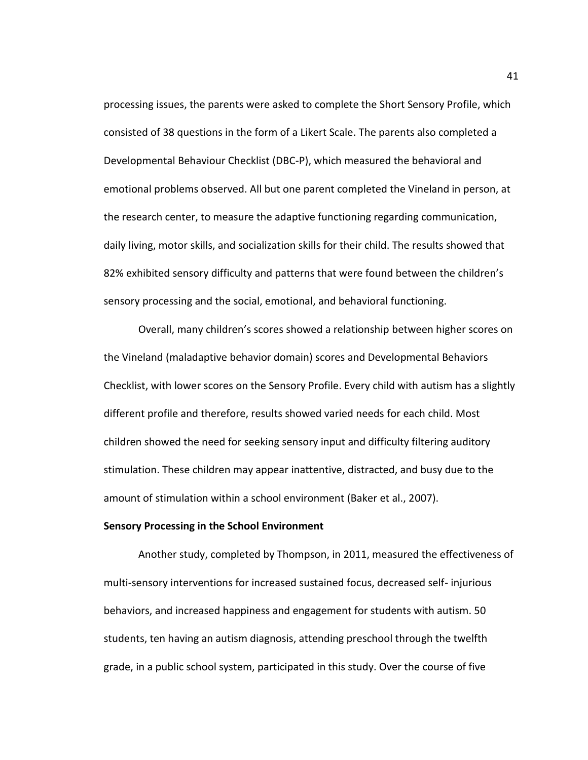processing issues, the parents were asked to complete the Short Sensory Profile, which consisted of 38 questions in the form of a Likert Scale. The parents also completed a Developmental Behaviour Checklist (DBC-P), which measured the behavioral and emotional problems observed. All but one parent completed the Vineland in person, at the research center, to measure the adaptive functioning regarding communication, daily living, motor skills, and socialization skills for their child. The results showed that 82% exhibited sensory difficulty and patterns that were found between the children's sensory processing and the social, emotional, and behavioral functioning.

Overall, many children's scores showed a relationship between higher scores on the Vineland (maladaptive behavior domain) scores and Developmental Behaviors Checklist, with lower scores on the Sensory Profile. Every child with autism has a slightly different profile and therefore, results showed varied needs for each child. Most children showed the need for seeking sensory input and difficulty filtering auditory stimulation. These children may appear inattentive, distracted, and busy due to the amount of stimulation within a school environment (Baker et al., 2007).

**Sensory Processing in the School Environment**

Another study, completed by Thompson, in 2011, measured the effectiveness of multi-sensory interventions for increased sustained focus, decreased self- injurious behaviors, and increased happiness and engagement for students with autism. 50 students, ten having an autism diagnosis, attending preschool through the twelfth grade, in a public school system, participated in this study. Over the course of five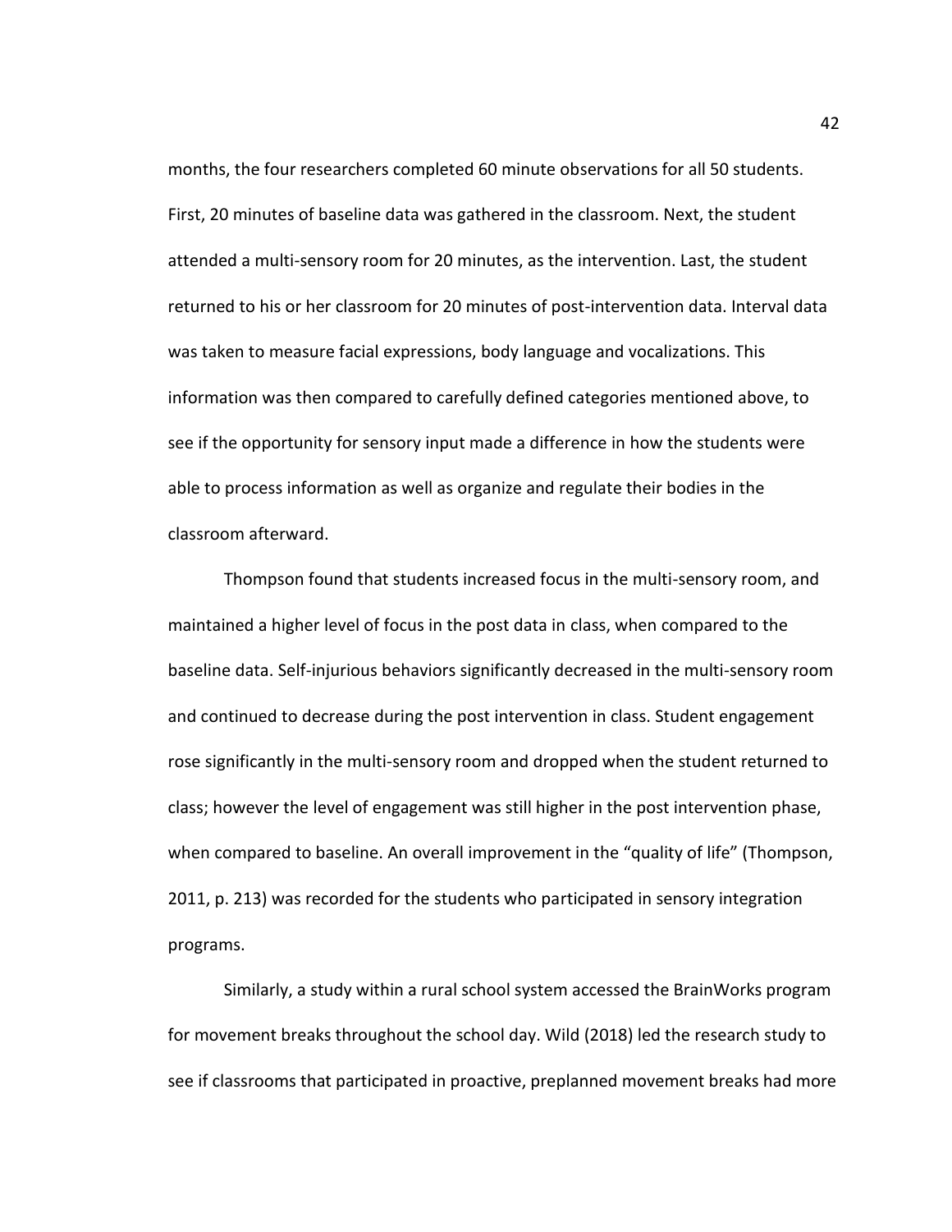months, the four researchers completed 60 minute observations for all 50 students. First, 20 minutes of baseline data was gathered in the classroom. Next, the student attended a multi-sensory room for 20 minutes, as the intervention. Last, the student returned to his or her classroom for 20 minutes of post-intervention data. Interval data was taken to measure facial expressions, body language and vocalizations. This information was then compared to carefully defined categories mentioned above, to see if the opportunity for sensory input made a difference in how the students were able to process information as well as organize and regulate their bodies in the classroom afterward.

Thompson found that students increased focus in the multi-sensory room, and maintained a higher level of focus in the post data in class, when compared to the baseline data. Self-injurious behaviors significantly decreased in the multi-sensory room and continued to decrease during the post intervention in class. Student engagement rose significantly in the multi-sensory room and dropped when the student returned to class; however the level of engagement was still higher in the post intervention phase, when compared to baseline. An overall improvement in the "quality of life" (Thompson, 2011, p. 213) was recorded for the students who participated in sensory integration programs.

Similarly, a study within a rural school system accessed the BrainWorks program for movement breaks throughout the school day. Wild (2018) led the research study to see if classrooms that participated in proactive, preplanned movement breaks had more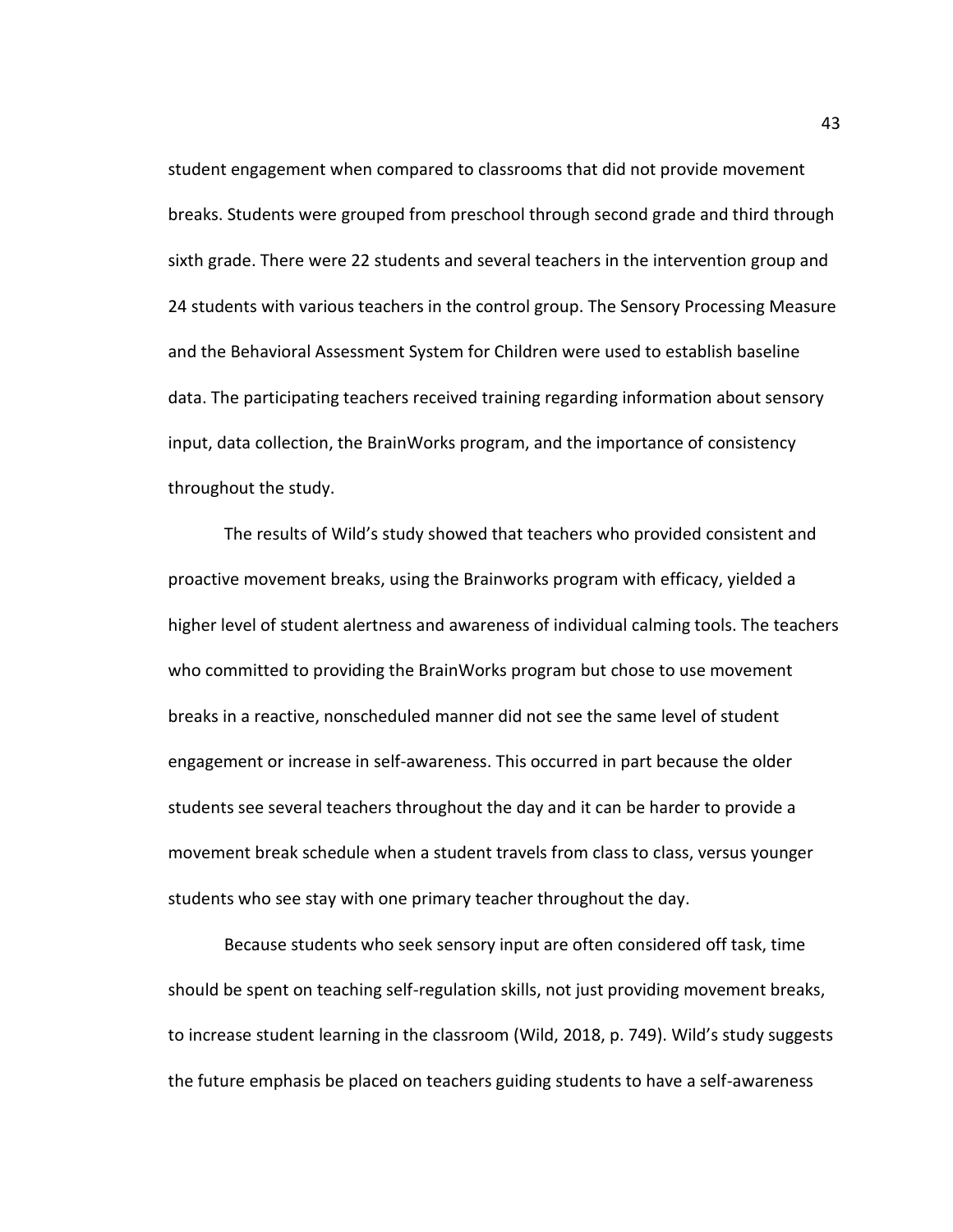student engagement when compared to classrooms that did not provide movement breaks. Students were grouped from preschool through second grade and third through sixth grade. There were 22 students and several teachers in the intervention group and 24 students with various teachers in the control group. The Sensory Processing Measure and the Behavioral Assessment System for Children were used to establish baseline data. The participating teachers received training regarding information about sensory input, data collection, the BrainWorks program, and the importance of consistency throughout the study.

The results of Wild's study showed that teachers who provided consistent and proactive movement breaks, using the Brainworks program with efficacy, yielded a higher level of student alertness and awareness of individual calming tools. The teachers who committed to providing the BrainWorks program but chose to use movement breaks in a reactive, nonscheduled manner did not see the same level of student engagement or increase in self-awareness. This occurred in part because the older students see several teachers throughout the day and it can be harder to provide a movement break schedule when a student travels from class to class, versus younger students who see stay with one primary teacher throughout the day.

Because students who seek sensory input are often considered off task, time should be spent on teaching self-regulation skills, not just providing movement breaks, to increase student learning in the classroom (Wild, 2018, p. 749). Wild's study suggests the future emphasis be placed on teachers guiding students to have a self-awareness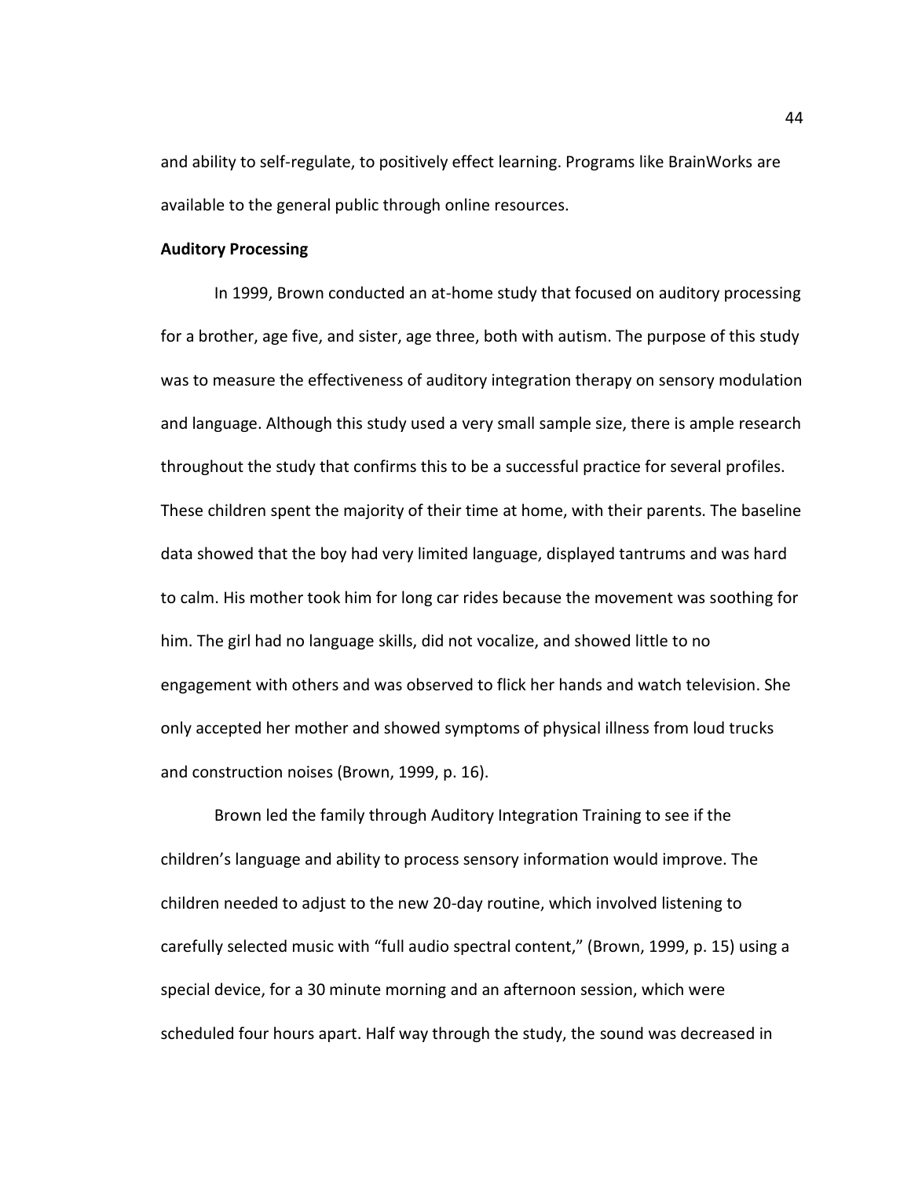and ability to self-regulate, to positively effect learning. Programs like BrainWorks are available to the general public through online resources.

**Auditory Processing**

In 1999, Brown conducted an at-home study that focused on auditory processing for a brother, age five, and sister, age three, both with autism. The purpose of this study was to measure the effectiveness of auditory integration therapy on sensory modulation and language. Although this study used a very small sample size, there is ample research throughout the study that confirms this to be a successful practice for several profiles. These children spent the majority of their time at home, with their parents. The baseline data showed that the boy had very limited language, displayed tantrums and was hard to calm. His mother took him for long car rides because the movement was soothing for him. The girl had no language skills, did not vocalize, and showed little to no engagement with others and was observed to flick her hands and watch television. She only accepted her mother and showed symptoms of physical illness from loud trucks and construction noises (Brown, 1999, p. 16).

Brown led the family through Auditory Integration Training to see if the children's language and ability to process sensory information would improve. The children needed to adjust to the new 20-day routine, which involved listening to carefully selected music with "full audio spectral content," (Brown, 1999, p. 15) using a special device, for a 30 minute morning and an afternoon session, which were scheduled four hours apart. Half way through the study, the sound was decreased in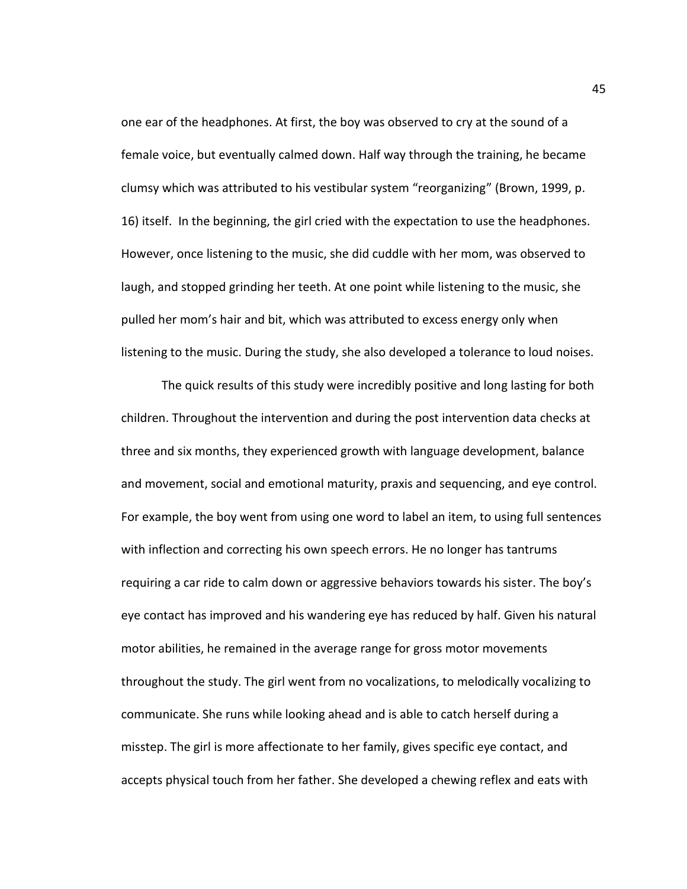one ear of the headphones. At first, the boy was observed to cry at the sound of a female voice, but eventually calmed down. Half way through the training, he became clumsy which was attributed to his vestibular system "reorganizing" (Brown, 1999, p. 16) itself. In the beginning, the girl cried with the expectation to use the headphones. However, once listening to the music, she did cuddle with her mom, was observed to laugh, and stopped grinding her teeth. At one point while listening to the music, she pulled her mom's hair and bit, which was attributed to excess energy only when listening to the music. During the study, she also developed a tolerance to loud noises.

The quick results of this study were incredibly positive and long lasting for both children. Throughout the intervention and during the post intervention data checks at three and six months, they experienced growth with language development, balance and movement, social and emotional maturity, praxis and sequencing, and eye control. For example, the boy went from using one word to label an item, to using full sentences with inflection and correcting his own speech errors. He no longer has tantrums requiring a car ride to calm down or aggressive behaviors towards his sister. The boy's eye contact has improved and his wandering eye has reduced by half. Given his natural motor abilities, he remained in the average range for gross motor movements throughout the study. The girl went from no vocalizations, to melodically vocalizing to communicate. She runs while looking ahead and is able to catch herself during a misstep. The girl is more affectionate to her family, gives specific eye contact, and accepts physical touch from her father. She developed a chewing reflex and eats with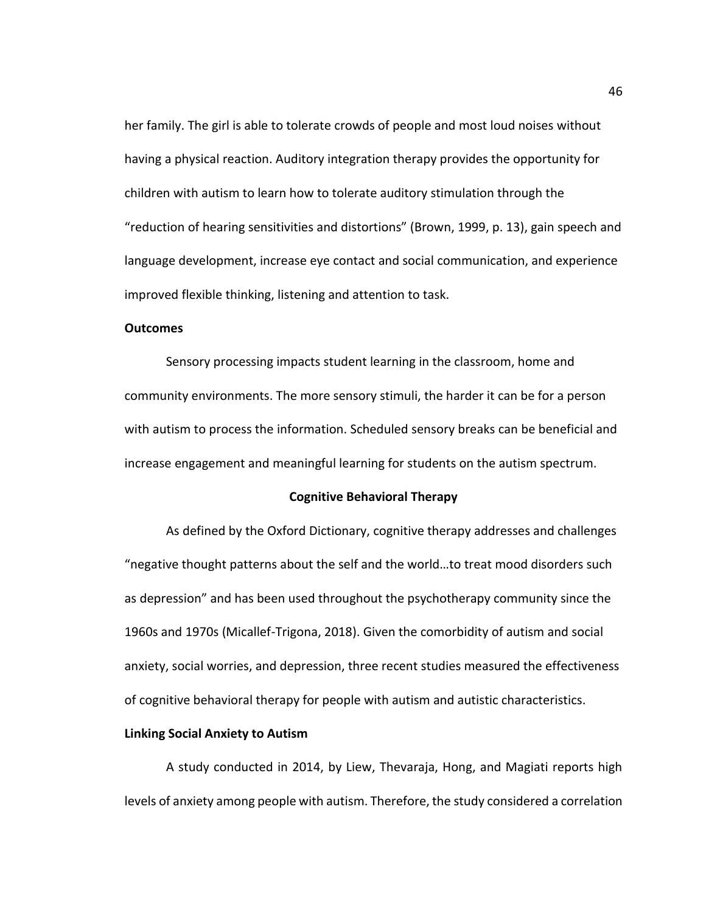her family. The girl is able to tolerate crowds of people and most loud noises without having a physical reaction. Auditory integration therapy provides the opportunity for children with autism to learn how to tolerate auditory stimulation through the "reduction of hearing sensitivities and distortions" (Brown, 1999, p. 13), gain speech and language development, increase eye contact and social communication, and experience improved flexible thinking, listening and attention to task.

**Outcomes**

Sensory processing impacts student learning in the classroom, home and community environments. The more sensory stimuli, the harder it can be for a person with autism to process the information. Scheduled sensory breaks can be beneficial and increase engagement and meaningful learning for students on the autism spectrum.

## Cognitive Behavioral Therapy

As defined by the Oxford Dictionary, cognitive therapy addresses and challenges "negative thought patterns about the self and the world…to treat mood disorders such as depression" and has been used throughout the psychotherapy community since the 1960s and 1970s (Micallef-Trigona, 2018). Given the comorbidity of autism and social anxiety, social worries, and depression, three recent studies measured the effectiveness of cognitive behavioral therapy for people with autism and autistic characteristics.

**Linking Social Anxiety to Autism**

A study conducted in 2014, by Liew, Thevaraja, Hong, and Magiati reports high levels of anxiety among people with autism. Therefore, the study considered a correlation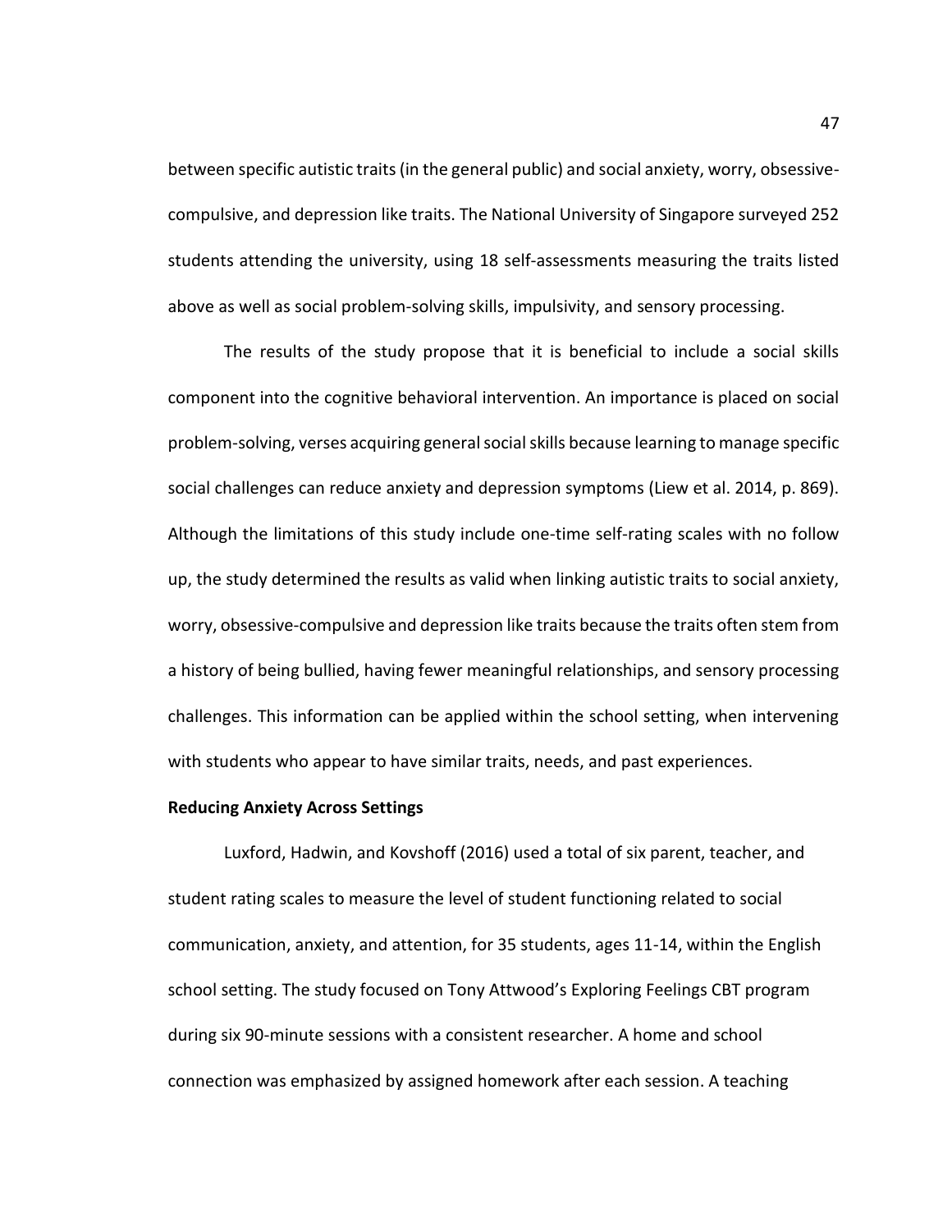between specific autistic traits (in the general public) and social anxiety, worry, obsessive-compulsive, and depression like traits. The National University of Singapore surveyed 252 students attending the university, using 18 self-assessments measuring the traits listed above as well as social problem-solving skills, impulsivity, and sensory processing.

The results of the study propose that it is beneficial to include a social skills component into the cognitive behavioral intervention. An importance is placed on social problem-solving, verses acquiring general social skills because learning to manage specific social challenges can reduce anxiety and depression symptoms (Liew et al. 2014, p. 869). Although the limitations of this study include one-time self-rating scales with no follow up, the study determined the results as valid when linking autistic traits to social anxiety, worry, obsessive-compulsive and depression like traits because the traits often stem from a history of being bullied, having fewer meaningful relationships, and sensory processing challenges. This information can be applied within the school setting, when intervening with students who appear to have similar traits, needs, and past experiences.

**Reducing Anxiety Across Settings**

Luxford, Hadwin, and Kovshoff (2016) used a total of six parent, teacher, and student rating scales to measure the level of student functioning related to social communication, anxiety, and attention, for 35 students, ages 11-14, within the English school setting. The study focused on Tony Attwood's Exploring Feelings CBT program during six 90-minute sessions with a consistent researcher. A home and school connection was emphasized by assigned homework after each session. A teaching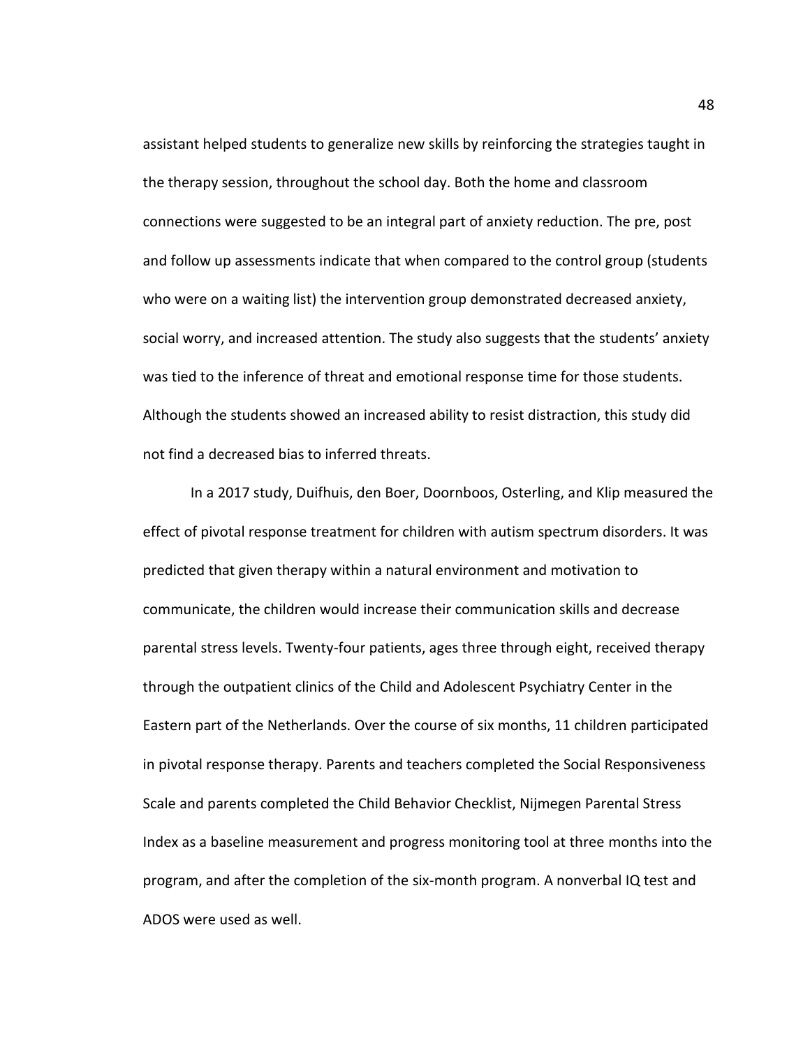assistant helped students to generalize new skills by reinforcing the strategies taught in the therapy session, throughout the school day. Both the home and classroom connections were suggested to be an integral part of anxiety reduction. The pre, post and follow up assessments indicate that when compared to the control group (students who were on a waiting list) the intervention group demonstrated decreased anxiety, social worry, and increased attention. The study also suggests that the students' anxiety was tied to the inference of threat and emotional response time for those students. Although the students showed an increased ability to resist distraction, this study did not find a decreased bias to inferred threats.

In a 2017 study, Duifhuis, den Boer, Doornboos, Osterling, and Klip measured the effect of pivotal response treatment for children with autism spectrum disorders. It was predicted that given therapy within a natural environment and motivation to communicate, the children would increase their communication skills and decrease parental stress levels. Twenty-four patients, ages three through eight, received therapy through the outpatient clinics of the Child and Adolescent Psychiatry Center in the Eastern part of the Netherlands. Over the course of six months, 11 children participated in pivotal response therapy. Parents and teachers completed the Social Responsiveness Scale and parents completed the Child Behavior Checklist, Nijmegen Parental Stress Index as a baseline measurement and progress monitoring tool at three months into the program, and after the completion of the six-month program. A nonverbal IQ test and ADOS were used as well.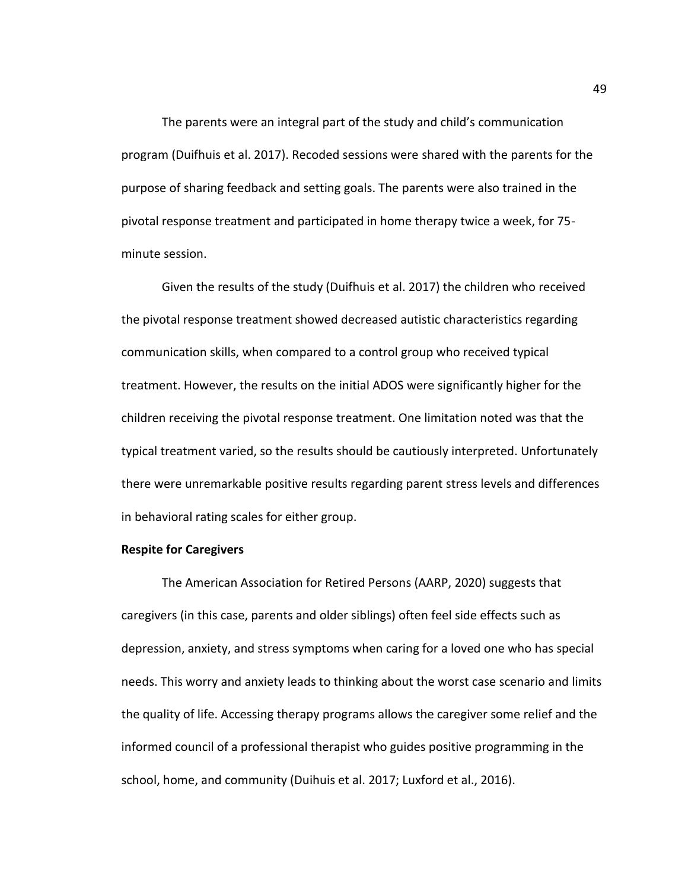The parents were an integral part of the study and child's communication program (Duifhuis et al. 2017). Recoded sessions were shared with the parents for the purpose of sharing feedback and setting goals. The parents were also trained in the pivotal response treatment and participated in home therapy twice a week, for 75-minute session.

Given the results of the study (Duifhuis et al. 2017) the children who received the pivotal response treatment showed decreased autistic characteristics regarding communication skills, when compared to a control group who received typical treatment. However, the results on the initial ADOS were significantly higher for the children receiving the pivotal response treatment. One limitation noted was that the typical treatment varied, so the results should be cautiously interpreted. Unfortunately there were unremarkable positive results regarding parent stress levels and differences in behavioral rating scales for either group.

**Respite for Caregivers**

The American Association for Retired Persons (AARP, 2020) suggests that caregivers (in this case, parents and older siblings) often feel side effects such as depression, anxiety, and stress symptoms when caring for a loved one who has special needs. This worry and anxiety leads to thinking about the worst case scenario and limits the quality of life. Accessing therapy programs allows the caregiver some relief and the informed council of a professional therapist who guides positive programming in the school, home, and community (Duihuis et al. 2017; Luxford et al., 2016).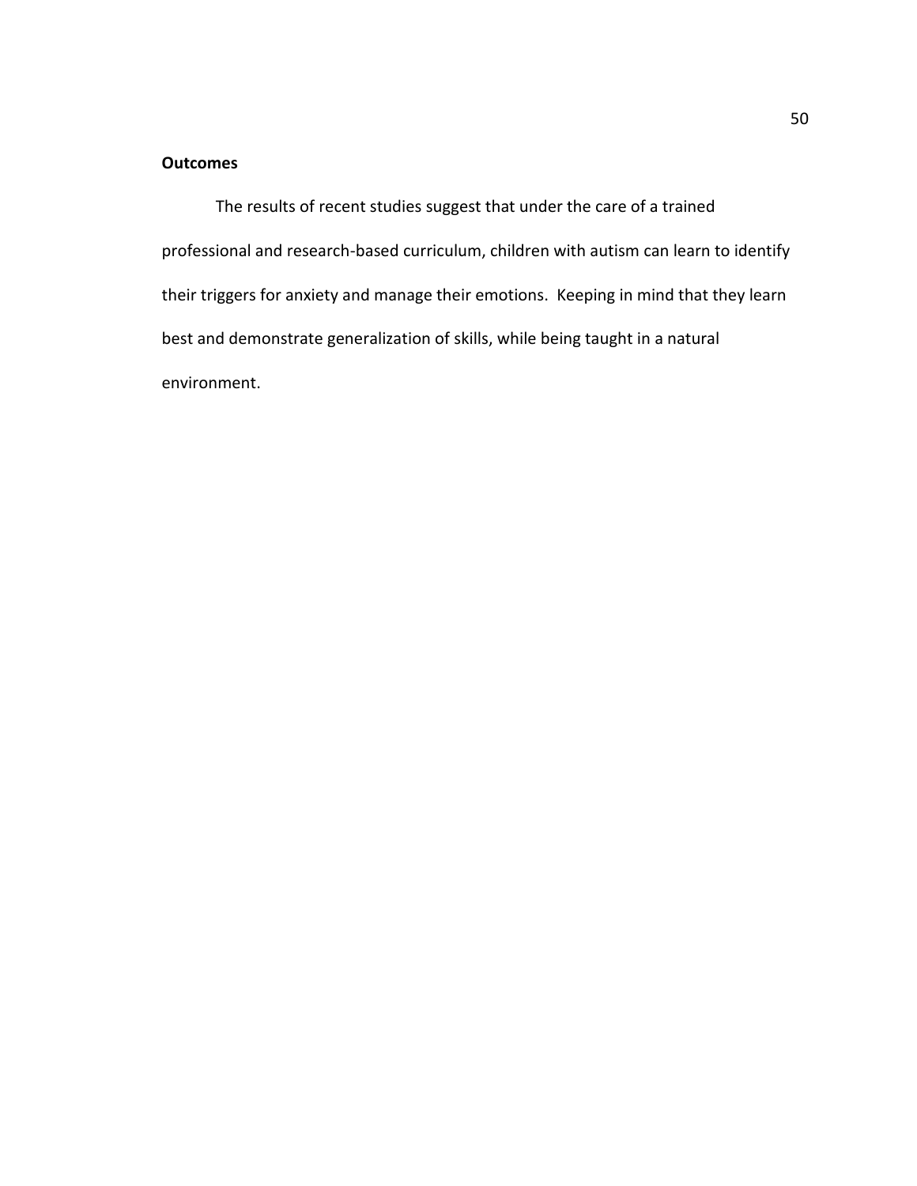**Outcomes**

The results of recent studies suggest that under the care of a trained professional and research-based curriculum, children with autism can learn to identify their triggers for anxiety and manage their emotions. Keeping in mind that they learn best and demonstrate generalization of skills, while being taught in a natural environment.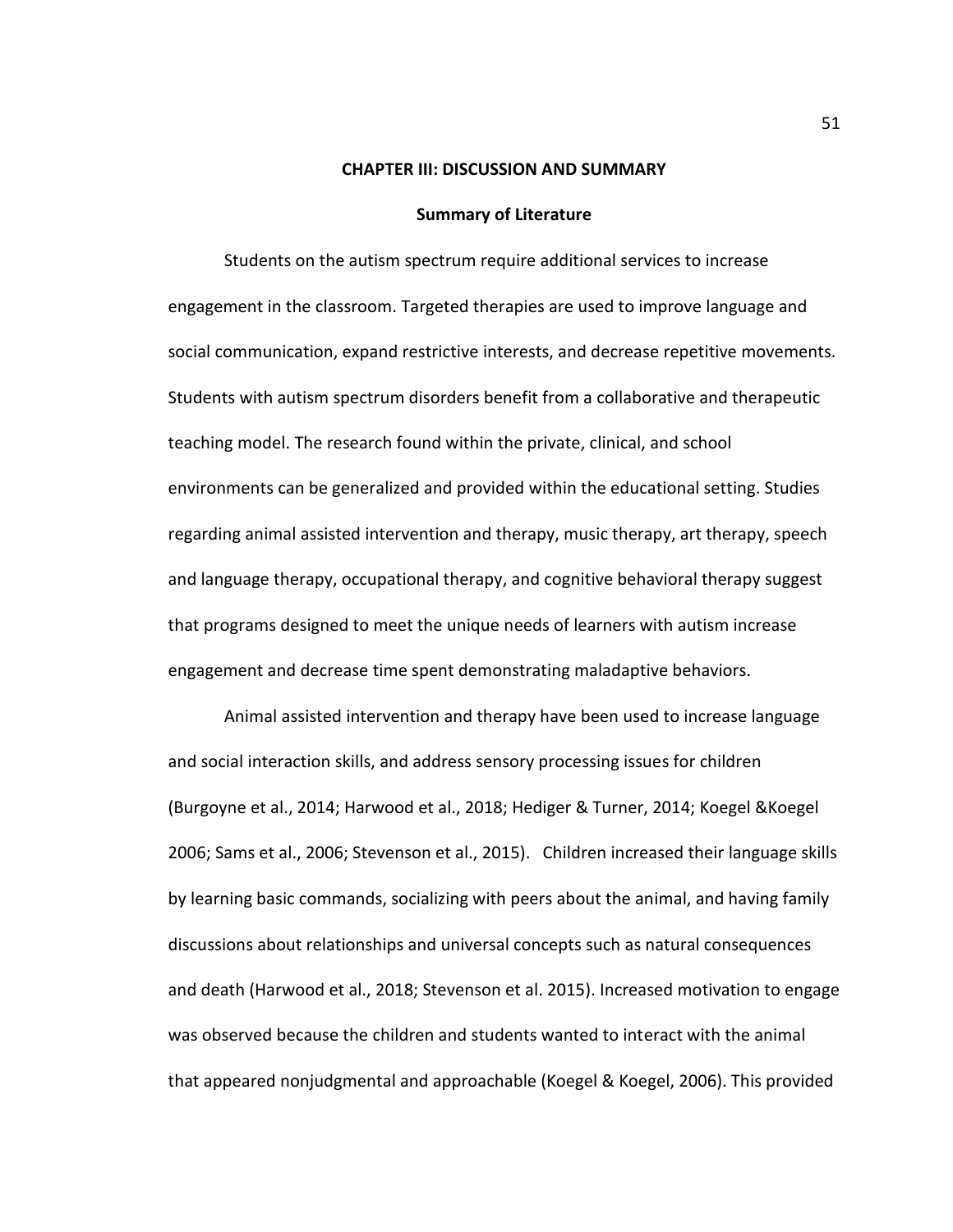# CHAPTER III: DISCUSSION AND SUMMARY

## Summary of Literature

Students on the autism spectrum require additional services to increase engagement in the classroom. Targeted therapies are used to improve language and social communication, expand restrictive interests, and decrease repetitive movements. Students with autism spectrum disorders benefit from a collaborative and therapeutic teaching model. The research found within the private, clinical, and school environments can be generalized and provided within the educational setting. Studies regarding animal assisted intervention and therapy, music therapy, art therapy, speech and language therapy, occupational therapy, and cognitive behavioral therapy suggest that programs designed to meet the unique needs of learners with autism increase engagement and decrease time spent demonstrating maladaptive behaviors.

Animal assisted intervention and therapy have been used to increase language and social interaction skills, and address sensory processing issues for children (Burgoyne et al., 2014; Harwood et al., 2018; Hediger & Turner, 2014; Koegel &Koegel 2006; Sams et al., 2006; Stevenson et al., 2015). Children increased their language skills by learning basic commands, socializing with peers about the animal, and having family discussions about relationships and universal concepts such as natural consequences and death (Harwood et al., 2018; Stevenson et al. 2015). Increased motivation to engage was observed because the children and students wanted to interact with the animal that appeared nonjudgmental and approachable (Koegel & Koegel, 2006). This provided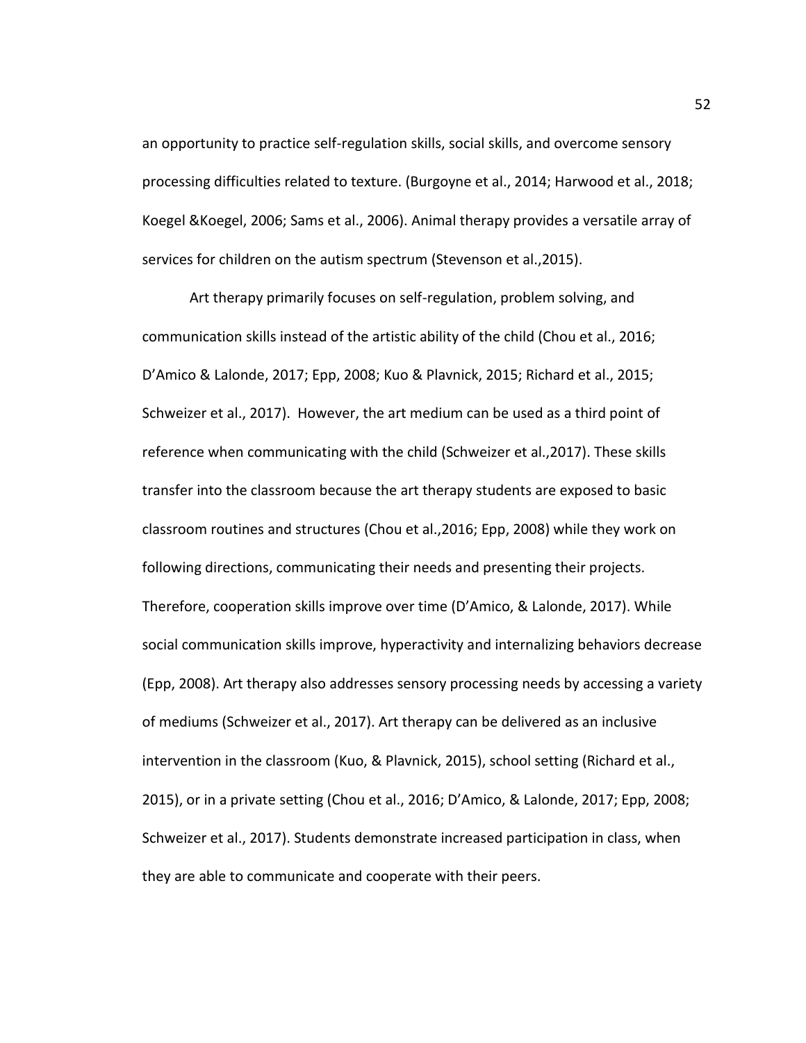an opportunity to practice self-regulation skills, social skills, and overcome sensory processing difficulties related to texture. (Burgoyne et al., 2014; Harwood et al., 2018; Koegel &Koegel, 2006; Sams et al., 2006). Animal therapy provides a versatile array of services for children on the autism spectrum (Stevenson et al.,2015).

Art therapy primarily focuses on self-regulation, problem solving, and communication skills instead of the artistic ability of the child (Chou et al., 2016; D'Amico & Lalonde, 2017; Epp, 2008; Kuo & Plavnick, 2015; Richard et al., 2015; Schweizer et al., 2017). However, the art medium can be used as a third point of reference when communicating with the child (Schweizer et al.,2017). These skills transfer into the classroom because the art therapy students are exposed to basic classroom routines and structures (Chou et al.,2016; Epp, 2008) while they work on following directions, communicating their needs and presenting their projects. Therefore, cooperation skills improve over time (D'Amico, & Lalonde, 2017). While social communication skills improve, hyperactivity and internalizing behaviors decrease (Epp, 2008). Art therapy also addresses sensory processing needs by accessing a variety of mediums (Schweizer et al., 2017). Art therapy can be delivered as an inclusive intervention in the classroom (Kuo, & Plavnick, 2015), school setting (Richard et al., 2015), or in a private setting (Chou et al., 2016; D'Amico, & Lalonde, 2017; Epp, 2008; Schweizer et al., 2017). Students demonstrate increased participation in class, when they are able to communicate and cooperate with their peers.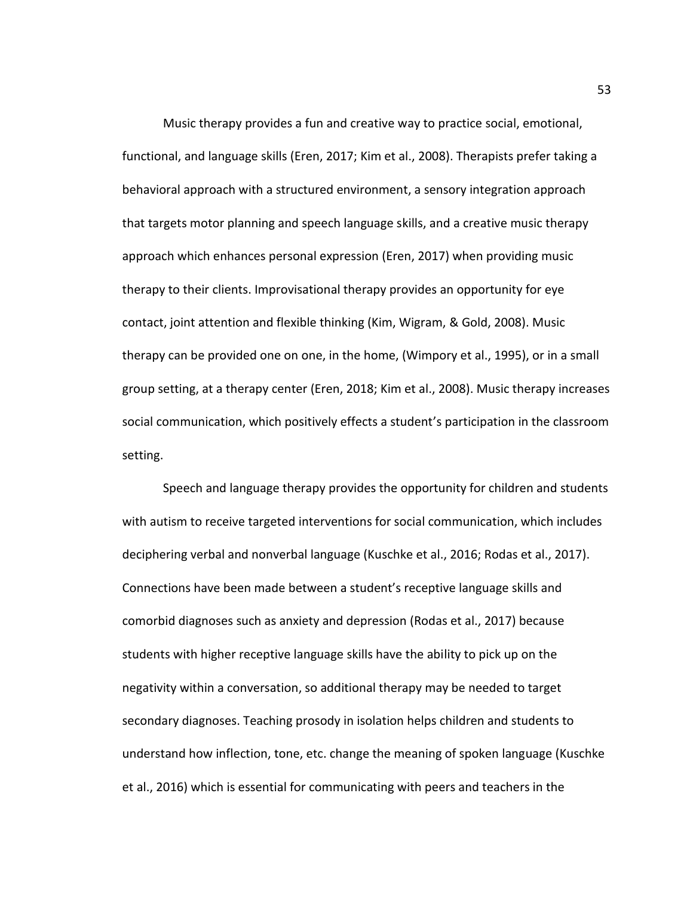Music therapy provides a fun and creative way to practice social, emotional, functional, and language skills (Eren, 2017; Kim et al., 2008). Therapists prefer taking a behavioral approach with a structured environment, a sensory integration approach that targets motor planning and speech language skills, and a creative music therapy approach which enhances personal expression (Eren, 2017) when providing music therapy to their clients. Improvisational therapy provides an opportunity for eye contact, joint attention and flexible thinking (Kim, Wigram, & Gold, 2008). Music therapy can be provided one on one, in the home, (Wimpory et al., 1995), or in a small group setting, at a therapy center (Eren, 2018; Kim et al., 2008). Music therapy increases social communication, which positively effects a student's participation in the classroom setting.

Speech and language therapy provides the opportunity for children and students with autism to receive targeted interventions for social communication, which includes deciphering verbal and nonverbal language (Kuschke et al., 2016; Rodas et al., 2017). Connections have been made between a student's receptive language skills and comorbid diagnoses such as anxiety and depression (Rodas et al., 2017) because students with higher receptive language skills have the ability to pick up on the negativity within a conversation, so additional therapy may be needed to target secondary diagnoses. Teaching prosody in isolation helps children and students to understand how inflection, tone, etc. change the meaning of spoken language (Kuschke et al., 2016) which is essential for communicating with peers and teachers in the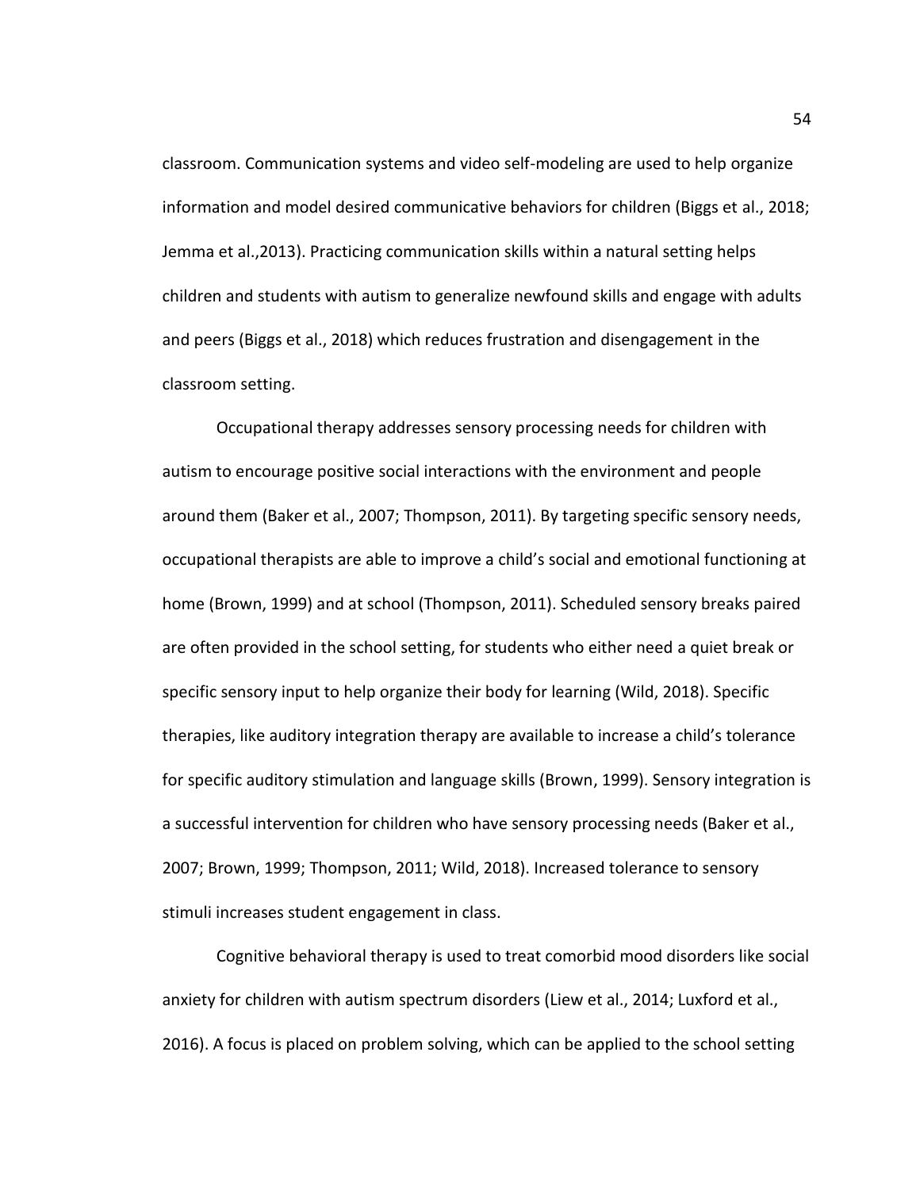classroom. Communication systems and video self-modeling are used to help organize information and model desired communicative behaviors for children (Biggs et al., 2018; Jemma et al.,2013). Practicing communication skills within a natural setting helps children and students with autism to generalize newfound skills and engage with adults and peers (Biggs et al., 2018) which reduces frustration and disengagement in the classroom setting.

Occupational therapy addresses sensory processing needs for children with autism to encourage positive social interactions with the environment and people around them (Baker et al., 2007; Thompson, 2011). By targeting specific sensory needs, occupational therapists are able to improve a child's social and emotional functioning at home (Brown, 1999) and at school (Thompson, 2011). Scheduled sensory breaks paired are often provided in the school setting, for students who either need a quiet break or specific sensory input to help organize their body for learning (Wild, 2018). Specific therapies, like auditory integration therapy are available to increase a child's tolerance for specific auditory stimulation and language skills (Brown, 1999). Sensory integration is a successful intervention for children who have sensory processing needs (Baker et al., 2007; Brown, 1999; Thompson, 2011; Wild, 2018). Increased tolerance to sensory stimuli increases student engagement in class.

Cognitive behavioral therapy is used to treat comorbid mood disorders like social anxiety for children with autism spectrum disorders (Liew et al., 2014; Luxford et al., 2016). A focus is placed on problem solving, which can be applied to the school setting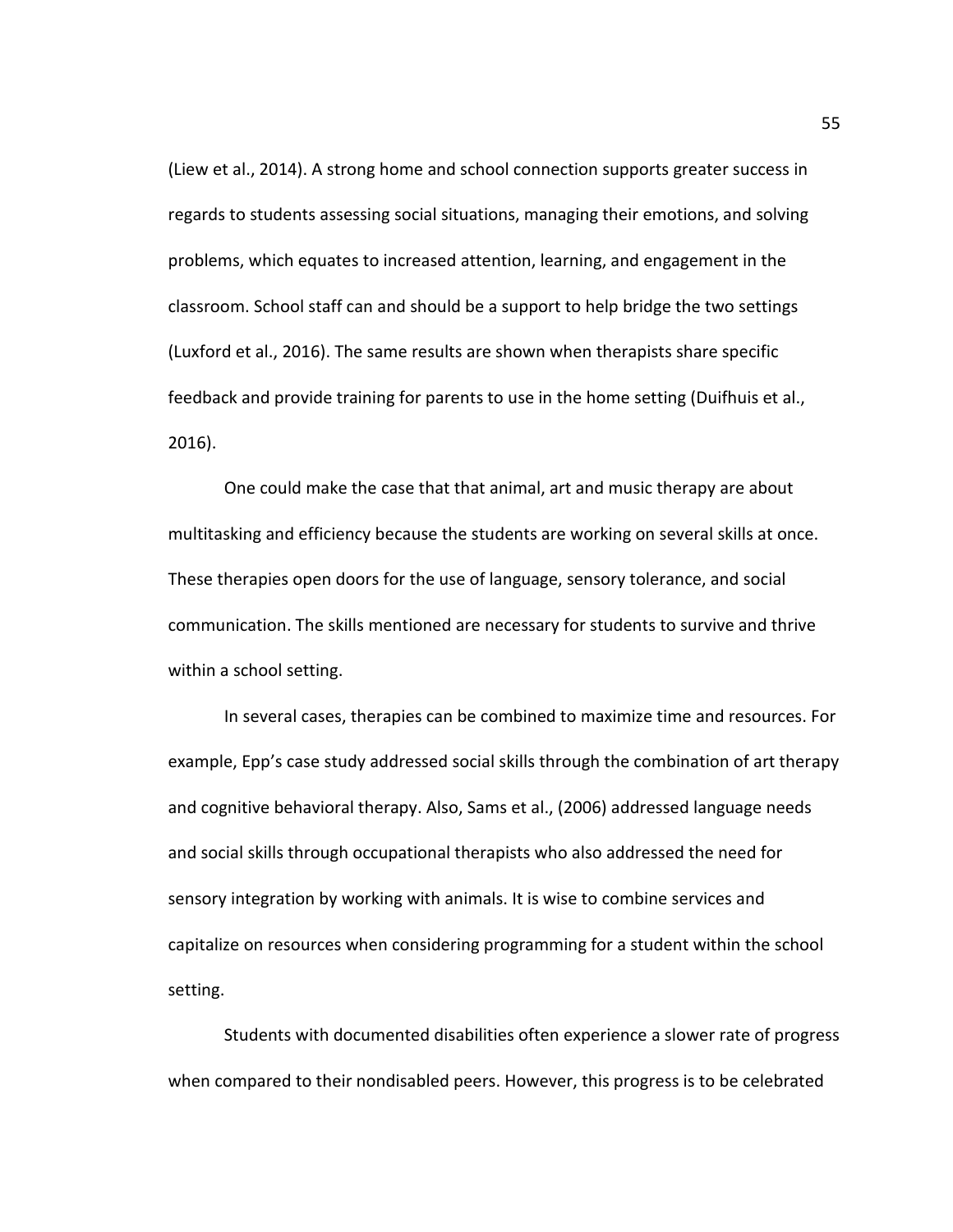(Liew et al., 2014). A strong home and school connection supports greater success in regards to students assessing social situations, managing their emotions, and solving problems, which equates to increased attention, learning, and engagement in the classroom. School staff can and should be a support to help bridge the two settings (Luxford et al., 2016). The same results are shown when therapists share specific feedback and provide training for parents to use in the home setting (Duifhuis et al., 2016).

One could make the case that that animal, art and music therapy are about multitasking and efficiency because the students are working on several skills at once. These therapies open doors for the use of language, sensory tolerance, and social communication. The skills mentioned are necessary for students to survive and thrive within a school setting.

In several cases, therapies can be combined to maximize time and resources. For example, Epp's case study addressed social skills through the combination of art therapy and cognitive behavioral therapy. Also, Sams et al., (2006) addressed language needs and social skills through occupational therapists who also addressed the need for sensory integration by working with animals. It is wise to combine services and capitalize on resources when considering programming for a student within the school setting.

Students with documented disabilities often experience a slower rate of progress when compared to their nondisabled peers. However, this progress is to be celebrated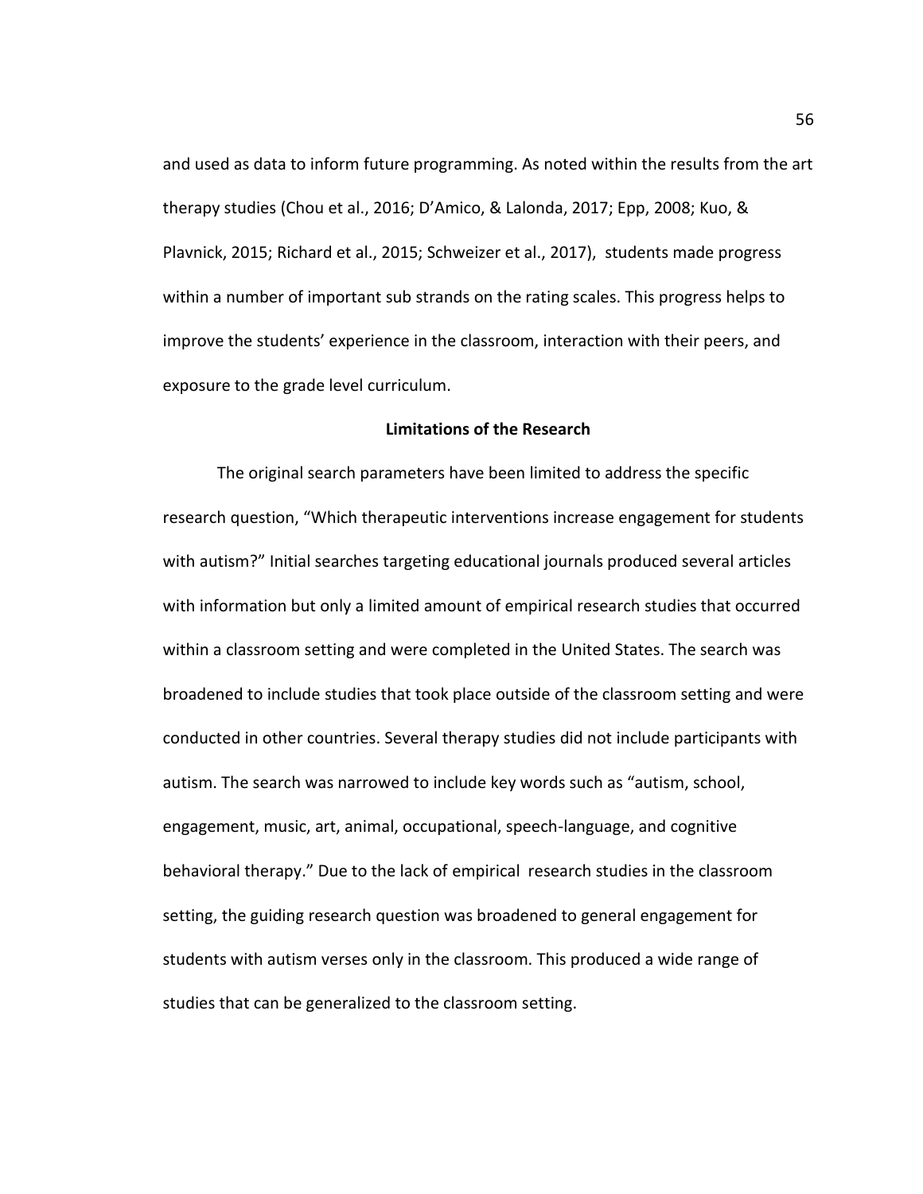and used as data to inform future programming. As noted within the results from the art therapy studies (Chou et al., 2016; D'Amico, & Lalonda, 2017; Epp, 2008; Kuo, & Plavnick, 2015; Richard et al., 2015; Schweizer et al., 2017), students made progress within a number of important sub strands on the rating scales. This progress helps to improve the students' experience in the classroom, interaction with their peers, and exposure to the grade level curriculum.

## Limitations of the Research

The original search parameters have been limited to address the specific research question, "Which therapeutic interventions increase engagement for students with autism?" Initial searches targeting educational journals produced several articles with information but only a limited amount of empirical research studies that occurred within a classroom setting and were completed in the United States. The search was broadened to include studies that took place outside of the classroom setting and were conducted in other countries. Several therapy studies did not include participants with autism. The search was narrowed to include key words such as "autism, school, engagement, music, art, animal, occupational, speech-language, and cognitive behavioral therapy." Due to the lack of empirical research studies in the classroom setting, the guiding research question was broadened to general engagement for students with autism verses only in the classroom. This produced a wide range of studies that can be generalized to the classroom setting.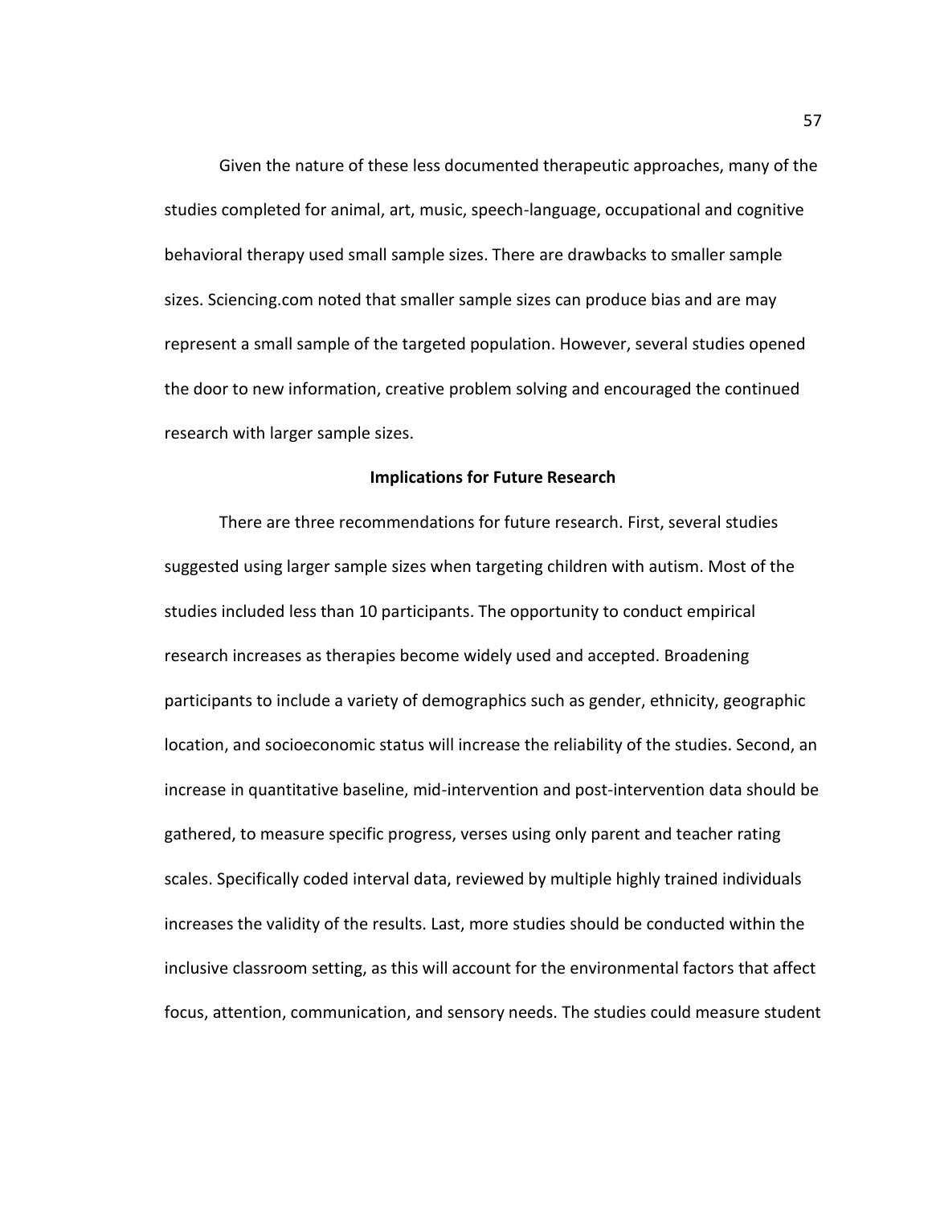Given the nature of these less documented therapeutic approaches, many of the studies completed for animal, art, music, speech-language, occupational and cognitive behavioral therapy used small sample sizes. There are drawbacks to smaller sample sizes. Sciencing.com noted that smaller sample sizes can produce bias and are may represent a small sample of the targeted population. However, several studies opened the door to new information, creative problem solving and encouraged the continued research with larger sample sizes.

**Implications for Future Research**

There are three recommendations for future research. First, several studies suggested using larger sample sizes when targeting children with autism. Most of the studies included less than 10 participants. The opportunity to conduct empirical research increases as therapies become widely used and accepted. Broadening participants to include a variety of demographics such as gender, ethnicity, geographic location, and socioeconomic status will increase the reliability of the studies. Second, an increase in quantitative baseline, mid-intervention and post-intervention data should be gathered, to measure specific progress, verses using only parent and teacher rating scales. Specifically coded interval data, reviewed by multiple highly trained individuals increases the validity of the results. Last, more studies should be conducted within the inclusive classroom setting, as this will account for the environmental factors that affect focus, attention, communication, and sensory needs. The studies could measure student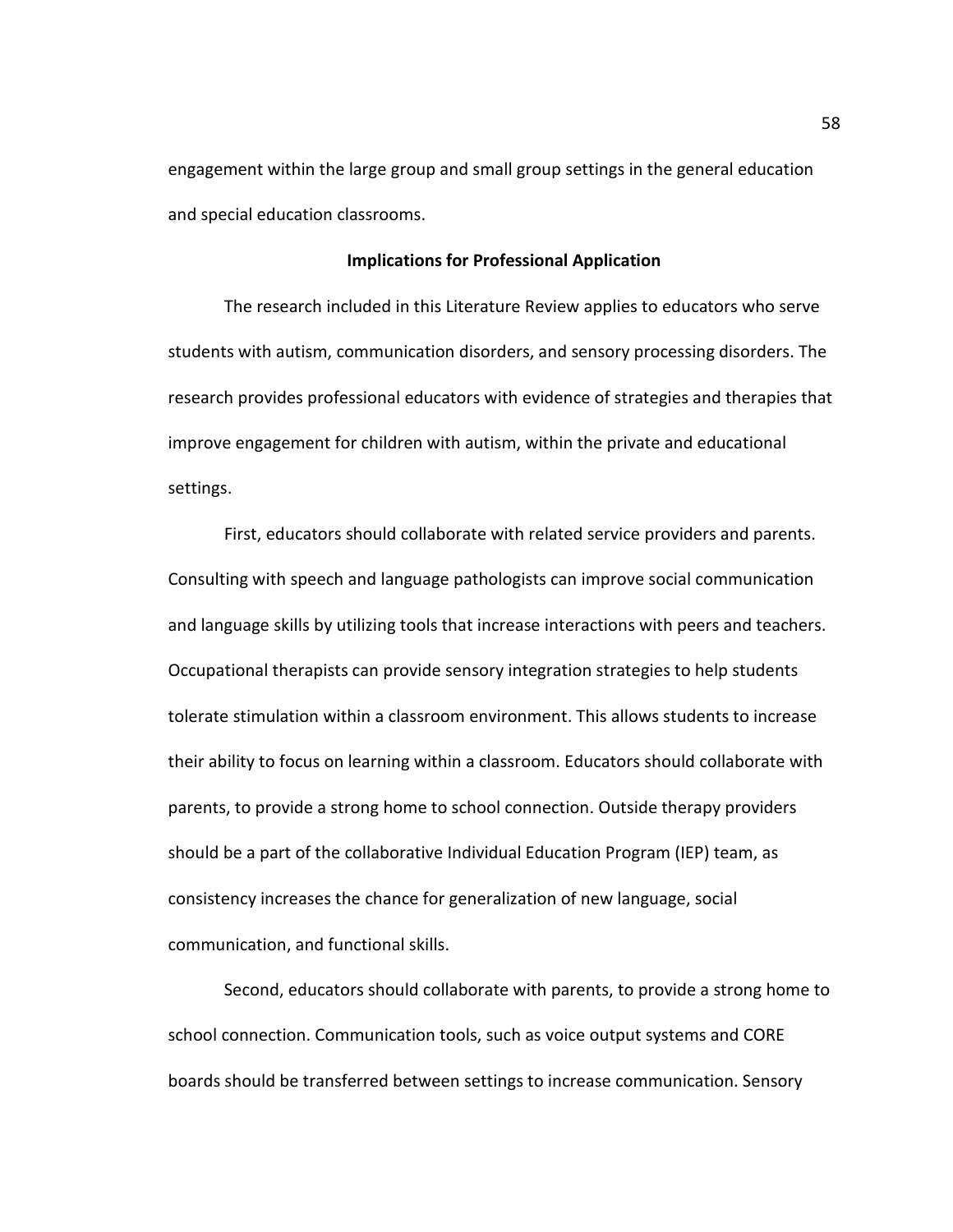engagement within the large group and small group settings in the general education and special education classrooms.

## Implications for Professional Application

The research included in this Literature Review applies to educators who serve students with autism, communication disorders, and sensory processing disorders. The research provides professional educators with evidence of strategies and therapies that improve engagement for children with autism, within the private and educational settings.

First, educators should collaborate with related service providers and parents. Consulting with speech and language pathologists can improve social communication and language skills by utilizing tools that increase interactions with peers and teachers. Occupational therapists can provide sensory integration strategies to help students tolerate stimulation within a classroom environment. This allows students to increase their ability to focus on learning within a classroom. Educators should collaborate with parents, to provide a strong home to school connection. Outside therapy providers should be a part of the collaborative Individual Education Program (IEP) team, as consistency increases the chance for generalization of new language, social communication, and functional skills.

Second, educators should collaborate with parents, to provide a strong home to school connection. Communication tools, such as voice output systems and CORE boards should be transferred between settings to increase communication. Sensory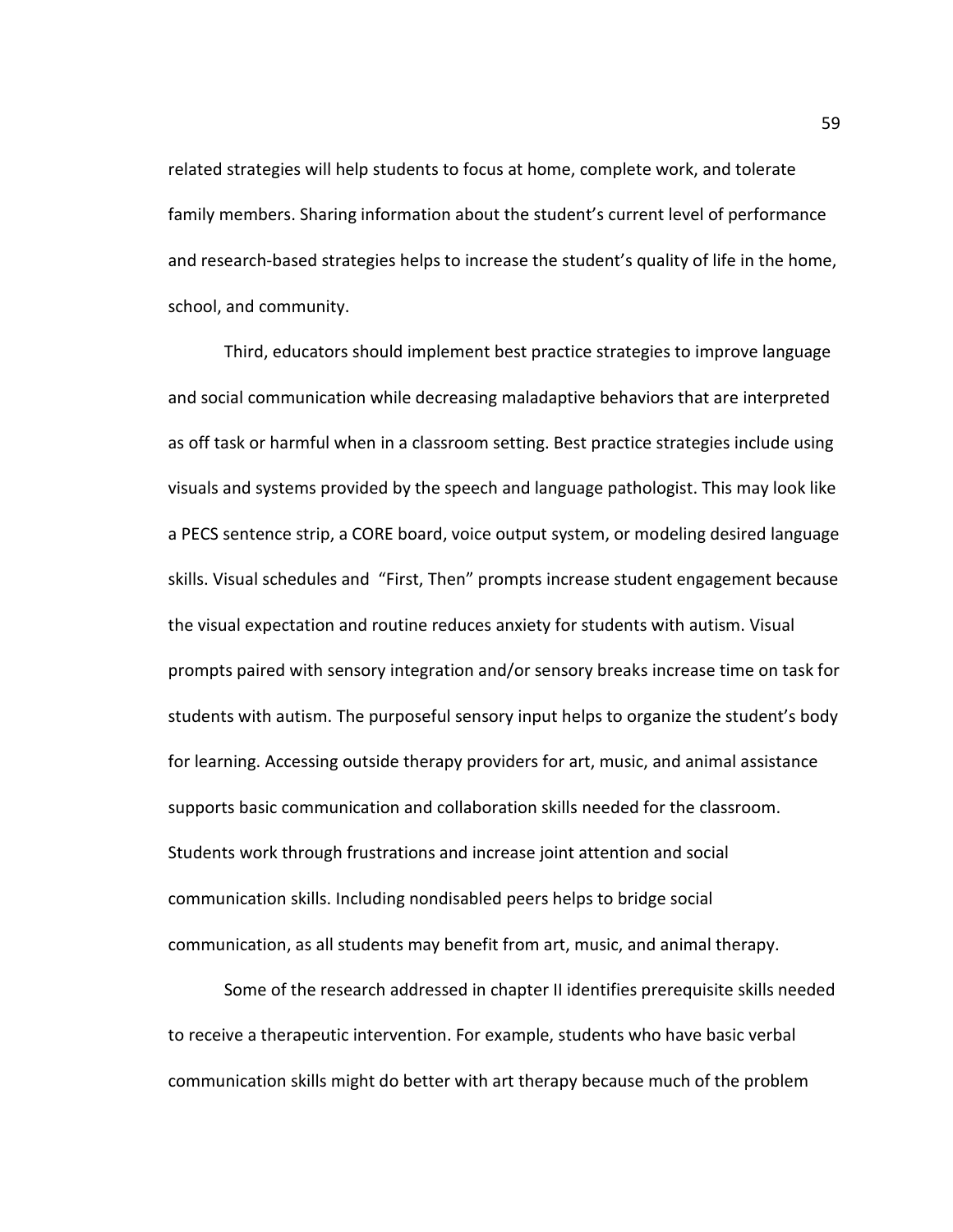related strategies will help students to focus at home, complete work, and tolerate family members. Sharing information about the student's current level of performance and research-based strategies helps to increase the student's quality of life in the home, school, and community.

Third, educators should implement best practice strategies to improve language and social communication while decreasing maladaptive behaviors that are interpreted as off task or harmful when in a classroom setting. Best practice strategies include using visuals and systems provided by the speech and language pathologist. This may look like a PECS sentence strip, a CORE board, voice output system, or modeling desired language skills. Visual schedules and "First, Then" prompts increase student engagement because the visual expectation and routine reduces anxiety for students with autism. Visual prompts paired with sensory integration and/or sensory breaks increase time on task for students with autism. The purposeful sensory input helps to organize the student's body for learning. Accessing outside therapy providers for art, music, and animal assistance supports basic communication and collaboration skills needed for the classroom. Students work through frustrations and increase joint attention and social communication skills. Including nondisabled peers helps to bridge social communication, as all students may benefit from art, music, and animal therapy.

Some of the research addressed in chapter II identifies prerequisite skills needed to receive a therapeutic intervention. For example, students who have basic verbal communication skills might do better with art therapy because much of the problem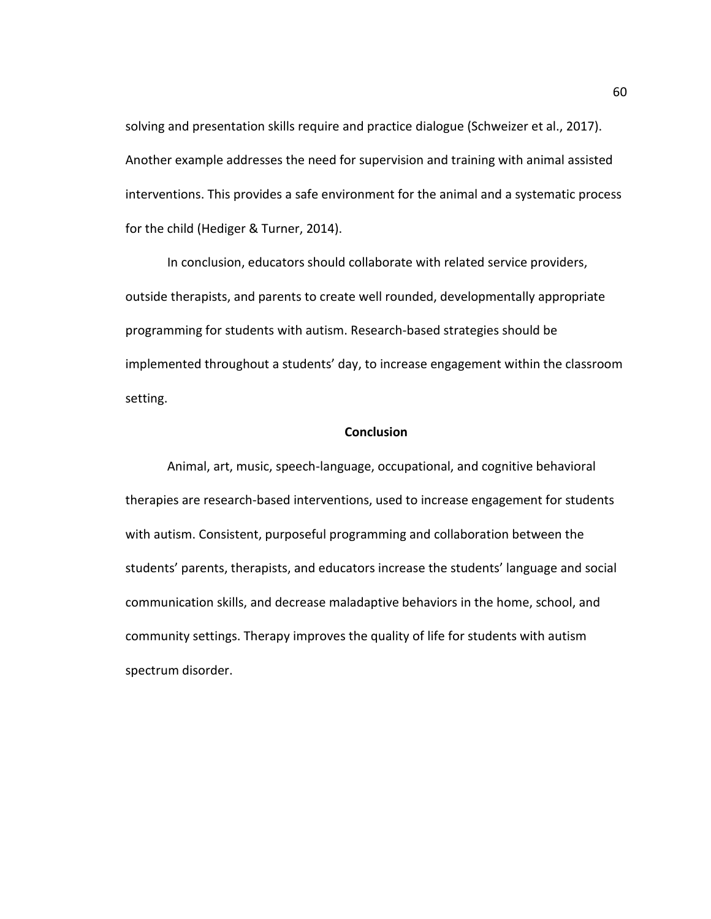solving and presentation skills require and practice dialogue (Schweizer et al., 2017). Another example addresses the need for supervision and training with animal assisted interventions. This provides a safe environment for the animal and a systematic process for the child (Hediger & Turner, 2014).

In conclusion, educators should collaborate with related service providers, outside therapists, and parents to create well rounded, developmentally appropriate programming for students with autism. Research-based strategies should be implemented throughout a students' day, to increase engagement within the classroom setting.

## Conclusion

Animal, art, music, speech-language, occupational, and cognitive behavioral therapies are research-based interventions, used to increase engagement for students with autism. Consistent, purposeful programming and collaboration between the students' parents, therapists, and educators increase the students' language and social communication skills, and decrease maladaptive behaviors in the home, school, and community settings. Therapy improves the quality of life for students with autism spectrum disorder.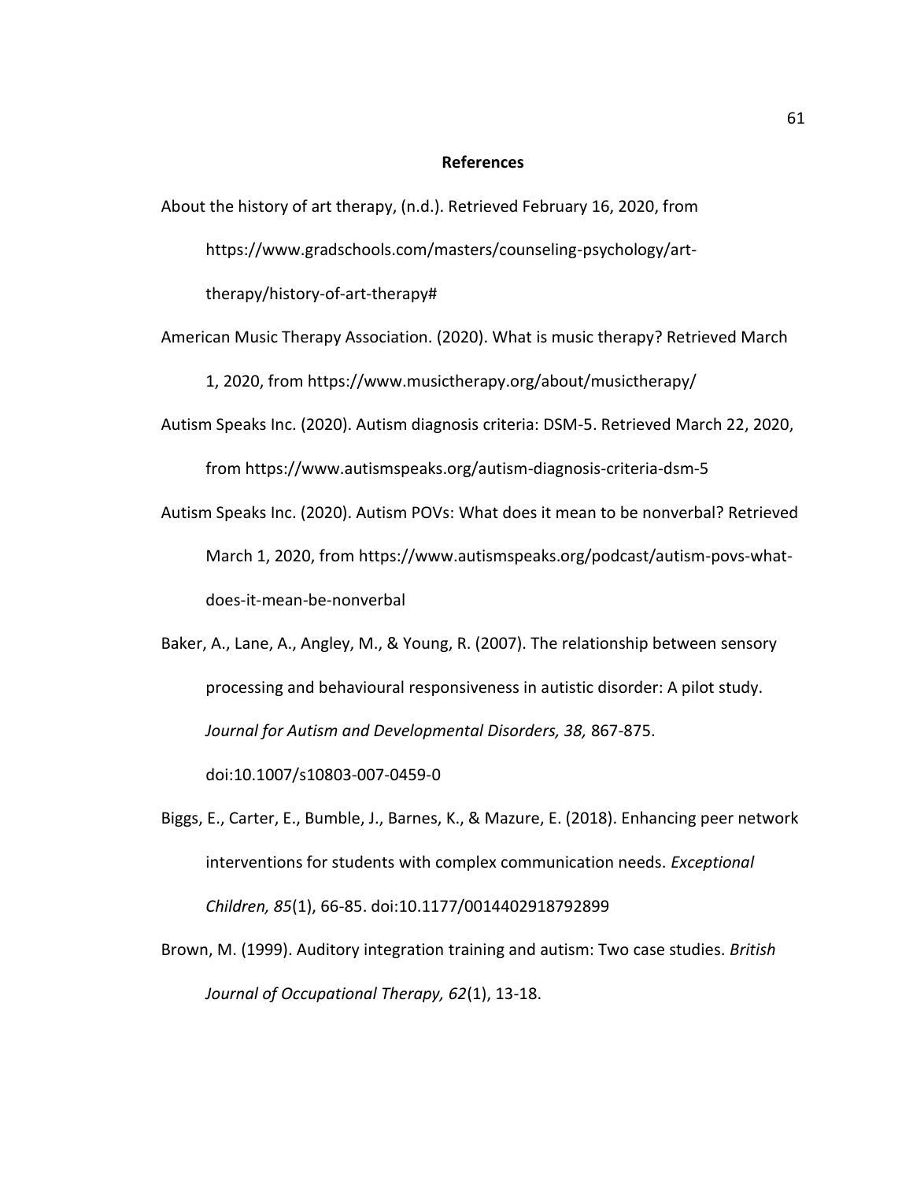## References

About the history of art therapy, (n.d.). Retrieved February 16, 2020, from https://www.gradschools.com/masters/counseling-psychology/art-therapy/history-of-art-therapy#

American Music Therapy Association. (2020). What is music therapy? Retrieved March 1, 2020, from https://www.musictherapy.org/about/musictherapy/

Autism Speaks Inc. (2020). Autism diagnosis criteria: DSM-5. Retrieved March 22, 2020, from https://www.autismspeaks.org/autism-diagnosis-criteria-dsm-5

Autism Speaks Inc. (2020). Autism POVs: What does it mean to be nonverbal? Retrieved March 1, 2020, from https://www.autismspeaks.org/podcast/autism-povs-what-does-it-mean-be-nonverbal

Baker, A., Lane, A., Angley, M., & Young, R. (2007). The relationship between sensory processing and behavioural responsiveness in autistic disorder: A pilot study. *Journal for Autism and Developmental Disorders, 38,* 867-875. doi:10.1007/s10803-007-0459-0

Biggs, E., Carter, E., Bumble, J., Barnes, K., & Mazure, E. (2018). Enhancing peer network interventions for students with complex communication needs. *Exceptional Children, 85*(1), 66-85. doi:10.1177/0014402918792899

Brown, M. (1999). Auditory integration training and autism: Two case studies. *British Journal of Occupational Therapy, 62*(1), 13-18.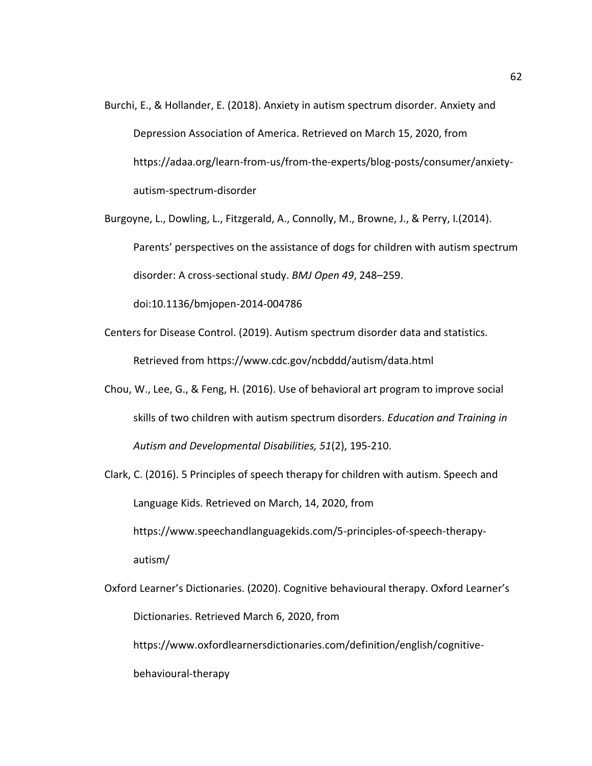Burchi, E., & Hollander, E. (2018). Anxiety in autism spectrum disorder. Anxiety and Depression Association of America. Retrieved on March 15, 2020, from https://adaa.org/learn-from-us/from-the-experts/blog-posts/consumer/anxiety-autism-spectrum-disorder

Burgoyne, L., Dowling, L., Fitzgerald, A., Connolly, M., Browne, J., & Perry, I.(2014). Parents' perspectives on the assistance of dogs for children with autism spectrum disorder: A cross-sectional study. *BMJ Open 49*, 248–259. doi:10.1136/bmjopen-2014-004786

Centers for Disease Control. (2019). Autism spectrum disorder data and statistics. Retrieved from https://www.cdc.gov/ncbddd/autism/data.html

Chou, W., Lee, G., & Feng, H. (2016). Use of behavioral art program to improve social skills of two children with autism spectrum disorders. *Education and Training in Autism and Developmental Disabilities, 51*(2), 195-210.

Clark, C. (2016). 5 Principles of speech therapy for children with autism. Speech and Language Kids. Retrieved on March, 14, 2020, from https://www.speechandlanguagekids.com/5-principles-of-speech-therapy-autism/

Oxford Learner's Dictionaries. (2020). Cognitive behavioural therapy. Oxford Learner's Dictionaries. Retrieved March 6, 2020, from https://www.oxfordlearnersdictionaries.com/definition/english/cognitive-behavioural-therapy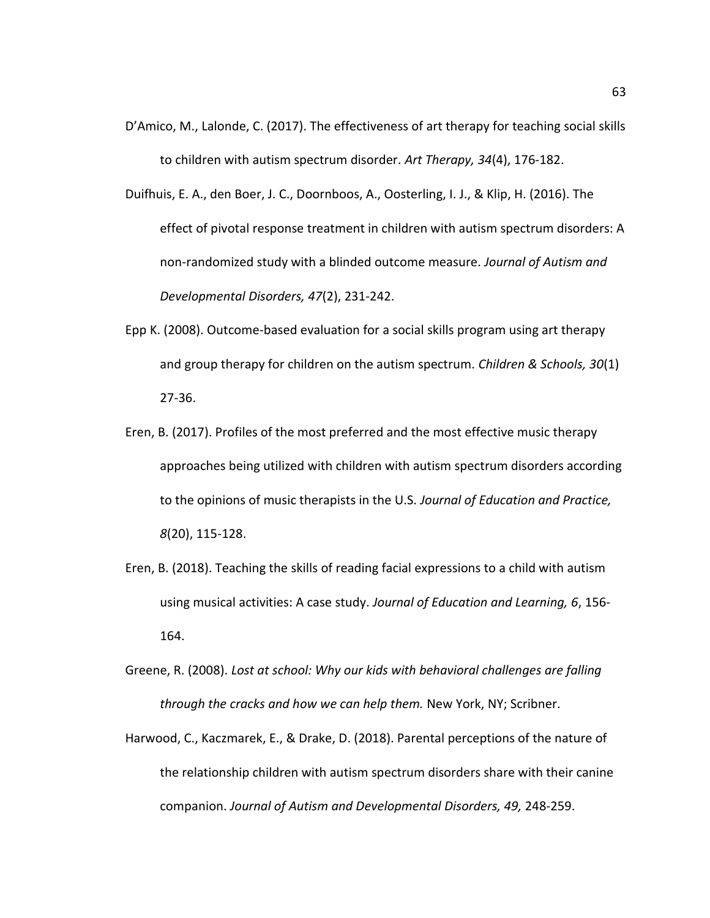D'Amico, M., Lalonde, C. (2017). The effectiveness of art therapy for teaching social skills to children with autism spectrum disorder. *Art Therapy, 34*(4), 176-182.

Duifhuis, E. A., den Boer, J. C., Doornboos, A., Oosterling, I. J., & Klip, H. (2016). The effect of pivotal response treatment in children with autism spectrum disorders: A non-randomized study with a blinded outcome measure. *Journal of Autism and Developmental Disorders, 47*(2), 231-242.

Epp K. (2008). Outcome-based evaluation for a social skills program using art therapy and group therapy for children on the autism spectrum. *Children & Schools, 30*(1) 27-36.

Eren, B. (2017). Profiles of the most preferred and the most effective music therapy approaches being utilized with children with autism spectrum disorders according to the opinions of music therapists in the U.S. *Journal of Education and Practice, 8*(20), 115-128.

Eren, B. (2018). Teaching the skills of reading facial expressions to a child with autism using musical activities: A case study. *Journal of Education and Learning, 6*, 156-164.

Greene, R. (2008). *Lost at school: Why our kids with behavioral challenges are falling through the cracks and how we can help them.* New York, NY; Scribner.

Harwood, C., Kaczmarek, E., & Drake, D. (2018). Parental perceptions of the nature of the relationship children with autism spectrum disorders share with their canine companion. *Journal of Autism and Developmental Disorders, 49,* 248-259.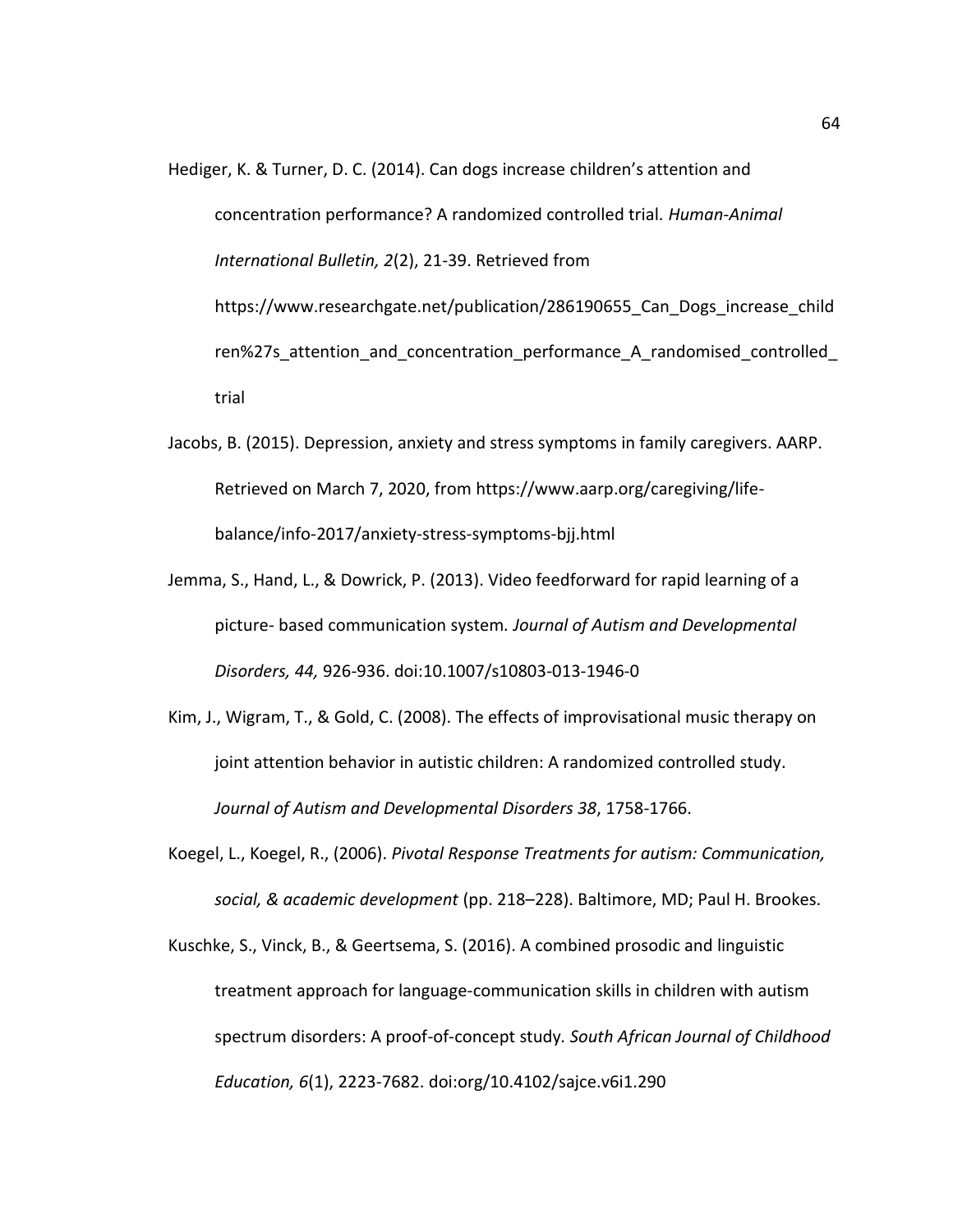Hediger, K. & Turner, D. C. (2014). Can dogs increase children's attention and concentration performance? A randomized controlled trial. *Human-Animal International Bulletin, 2*(2), 21-39. Retrieved from https://www.researchgate.net/publication/286190655_Can_Dogs_increase_children%27s_attention_and_concentration_performance_A_randomised_controlled_trial

Jacobs, B. (2015). Depression, anxiety and stress symptoms in family caregivers. AARP. Retrieved on March 7, 2020, from https://www.aarp.org/caregiving/life-balance/info-2017/anxiety-stress-symptoms-bjj.html

Jemma, S., Hand, L., & Dowrick, P. (2013). Video feedforward for rapid learning of a picture- based communication system. *Journal of Autism and Developmental Disorders, 44,* 926-936. doi:10.1007/s10803-013-1946-0

Kim, J., Wigram, T., & Gold, C. (2008). The effects of improvisational music therapy on joint attention behavior in autistic children: A randomized controlled study. *Journal of Autism and Developmental Disorders 38*, 1758-1766.

Koegel, L., Koegel, R., (2006). *Pivotal Response Treatments for autism: Communication, social, & academic development* (pp. 218–228). Baltimore, MD; Paul H. Brookes.

Kuschke, S., Vinck, B., & Geertsema, S. (2016). A combined prosodic and linguistic treatment approach for language-communication skills in children with autism spectrum disorders: A proof-of-concept study. *South African Journal of Childhood Education, 6*(1), 2223-7682. doi:org/10.4102/sajce.v6i1.290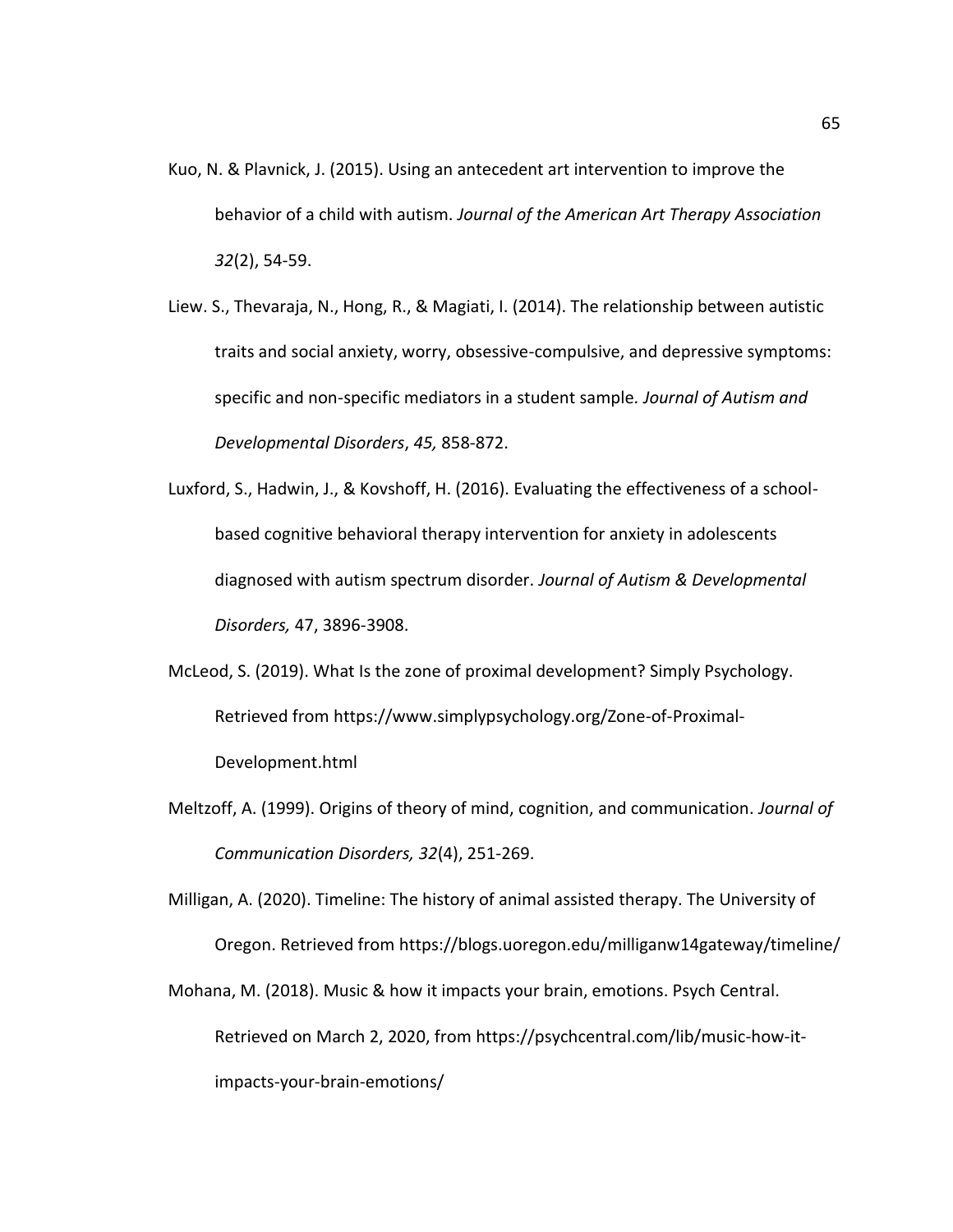Kuo, N. & Plavnick, J. (2015). Using an antecedent art intervention to improve the behavior of a child with autism. *Journal of the American Art Therapy Association 32*(2), 54-59.

Liew. S., Thevaraja, N., Hong, R., & Magiati, I. (2014). The relationship between autistic traits and social anxiety, worry, obsessive-compulsive, and depressive symptoms: specific and non-specific mediators in a student sample. *Journal of Autism and Developmental Disorders*, *45,* 858-872.

Luxford, S., Hadwin, J., & Kovshoff, H. (2016). Evaluating the effectiveness of a school-based cognitive behavioral therapy intervention for anxiety in adolescents diagnosed with autism spectrum disorder. *Journal of Autism & Developmental Disorders,* 47, 3896-3908.

McLeod, S. (2019). What Is the zone of proximal development? Simply Psychology. Retrieved from https://www.simplypsychology.org/Zone-of-Proximal-Development.html

Meltzoff, A. (1999). Origins of theory of mind, cognition, and communication. *Journal of Communication Disorders, 32*(4), 251-269.

Milligan, A. (2020). Timeline: The history of animal assisted therapy. The University of Oregon. Retrieved from https://blogs.uoregon.edu/milliganw14gateway/timeline/

Mohana, M. (2018). Music & how it impacts your brain, emotions. Psych Central. Retrieved on March 2, 2020, from https://psychcentral.com/lib/music-how-it-impacts-your-brain-emotions/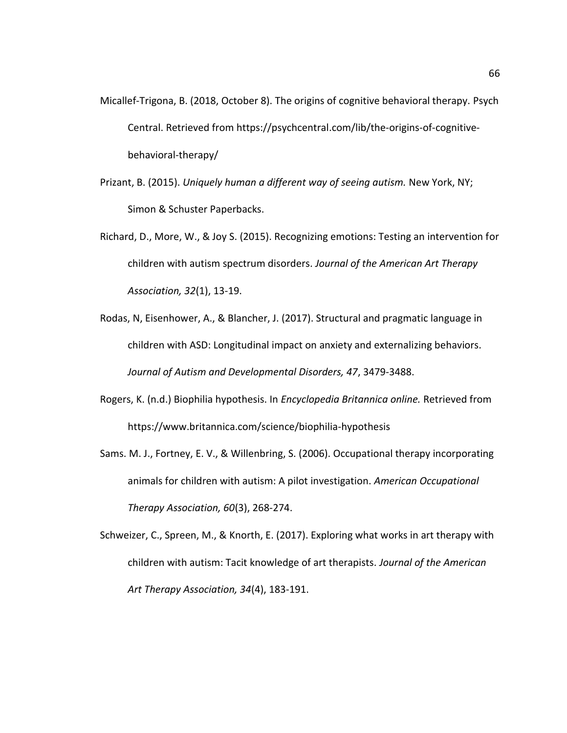Micallef-Trigona, B. (2018, October 8). The origins of cognitive behavioral therapy. Psych Central. Retrieved from https://psychcentral.com/lib/the-origins-of-cognitive-behavioral-therapy/

Prizant, B. (2015). *Uniquely human a different way of seeing autism.* New York, NY; Simon & Schuster Paperbacks.

Richard, D., More, W., & Joy S. (2015). Recognizing emotions: Testing an intervention for children with autism spectrum disorders. *Journal of the American Art Therapy Association, 32*(1), 13-19.

Rodas, N, Eisenhower, A., & Blancher, J. (2017). Structural and pragmatic language in children with ASD: Longitudinal impact on anxiety and externalizing behaviors. *Journal of Autism and Developmental Disorders, 47*, 3479-3488.

Rogers, K. (n.d.) Biophilia hypothesis. In *Encyclopedia Britannica online.* Retrieved from https://www.britannica.com/science/biophilia-hypothesis

Sams. M. J., Fortney, E. V., & Willenbring, S. (2006). Occupational therapy incorporating animals for children with autism: A pilot investigation. *American Occupational Therapy Association, 60*(3), 268-274.

Schweizer, C., Spreen, M., & Knorth, E. (2017). Exploring what works in art therapy with children with autism: Tacit knowledge of art therapists. *Journal of the American Art Therapy Association, 34*(4), 183-191.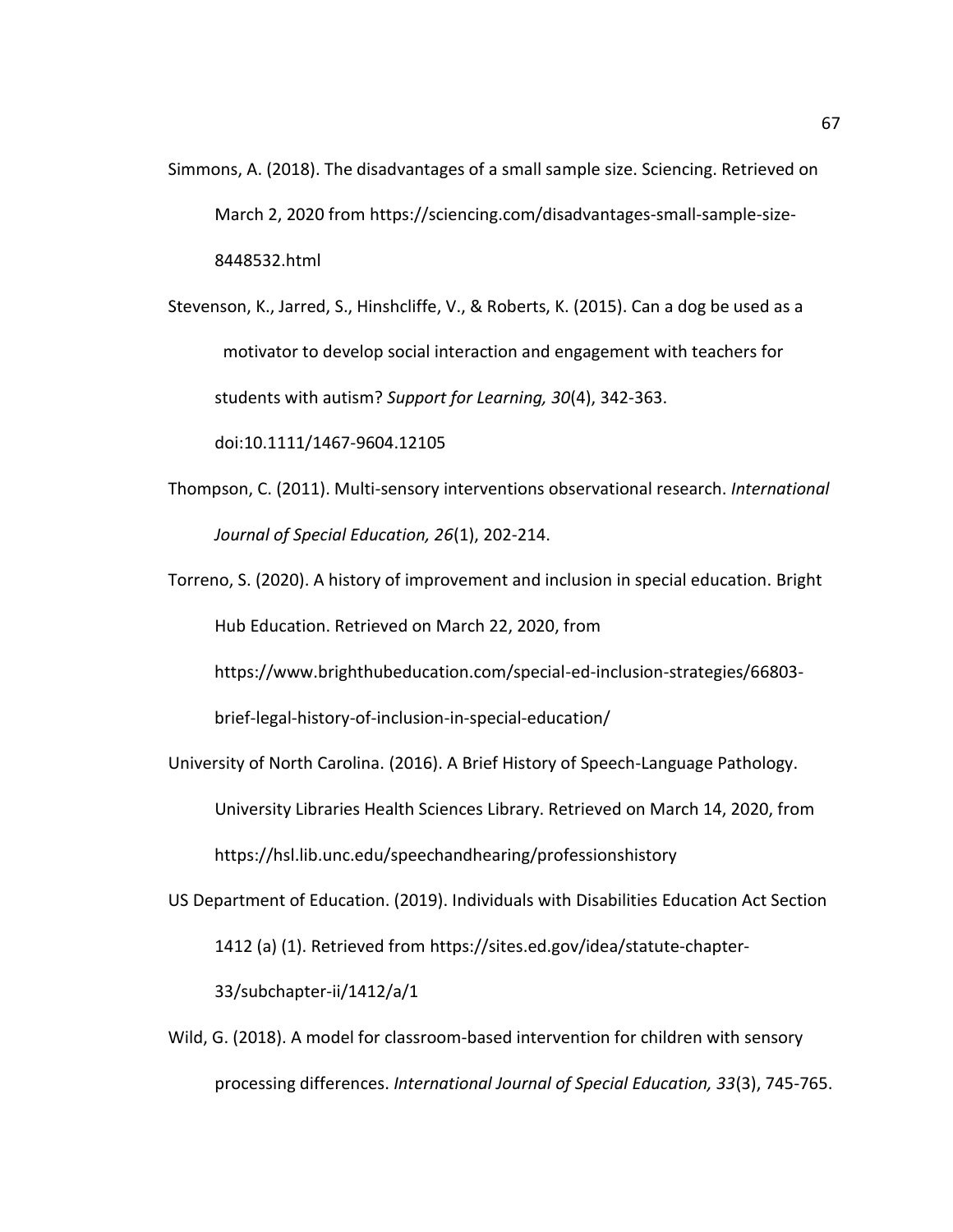Simmons, A. (2018). The disadvantages of a small sample size. Sciencing. Retrieved on March 2, 2020 from https://sciencing.com/disadvantages-small-sample-size-8448532.html

Stevenson, K., Jarred, S., Hinshcliffe, V., & Roberts, K. (2015). Can a dog be used as a motivator to develop social interaction and engagement with teachers for students with autism? *Support for Learning, 30*(4), 342-363. doi:10.1111/1467-9604.12105

Thompson, C. (2011). Multi-sensory interventions observational research. *International Journal of Special Education, 26*(1), 202-214.

Torreno, S. (2020). A history of improvement and inclusion in special education. Bright Hub Education. Retrieved on March 22, 2020, from https://www.brighthubeducation.com/special-ed-inclusion-strategies/66803-brief-legal-history-of-inclusion-in-special-education/

University of North Carolina. (2016). A Brief History of Speech-Language Pathology. University Libraries Health Sciences Library. Retrieved on March 14, 2020, from https://hsl.lib.unc.edu/speechandhearing/professionshistory

US Department of Education. (2019). Individuals with Disabilities Education Act Section 1412 (a) (1). Retrieved from https://sites.ed.gov/idea/statute-chapter-33/subchapter-ii/1412/a/1

Wild, G. (2018). A model for classroom-based intervention for children with sensory processing differences. *International Journal of Special Education, 33*(3), 745-765.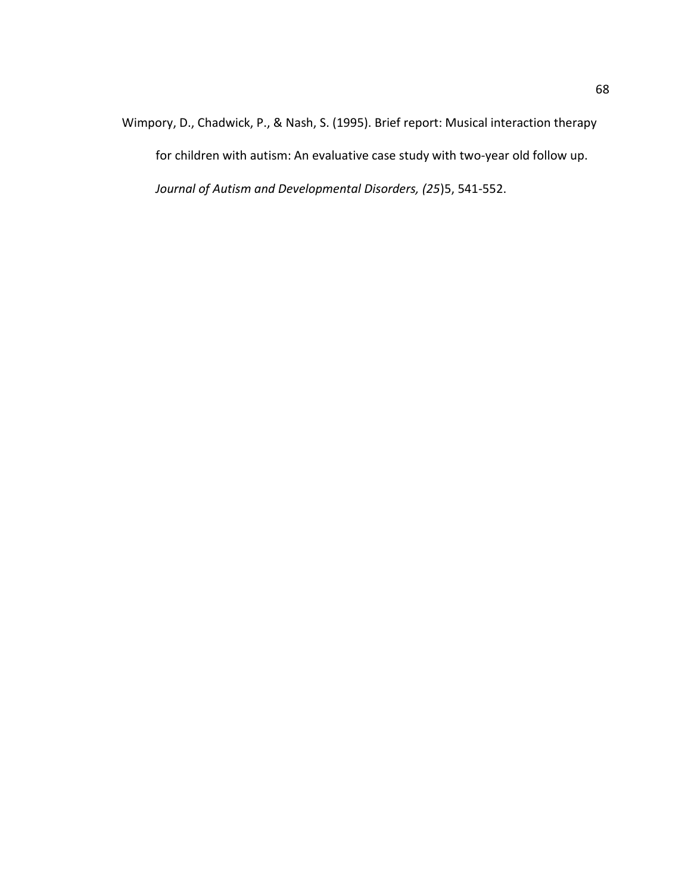Wimpory, D., Chadwick, P., & Nash, S. (1995). Brief report: Musical interaction therapy for children with autism: An evaluative case study with two-year old follow up. *Journal of Autism and Developmental Disorders, (25*)5, 541-552.